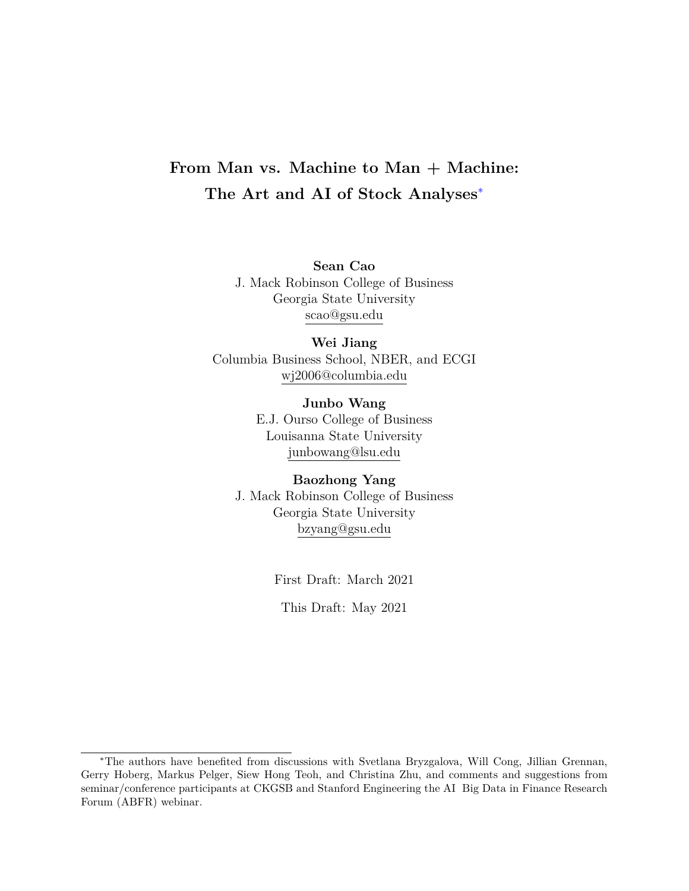# From Man vs. Machine to Man + Machine: The Art and AI of Stock Analyses[*]

**Sean Cao**
J. Mack Robinson College of Business
Georgia State University
scao@gsu.edu

**Wei Jiang**
Columbia Business School, NBER, and ECGI
wj2006@columbia.edu

**Junbo Wang**
E.J. Ourso College of Business
Louisanna State University
junbowang@lsu.edu

**Baozhong Yang**
J. Mack Robinson College of Business
Georgia State University
bzyang@gsu.edu

First Draft: March 2021

This Draft: May 2021

---

[*]The authors have benefited from discussions with Svetlana Bryzgalova, Will Cong, Jillian Grennan, Gerry Hoberg, Markus Pelger, Siew Hong Teoh, and Christina Zhu, and comments and suggestions from seminar/conference participants at CKGSB and Stanford Engineering the AI Big Data in Finance Research Forum (ABFR) webinar.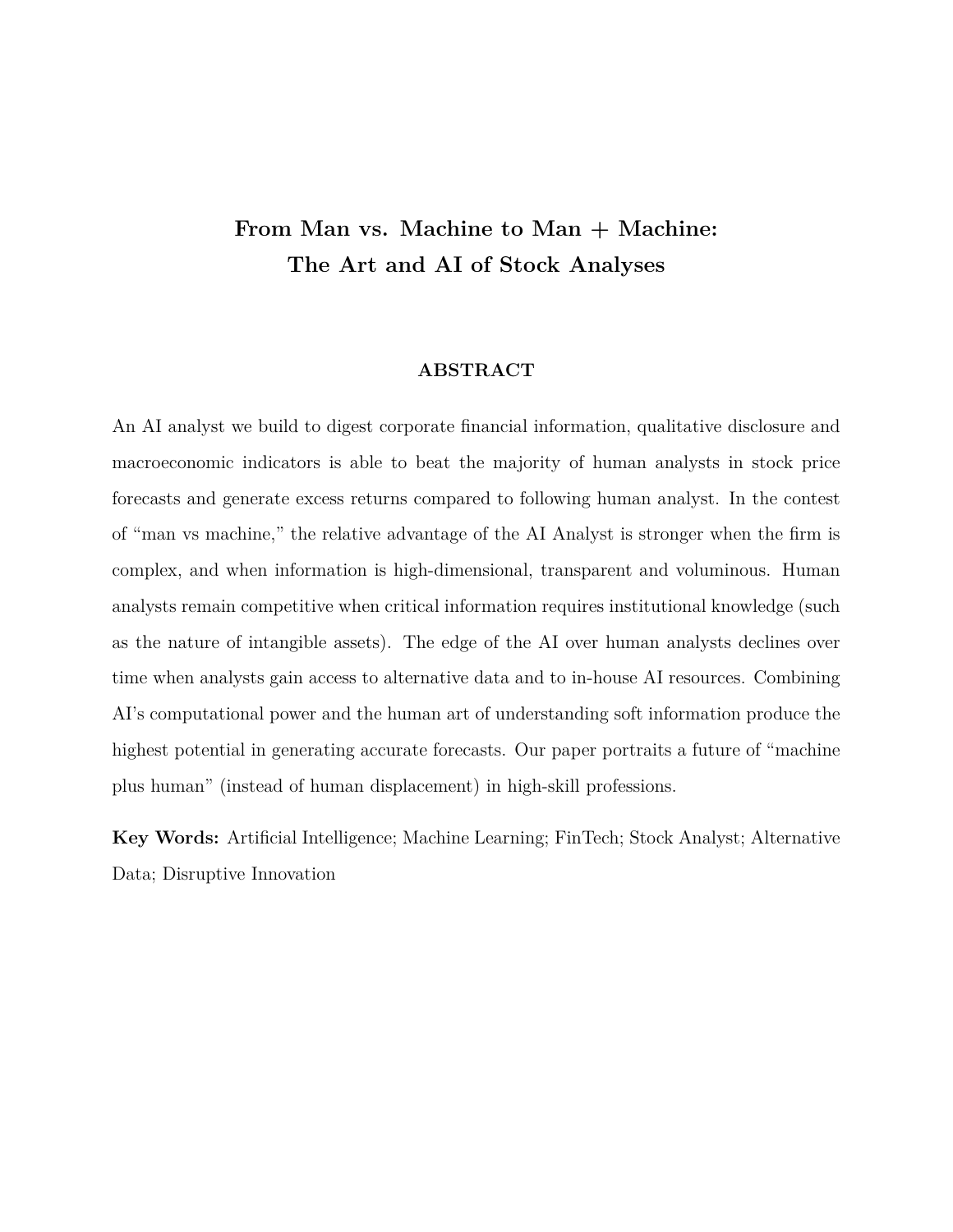# From Man vs. Machine to Man + Machine: The Art and AI of Stock Analyses

## ABSTRACT

An AI analyst we build to digest corporate financial information, qualitative disclosure and macroeconomic indicators is able to beat the majority of human analysts in stock price forecasts and generate excess returns compared to following human analyst. In the contest of "man vs machine," the relative advantage of the AI Analyst is stronger when the firm is complex, and when information is high-dimensional, transparent and voluminous. Human analysts remain competitive when critical information requires institutional knowledge (such as the nature of intangible assets). The edge of the AI over human analysts declines over time when analysts gain access to alternative data and to in-house AI resources. Combining AI's computational power and the human art of understanding soft information produce the highest potential in generating accurate forecasts. Our paper portraits a future of "machine plus human" (instead of human displacement) in high-skill professions.

**Key Words:** Artificial Intelligence; Machine Learning; FinTech; Stock Analyst; Alternative Data; Disruptive Innovation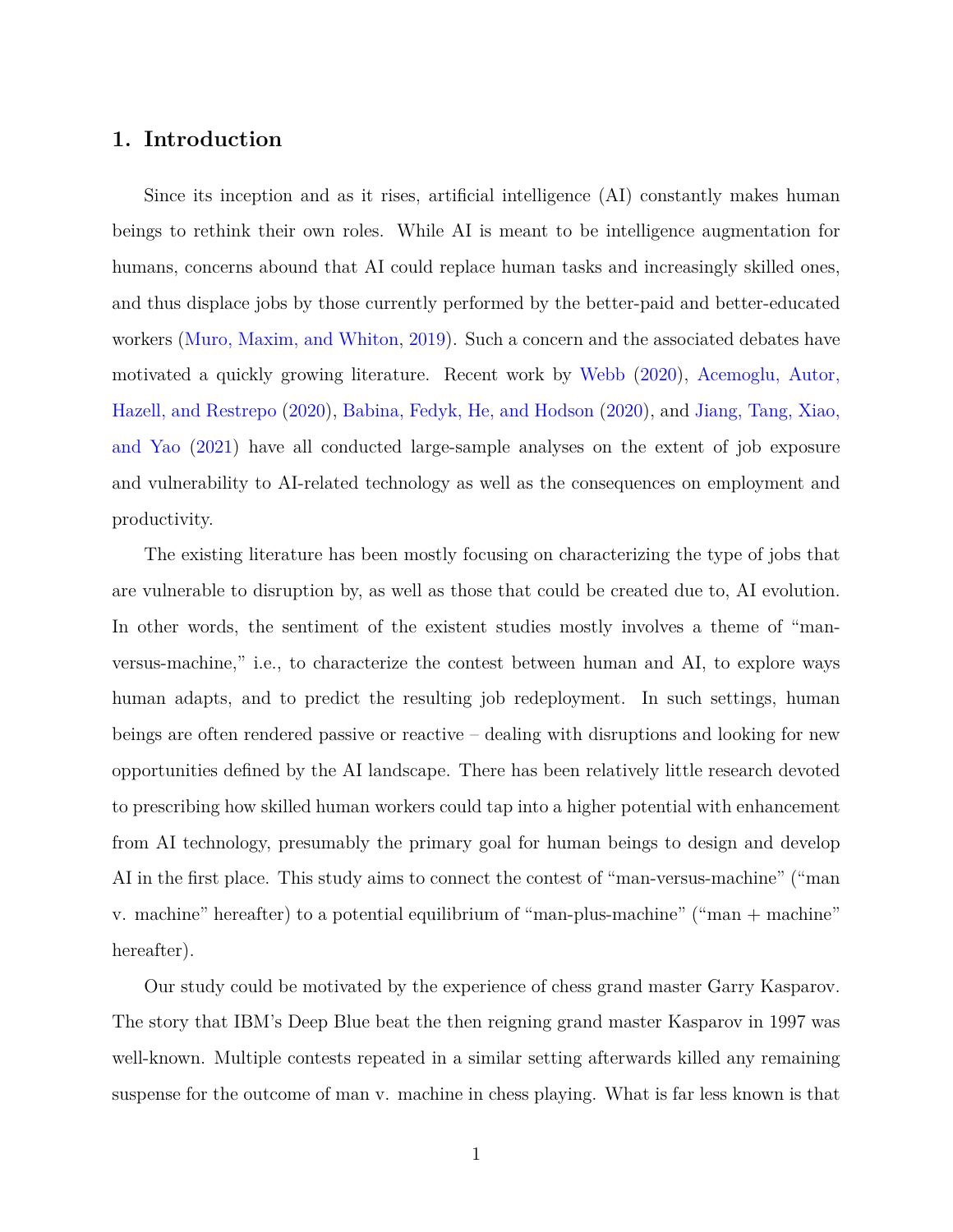## 1. Introduction

Since its inception and as it rises, artificial intelligence (AI) constantly makes human beings to rethink their own roles. While AI is meant to be intelligence augmentation for humans, concerns abound that AI could replace human tasks and increasingly skilled ones, and thus displace jobs by those currently performed by the better-paid and better-educated workers (Muro, Maxim, and Whiton, 2019). Such a concern and the associated debates have motivated a quickly growing literature. Recent work by Webb (2020), Acemoglu, Autor, Hazell, and Restrepo (2020), Babina, Fedyk, He, and Hodson (2020), and Jiang, Tang, Xiao, and Yao (2021) have all conducted large-sample analyses on the extent of job exposure and vulnerability to AI-related technology as well as the consequences on employment and productivity.

The existing literature has been mostly focusing on characterizing the type of jobs that are vulnerable to disruption by, as well as those that could be created due to, AI evolution. In other words, the sentiment of the existent studies mostly involves a theme of "man-versus-machine," i.e., to characterize the contest between human and AI, to explore ways human adapts, and to predict the resulting job redeployment. In such settings, human beings are often rendered passive or reactive – dealing with disruptions and looking for new opportunities defined by the AI landscape. There has been relatively little research devoted to prescribing how skilled human workers could tap into a higher potential with enhancement from AI technology, presumably the primary goal for human beings to design and develop AI in the first place. This study aims to connect the contest of "man-versus-machine" ("man v. machine" hereafter) to a potential equilibrium of "man-plus-machine" ("man + machine" hereafter).

Our study could be motivated by the experience of chess grand master Garry Kasparov. The story that IBM's Deep Blue beat the then reigning grand master Kasparov in 1997 was well-known. Multiple contests repeated in a similar setting afterwards killed any remaining suspense for the outcome of man v. machine in chess playing. What is far less known is that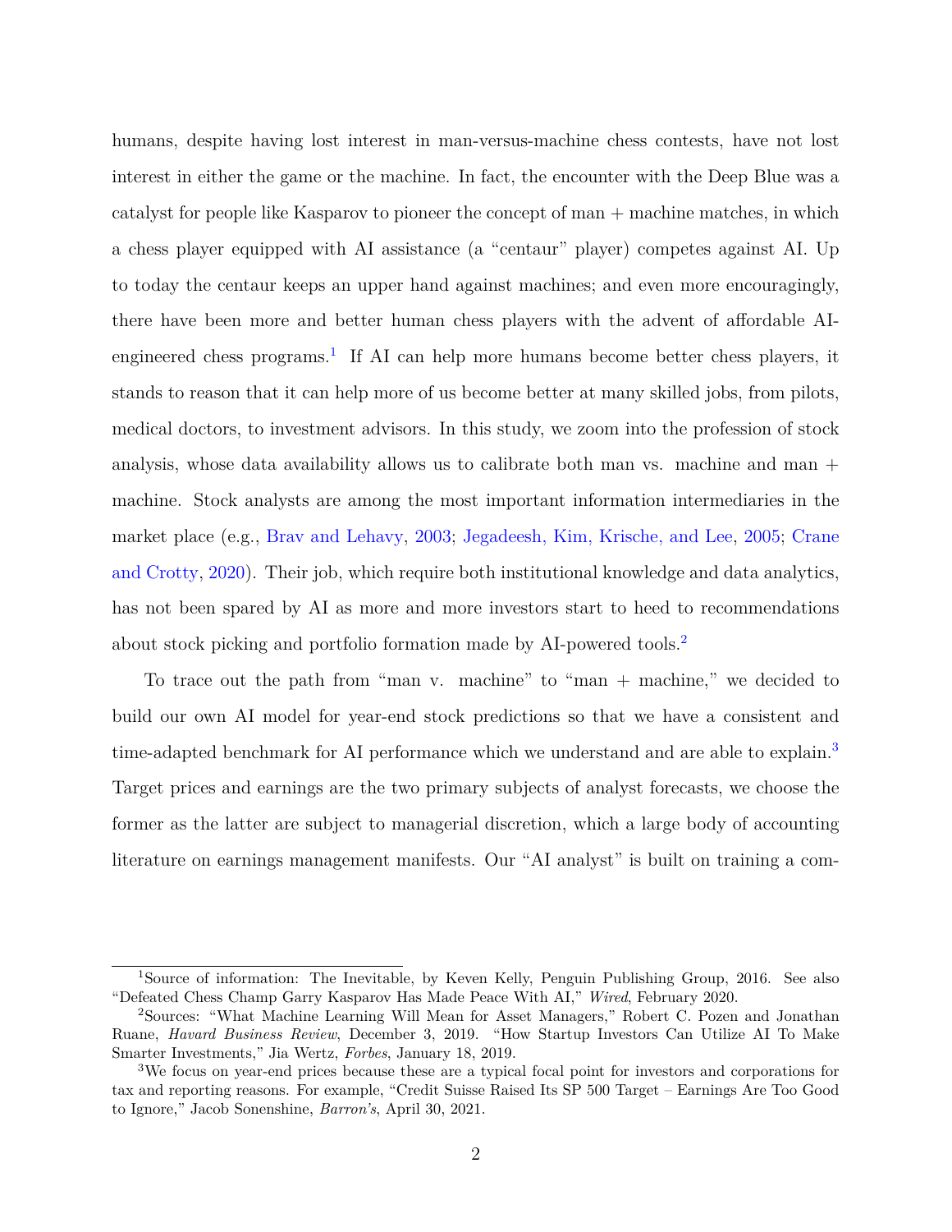humans, despite having lost interest in man-versus-machine chess contests, have not lost interest in either the game or the machine. In fact, the encounter with the Deep Blue was a catalyst for people like Kasparov to pioneer the concept of man + machine matches, in which a chess player equipped with AI assistance (a "centaur" player) competes against AI. Up to today the centaur keeps an upper hand against machines; and even more encouragingly, there have been more and better human chess players with the advent of affordable AI-engineered chess programs.[1] If AI can help more humans become better chess players, it stands to reason that it can help more of us become better at many skilled jobs, from pilots, medical doctors, to investment advisors. In this study, we zoom into the profession of stock analysis, whose data availability allows us to calibrate both man vs. machine and man + machine. Stock analysts are among the most important information intermediaries in the market place (e.g., Brav and Lehavy, 2003; Jegadeesh, Kim, Krische, and Lee, 2005; Crane and Crotty, 2020). Their job, which require both institutional knowledge and data analytics, has not been spared by AI as more and more investors start to heed to recommendations about stock picking and portfolio formation made by AI-powered tools.[2]

To trace out the path from "man v. machine" to "man + machine," we decided to build our own AI model for year-end stock predictions so that we have a consistent and time-adapted benchmark for AI performance which we understand and are able to explain.[3] Target prices and earnings are the two primary subjects of analyst forecasts, we choose the former as the latter are subject to managerial discretion, which a large body of accounting literature on earnings management manifests. Our "AI analyst" is built on training a com-

---

[1] Source of information: The Inevitable, by Keven Kelly, Penguin Publishing Group, 2016. See also "Defeated Chess Champ Garry Kasparov Has Made Peace With AI," *Wired*, February 2020.

[2] Sources: "What Machine Learning Will Mean for Asset Managers," Robert C. Pozen and Jonathan Ruane, *Havard Business Review*, December 3, 2019. "How Startup Investors Can Utilize AI To Make Smarter Investments," Jia Wertz, *Forbes*, January 18, 2019.

[3] We focus on year-end prices because these are a typical focal point for investors and corporations for tax and reporting reasons. For example, "Credit Suisse Raised Its SP 500 Target – Earnings Are Too Good to Ignore," Jacob Sonenshine, *Barron's*, April 30, 2021.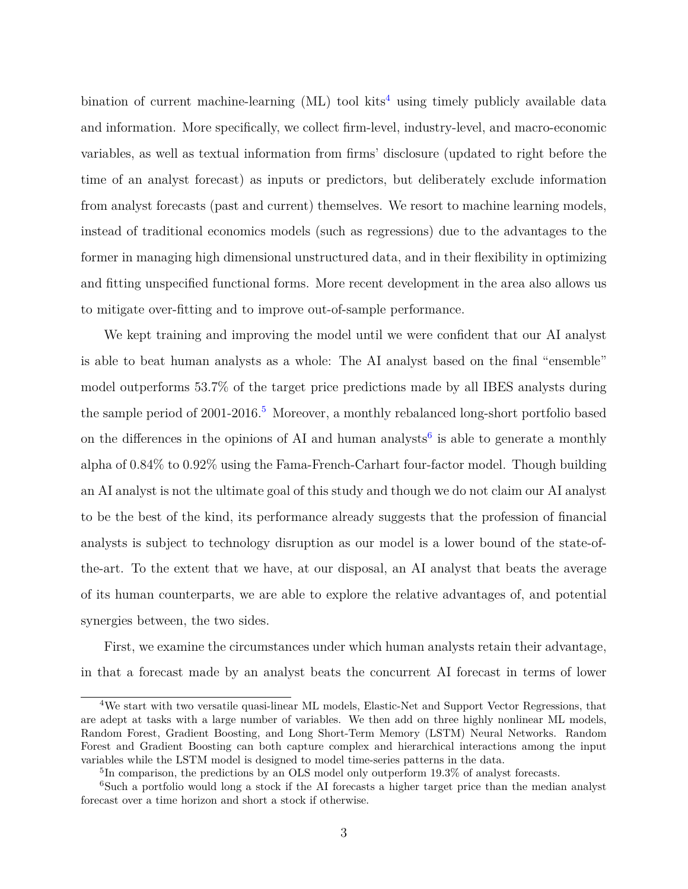bination of current machine-learning (ML) tool kits[4] using timely publicly available data and information. More specifically, we collect firm-level, industry-level, and macro-economic variables, as well as textual information from firms' disclosure (updated to right before the time of an analyst forecast) as inputs or predictors, but deliberately exclude information from analyst forecasts (past and current) themselves. We resort to machine learning models, instead of traditional economics models (such as regressions) due to the advantages to the former in managing high dimensional unstructured data, and in their flexibility in optimizing and fitting unspecified functional forms. More recent development in the area also allows us to mitigate over-fitting and to improve out-of-sample performance.

We kept training and improving the model until we were confident that our AI analyst is able to beat human analysts as a whole: The AI analyst based on the final "ensemble" model outperforms 53.7% of the target price predictions made by all IBES analysts during the sample period of 2001-2016.[5] Moreover, a monthly rebalanced long-short portfolio based on the differences in the opinions of AI and human analysts[6] is able to generate a monthly alpha of 0.84% to 0.92% using the Fama-French-Carhart four-factor model. Though building an AI analyst is not the ultimate goal of this study and though we do not claim our AI analyst to be the best of the kind, its performance already suggests that the profession of financial analysts is subject to technology disruption as our model is a lower bound of the state-of-the-art. To the extent that we have, at our disposal, an AI analyst that beats the average of its human counterparts, we are able to explore the relative advantages of, and potential synergies between, the two sides.

First, we examine the circumstances under which human analysts retain their advantage, in that a forecast made by an analyst beats the concurrent AI forecast in terms of lower

[4] We start with two versatile quasi-linear ML models, Elastic-Net and Support Vector Regressions, that are adept at tasks with a large number of variables. We then add on three highly nonlinear ML models, Random Forest, Gradient Boosting, and Long Short-Term Memory (LSTM) Neural Networks. Random Forest and Gradient Boosting can both capture complex and hierarchical interactions among the input variables while the LSTM model is designed to model time-series patterns in the data.

[5] In comparison, the predictions by an OLS model only outperform 19.3% of analyst forecasts.

[6] Such a portfolio would long a stock if the AI forecasts a higher target price than the median analyst forecast over a time horizon and short a stock if otherwise.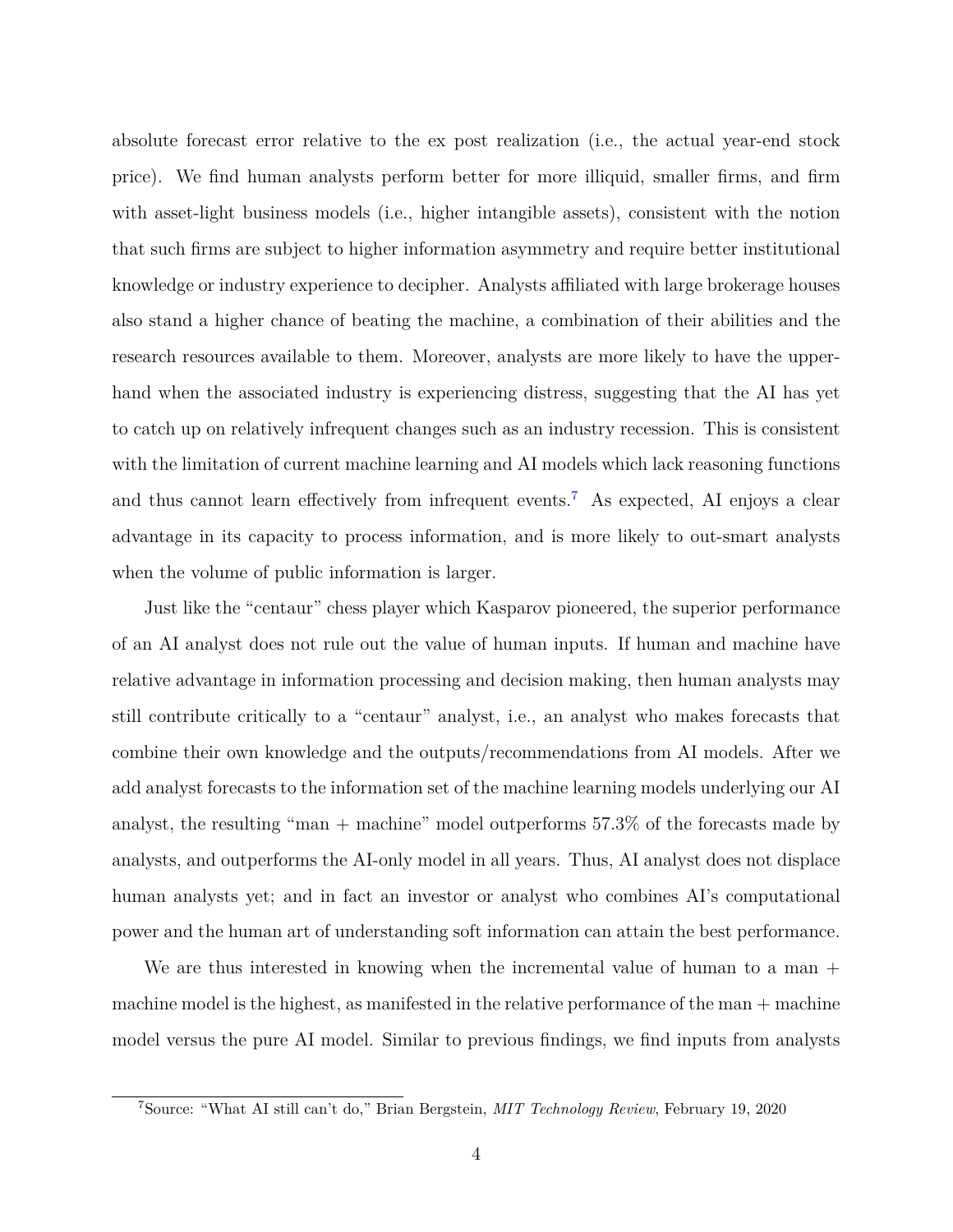absolute forecast error relative to the ex post realization (i.e., the actual year-end stock price). We find human analysts perform better for more illiquid, smaller firms, and firm with asset-light business models (i.e., higher intangible assets), consistent with the notion that such firms are subject to higher information asymmetry and require better institutional knowledge or industry experience to decipher. Analysts affiliated with large brokerage houses also stand a higher chance of beating the machine, a combination of their abilities and the research resources available to them. Moreover, analysts are more likely to have the upper-hand when the associated industry is experiencing distress, suggesting that the AI has yet to catch up on relatively infrequent changes such as an industry recession. This is consistent with the limitation of current machine learning and AI models which lack reasoning functions and thus cannot learn effectively from infrequent events.[7] As expected, AI enjoys a clear advantage in its capacity to process information, and is more likely to out-smart analysts when the volume of public information is larger.

Just like the "centaur" chess player which Kasparov pioneered, the superior performance of an AI analyst does not rule out the value of human inputs. If human and machine have relative advantage in information processing and decision making, then human analysts may still contribute critically to a "centaur" analyst, i.e., an analyst who makes forecasts that combine their own knowledge and the outputs/recommendations from AI models. After we add analyst forecasts to the information set of the machine learning models underlying our AI analyst, the resulting "man + machine" model outperforms 57.3% of the forecasts made by analysts, and outperforms the AI-only model in all years. Thus, AI analyst does not displace human analysts yet; and in fact an investor or analyst who combines AI's computational power and the human art of understanding soft information can attain the best performance.

We are thus interested in knowing when the incremental value of human to a man + machine model is the highest, as manifested in the relative performance of the man + machine model versus the pure AI model. Similar to previous findings, we find inputs from analysts

[7] Source: "What AI still can't do," Brian Bergstein, *MIT Technology Review*, February 19, 2020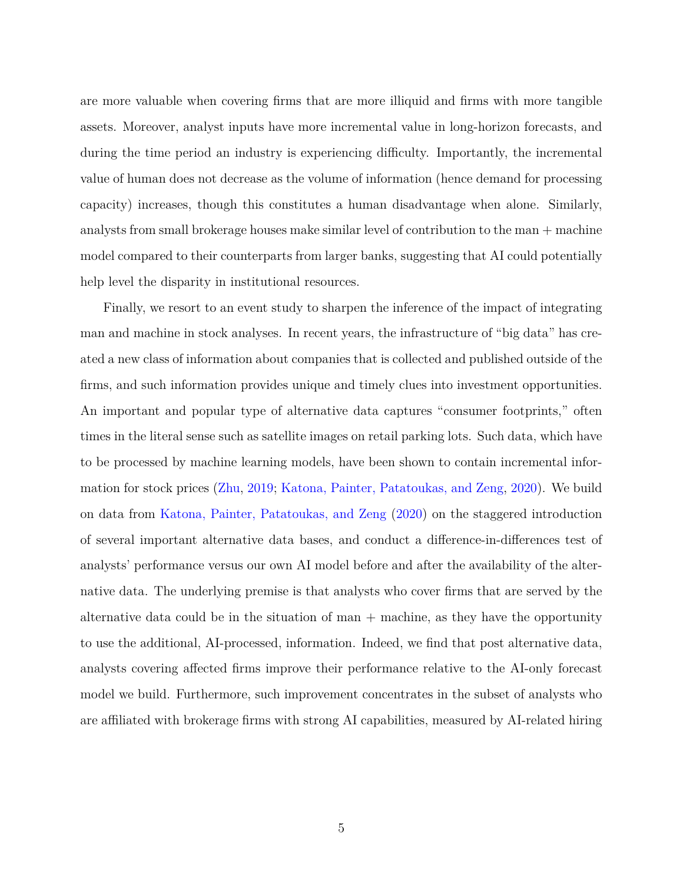are more valuable when covering firms that are more illiquid and firms with more tangible assets. Moreover, analyst inputs have more incremental value in long-horizon forecasts, and during the time period an industry is experiencing difficulty. Importantly, the incremental value of human does not decrease as the volume of information (hence demand for processing capacity) increases, though this constitutes a human disadvantage when alone. Similarly, analysts from small brokerage houses make similar level of contribution to the man + machine model compared to their counterparts from larger banks, suggesting that AI could potentially help level the disparity in institutional resources.

Finally, we resort to an event study to sharpen the inference of the impact of integrating man and machine in stock analyses. In recent years, the infrastructure of "big data" has created a new class of information about companies that is collected and published outside of the firms, and such information provides unique and timely clues into investment opportunities. An important and popular type of alternative data captures "consumer footprints," often times in the literal sense such as satellite images on retail parking lots. Such data, which have to be processed by machine learning models, have been shown to contain incremental information for stock prices (Zhu, 2019; Katona, Painter, Patatoukas, and Zeng, 2020). We build on data from Katona, Painter, Patatoukas, and Zeng (2020) on the staggered introduction of several important alternative data bases, and conduct a difference-in-differences test of analysts' performance versus our own AI model before and after the availability of the alternative data. The underlying premise is that analysts who cover firms that are served by the alternative data could be in the situation of man + machine, as they have the opportunity to use the additional, AI-processed, information. Indeed, we find that post alternative data, analysts covering affected firms improve their performance relative to the AI-only forecast model we build. Furthermore, such improvement concentrates in the subset of analysts who are affiliated with brokerage firms with strong AI capabilities, measured by AI-related hiring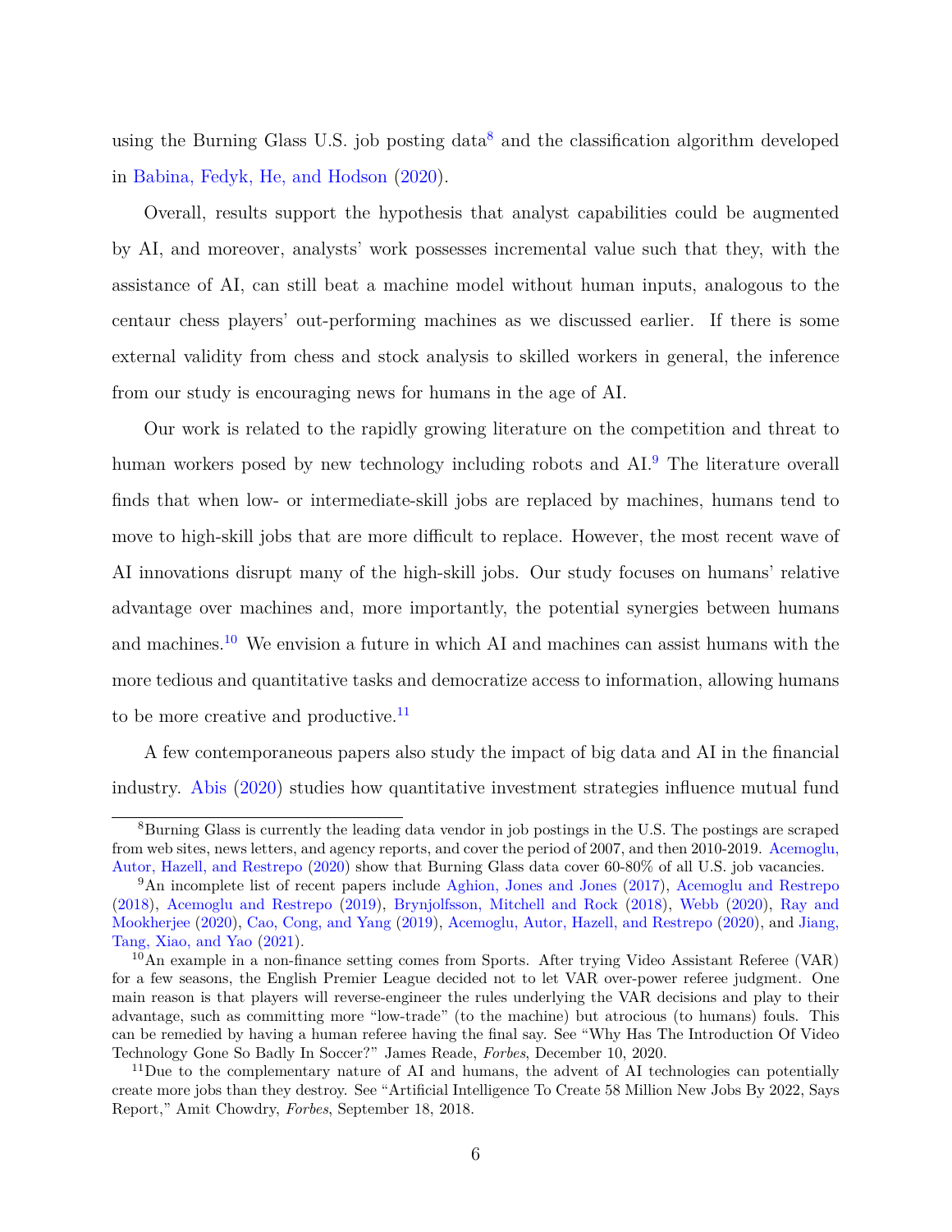using the Burning Glass U.S. job posting data[8] and the classification algorithm developed in Babina, Fedyk, He, and Hodson (2020).

Overall, results support the hypothesis that analyst capabilities could be augmented by AI, and moreover, analysts' work possesses incremental value such that they, with the assistance of AI, can still beat a machine model without human inputs, analogous to the centaur chess players' out-performing machines as we discussed earlier. If there is some external validity from chess and stock analysis to skilled workers in general, the inference from our study is encouraging news for humans in the age of AI.

Our work is related to the rapidly growing literature on the competition and threat to human workers posed by new technology including robots and AI.[9] The literature overall finds that when low- or intermediate-skill jobs are replaced by machines, humans tend to move to high-skill jobs that are more difficult to replace. However, the most recent wave of AI innovations disrupt many of the high-skill jobs. Our study focuses on humans' relative advantage over machines and, more importantly, the potential synergies between humans and machines.[10] We envision a future in which AI and machines can assist humans with the more tedious and quantitative tasks and democratize access to information, allowing humans to be more creative and productive.[11]

A few contemporaneous papers also study the impact of big data and AI in the financial industry. Abis (2020) studies how quantitative investment strategies influence mutual fund

---

[8] Burning Glass is currently the leading data vendor in job postings in the U.S. The postings are scraped from web sites, news letters, and agency reports, and cover the period of 2007, and then 2010-2019. Acemoglu, Autor, Hazell, and Restrepo (2020) show that Burning Glass data cover 60-80% of all U.S. job vacancies.

[9] An incomplete list of recent papers include Aghion, Jones and Jones (2017), Acemoglu and Restrepo (2018), Acemoglu and Restrepo (2019), Brynjolfsson, Mitchell and Rock (2018), Webb (2020), Ray and Mookherjee (2020), Cao, Cong, and Yang (2019), Acemoglu, Autor, Hazell, and Restrepo (2020), and Jiang, Tang, Xiao, and Yao (2021).

[10] An example in a non-finance setting comes from Sports. After trying Video Assistant Referee (VAR) for a few seasons, the English Premier League decided not to let VAR over-power referee judgment. One main reason is that players will reverse-engineer the rules underlying the VAR decisions and play to their advantage, such as committing more "low-trade" (to the machine) but atrocious (to humans) fouls. This can be remedied by having a human referee having the final say. See "Why Has The Introduction Of Video Technology Gone So Badly In Soccer?" James Reade, *Forbes*, December 10, 2020.

[11] Due to the complementary nature of AI and humans, the advent of AI technologies can potentially create more jobs than they destroy. See "Artificial Intelligence To Create 58 Million New Jobs By 2022, Says Report," Amit Chowdry, *Forbes*, September 18, 2018.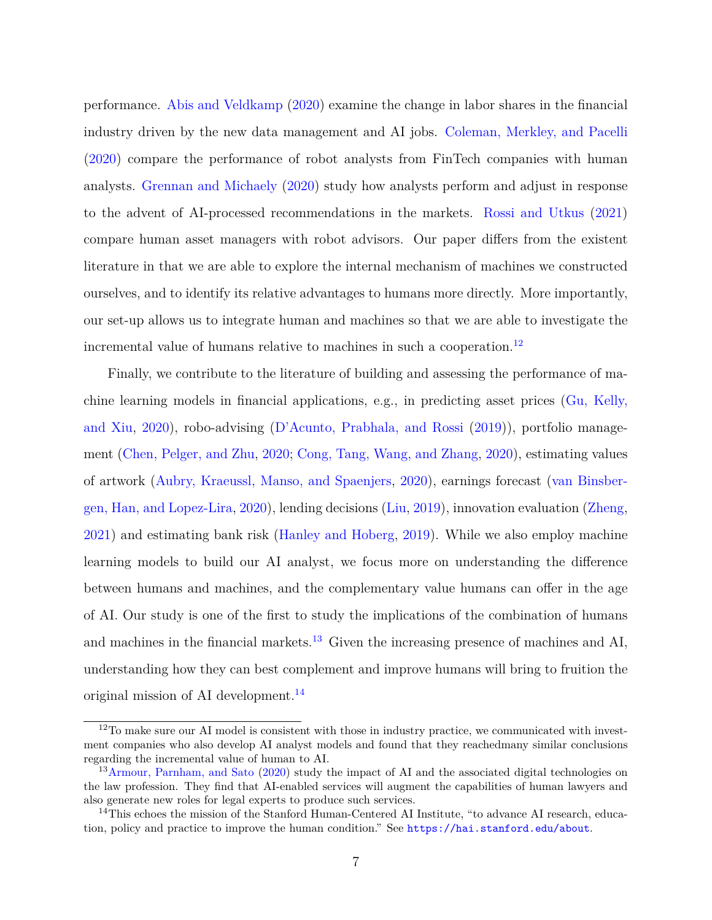performance. Abis and Veldkamp (2020) examine the change in labor shares in the financial industry driven by the new data management and AI jobs. Coleman, Merkley, and Pacelli (2020) compare the performance of robot analysts from FinTech companies with human analysts. Grennan and Michaely (2020) study how analysts perform and adjust in response to the advent of AI-processed recommendations in the markets. Rossi and Utkus (2021) compare human asset managers with robot advisors. Our paper differs from the existent literature in that we are able to explore the internal mechanism of machines we constructed ourselves, and to identify its relative advantages to humans more directly. More importantly, our set-up allows us to integrate human and machines so that we are able to investigate the incremental value of humans relative to machines in such a cooperation.[12]

Finally, we contribute to the literature of building and assessing the performance of machine learning models in financial applications, e.g., in predicting asset prices (Gu, Kelly, and Xiu, 2020), robo-advising (D'Acunto, Prabhala, and Rossi (2019)), portfolio management (Chen, Pelger, and Zhu, 2020; Cong, Tang, Wang, and Zhang, 2020), estimating values of artwork (Aubry, Kraeussl, Manso, and Spaenjers, 2020), earnings forecast (van Binsbergen, Han, and Lopez-Lira, 2020), lending decisions (Liu, 2019), innovation evaluation (Zheng, 2021) and estimating bank risk (Hanley and Hoberg, 2019). While we also employ machine learning models to build our AI analyst, we focus more on understanding the difference between humans and machines, and the complementary value humans can offer in the age of AI. Our study is one of the first to study the implications of the combination of humans and machines in the financial markets.[13] Given the increasing presence of machines and AI, understanding how they can best complement and improve humans will bring to fruition the original mission of AI development.[14]

[12] To make sure our AI model is consistent with those in industry practice, we communicated with investment companies who also develop AI analyst models and found that they reachedmany similar conclusions regarding the incremental value of human to AI.

[13] Armour, Parnham, and Sato (2020) study the impact of AI and the associated digital technologies on the law profession. They find that AI-enabled services will augment the capabilities of human lawyers and also generate new roles for legal experts to produce such services.

[14] This echoes the mission of the Stanford Human-Centered AI Institute, "to advance AI research, education, policy and practice to improve the human condition." See `https://hai.stanford.edu/about`.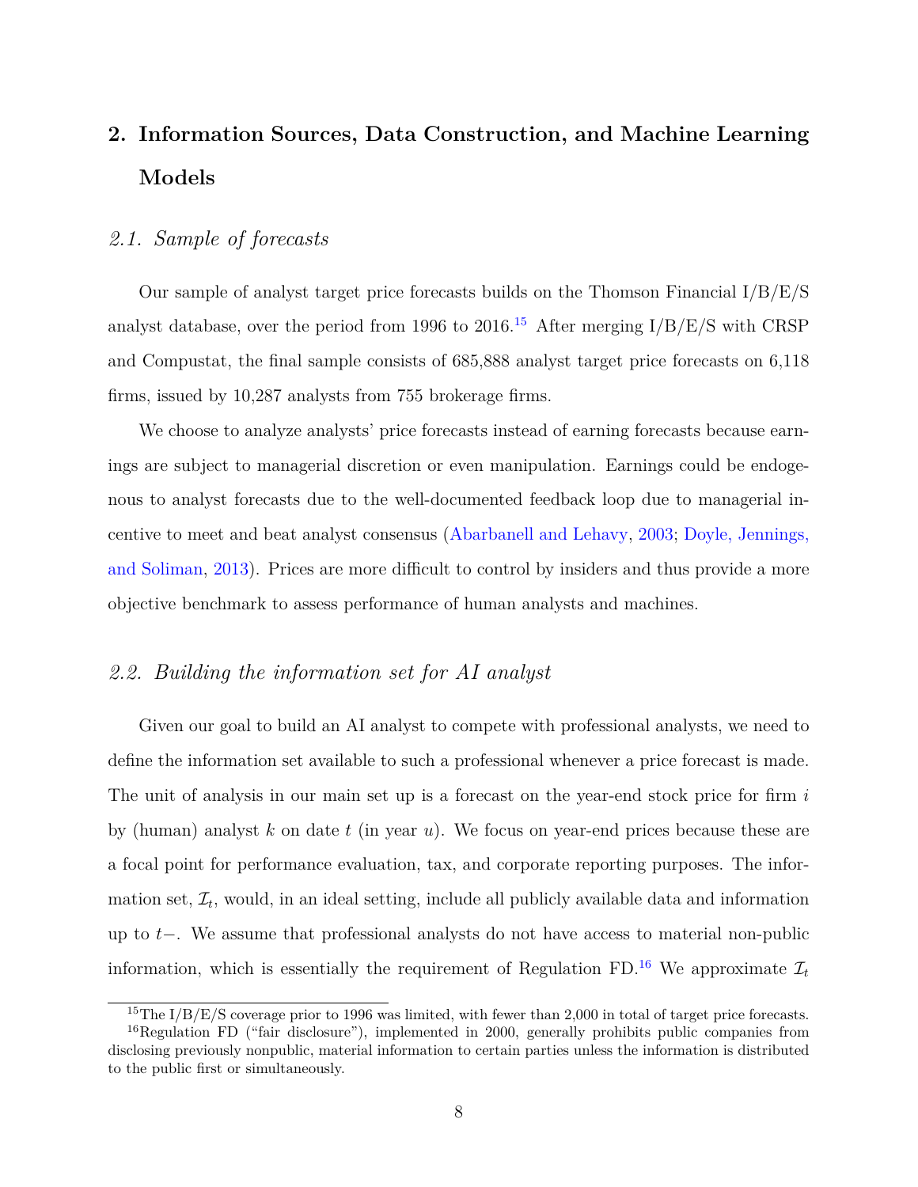## 2. Information Sources, Data Construction, and Machine Learning Models

### *2.1. Sample of forecasts*

Our sample of analyst target price forecasts builds on the Thomson Financial I/B/E/S analyst database, over the period from 1996 to 2016.[15] After merging I/B/E/S with CRSP and Compustat, the final sample consists of 685,888 analyst target price forecasts on 6,118 firms, issued by 10,287 analysts from 755 brokerage firms.

We choose to analyze analysts' price forecasts instead of earning forecasts because earnings are subject to managerial discretion or even manipulation. Earnings could be endogenous to analyst forecasts due to the well-documented feedback loop due to managerial incentive to meet and beat analyst consensus (Abarbanell and Lehavy, 2003; Doyle, Jennings, and Soliman, 2013). Prices are more difficult to control by insiders and thus provide a more objective benchmark to assess performance of human analysts and machines.

### *2.2. Building the information set for AI analyst*

Given our goal to build an AI analyst to compete with professional analysts, we need to define the information set available to such a professional whenever a price forecast is made. The unit of analysis in our main set up is a forecast on the year-end stock price for firm $i$ by (human) analyst $k$ on date $t$ (in year $u$). We focus on year-end prices because these are a focal point for performance evaluation, tax, and corporate reporting purposes. The information set, $\mathcal{I}_t$, would, in an ideal setting, include all publicly available data and information up to $t-$. We assume that professional analysts do not have access to material non-public information, which is essentially the requirement of Regulation FD.[16] We approximate $\mathcal{I}_t$

[15] The I/B/E/S coverage prior to 1996 was limited, with fewer than 2,000 in total of target price forecasts.

[16] Regulation FD ("fair disclosure"), implemented in 2000, generally prohibits public companies from disclosing previously nonpublic, material information to certain parties unless the information is distributed to the public first or simultaneously.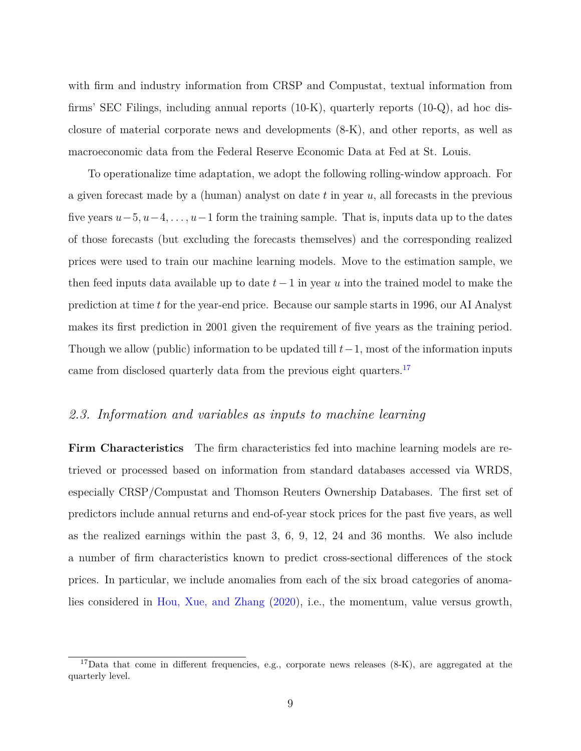with firm and industry information from CRSP and Compustat, textual information from firms' SEC Filings, including annual reports (10-K), quarterly reports (10-Q), ad hoc disclosure of material corporate news and developments (8-K), and other reports, as well as macroeconomic data from the Federal Reserve Economic Data at Fed at St. Louis.

To operationalize time adaptation, we adopt the following rolling-window approach. For a given forecast made by a (human) analyst on date $t$ in year $u$, all forecasts in the previous five years $u-5, u-4, \ldots, u-1$ form the training sample. That is, inputs data up to the dates of those forecasts (but excluding the forecasts themselves) and the corresponding realized prices were used to train our machine learning models. Move to the estimation sample, we then feed inputs data available up to date $t-1$ in year $u$ into the trained model to make the prediction at time $t$ for the year-end price. Because our sample starts in 1996, our AI Analyst makes its first prediction in 2001 given the requirement of five years as the training period. Though we allow (public) information to be updated till $t-1$, most of the information inputs came from disclosed quarterly data from the previous eight quarters.[17]

## 2.3. *Information and variables as inputs to machine learning*

**Firm Characteristics** The firm characteristics fed into machine learning models are retrieved or processed based on information from standard databases accessed via WRDS, especially CRSP/Compustat and Thomson Reuters Ownership Databases. The first set of predictors include annual returns and end-of-year stock prices for the past five years, as well as the realized earnings within the past 3, 6, 9, 12, 24 and 36 months. We also include a number of firm characteristics known to predict cross-sectional differences of the stock prices. In particular, we include anomalies from each of the six broad categories of anomalies considered in Hou, Xue, and Zhang (2020), i.e., the momentum, value versus growth,

[17] Data that come in different frequencies, e.g., corporate news releases (8-K), are aggregated at the quarterly level.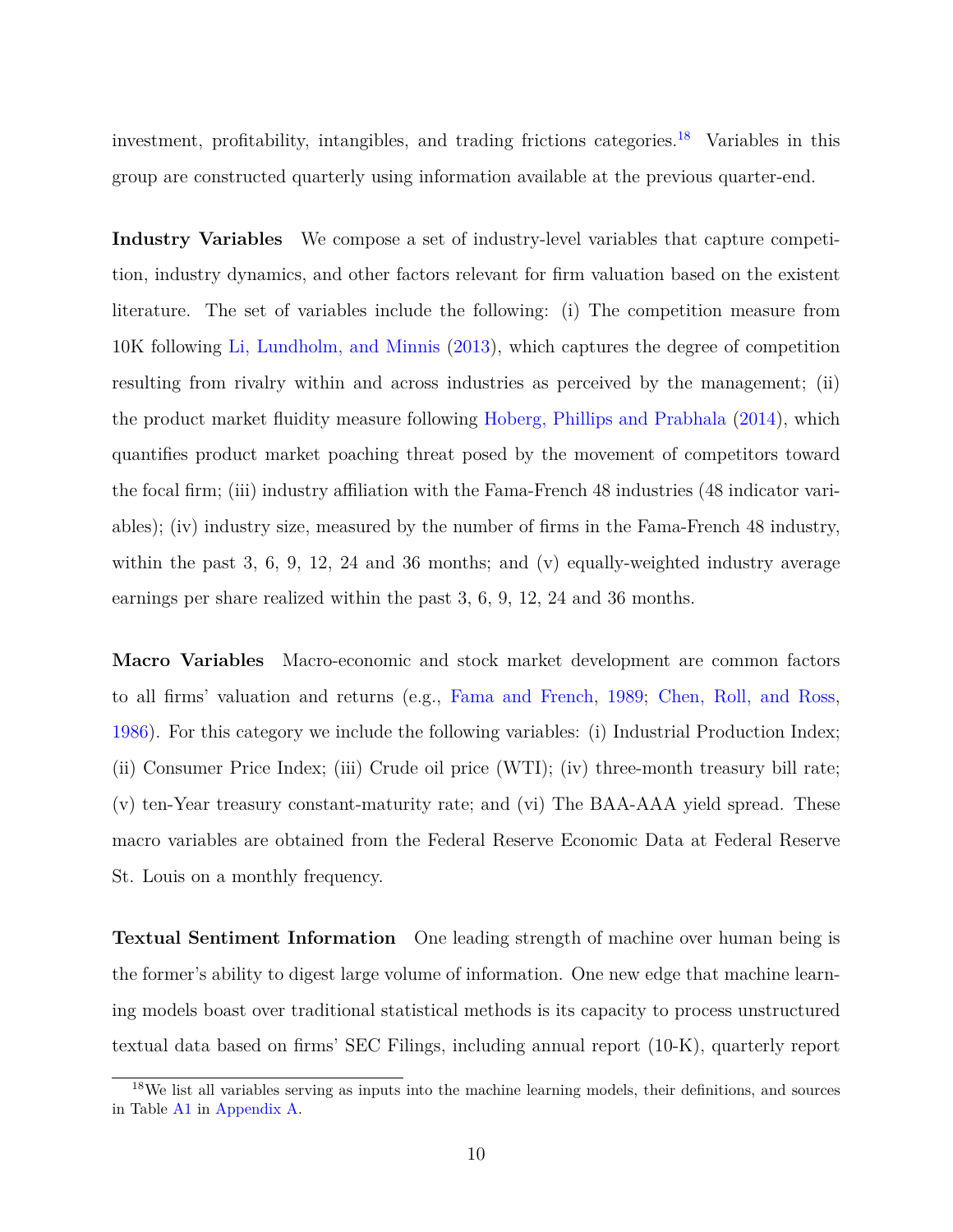investment, profitability, intangibles, and trading frictions categories.[18] Variables in this group are constructed quarterly using information available at the previous quarter-end.

**Industry Variables** We compose a set of industry-level variables that capture competition, industry dynamics, and other factors relevant for firm valuation based on the existent literature. The set of variables include the following: (i) The competition measure from 10K following Li, Lundholm, and Minnis (2013), which captures the degree of competition resulting from rivalry within and across industries as perceived by the management; (ii) the product market fluidity measure following Hoberg, Phillips and Prabhala (2014), which quantifies product market poaching threat posed by the movement of competitors toward the focal firm; (iii) industry affiliation with the Fama-French 48 industries (48 indicator variables); (iv) industry size, measured by the number of firms in the Fama-French 48 industry, within the past 3, 6, 9, 12, 24 and 36 months; and (v) equally-weighted industry average earnings per share realized within the past 3, 6, 9, 12, 24 and 36 months.

**Macro Variables** Macro-economic and stock market development are common factors to all firms' valuation and returns (e.g., Fama and French, 1989; Chen, Roll, and Ross, 1986). For this category we include the following variables: (i) Industrial Production Index; (ii) Consumer Price Index; (iii) Crude oil price (WTI); (iv) three-month treasury bill rate; (v) ten-Year treasury constant-maturity rate; and (vi) The BAA-AAA yield spread. These macro variables are obtained from the Federal Reserve Economic Data at Federal Reserve St. Louis on a monthly frequency.

**Textual Sentiment Information** One leading strength of machine over human being is the former's ability to digest large volume of information. One new edge that machine learning models boast over traditional statistical methods is its capacity to process unstructured textual data based on firms' SEC Filings, including annual report (10-K), quarterly report

[18] We list all variables serving as inputs into the machine learning models, their definitions, and sources in Table A1 in Appendix A.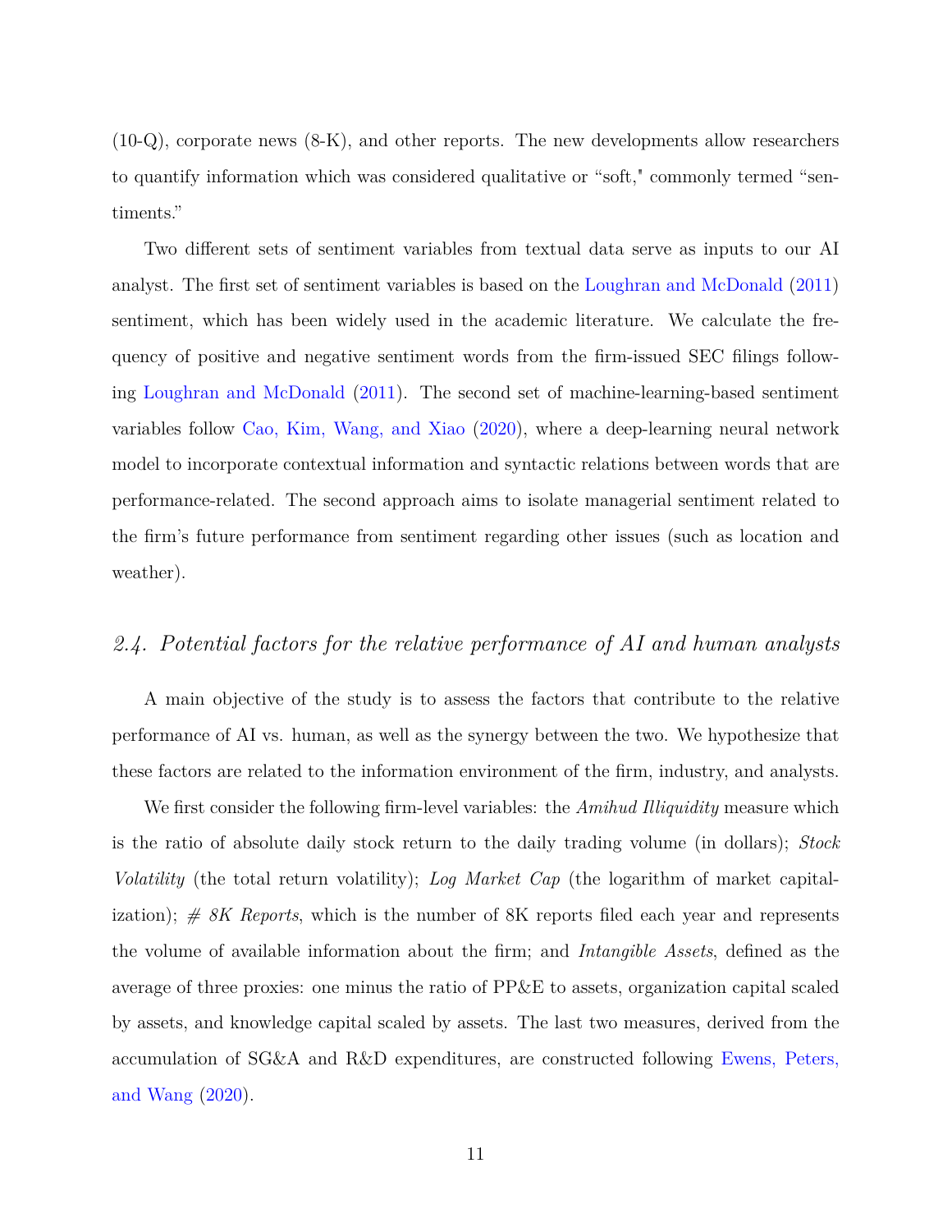(10-Q), corporate news (8-K), and other reports. The new developments allow researchers to quantify information which was considered qualitative or "soft," commonly termed "sentiments."

Two different sets of sentiment variables from textual data serve as inputs to our AI analyst. The first set of sentiment variables is based on the Loughran and McDonald (2011) sentiment, which has been widely used in the academic literature. We calculate the frequency of positive and negative sentiment words from the firm-issued SEC filings following Loughran and McDonald (2011). The second set of machine-learning-based sentiment variables follow Cao, Kim, Wang, and Xiao (2020), where a deep-learning neural network model to incorporate contextual information and syntactic relations between words that are performance-related. The second approach aims to isolate managerial sentiment related to the firm's future performance from sentiment regarding other issues (such as location and weather).

### *2.4. Potential factors for the relative performance of AI and human analysts*

A main objective of the study is to assess the factors that contribute to the relative performance of AI vs. human, as well as the synergy between the two. We hypothesize that these factors are related to the information environment of the firm, industry, and analysts.

We first consider the following firm-level variables: the *Amihud Illiquidity* measure which is the ratio of absolute daily stock return to the daily trading volume (in dollars); *Stock Volatility* (the total return volatility); *Log Market Cap* (the logarithm of market capitalization); *# 8K Reports*, which is the number of 8K reports filed each year and represents the volume of available information about the firm; and *Intangible Assets*, defined as the average of three proxies: one minus the ratio of PP&E to assets, organization capital scaled by assets, and knowledge capital scaled by assets. The last two measures, derived from the accumulation of SG&A and R&D expenditures, are constructed following Ewens, Peters, and Wang (2020).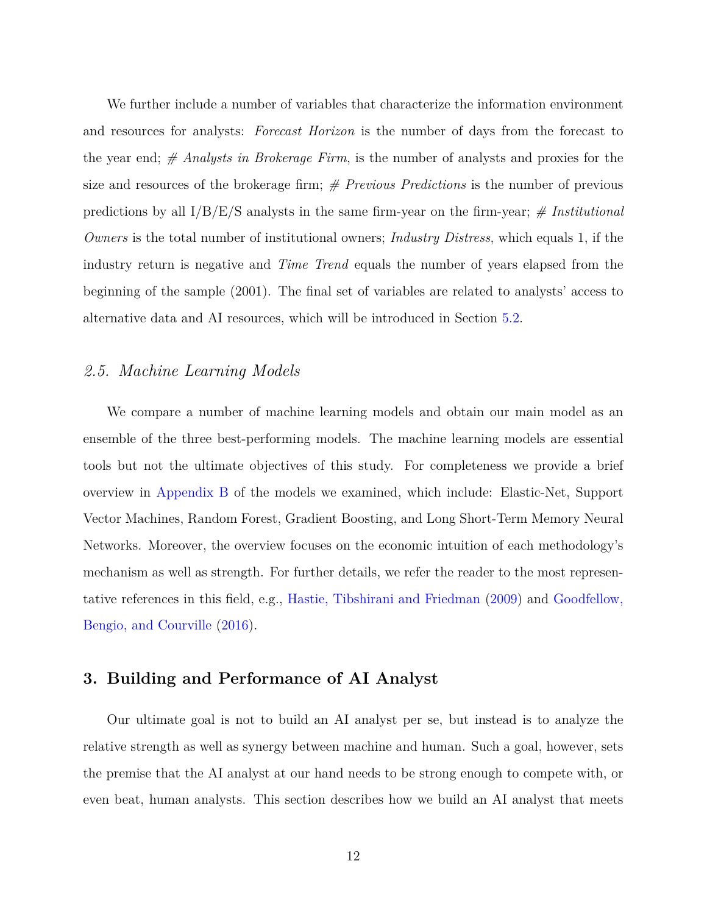We further include a number of variables that characterize the information environment and resources for analysts: *Forecast Horizon* is the number of days from the forecast to the year end; *# Analysts in Brokerage Firm*, is the number of analysts and proxies for the size and resources of the brokerage firm; *# Previous Predictions* is the number of previous predictions by all I/B/E/S analysts in the same firm-year on the firm-year; *# Institutional Owners* is the total number of institutional owners; *Industry Distress*, which equals 1, if the industry return is negative and *Time Trend* equals the number of years elapsed from the beginning of the sample (2001). The final set of variables are related to analysts' access to alternative data and AI resources, which will be introduced in Section 5.2.

### 2.5. Machine Learning Models

We compare a number of machine learning models and obtain our main model as an ensemble of the three best-performing models. The machine learning models are essential tools but not the ultimate objectives of this study. For completeness we provide a brief overview in Appendix B of the models we examined, which include: Elastic-Net, Support Vector Machines, Random Forest, Gradient Boosting, and Long Short-Term Memory Neural Networks. Moreover, the overview focuses on the economic intuition of each methodology's mechanism as well as strength. For further details, we refer the reader to the most representative references in this field, e.g., Hastie, Tibshirani and Friedman (2009) and Goodfellow, Bengio, and Courville (2016).

## 3. Building and Performance of AI Analyst

Our ultimate goal is not to build an AI analyst per se, but instead is to analyze the relative strength as well as synergy between machine and human. Such a goal, however, sets the premise that the AI analyst at our hand needs to be strong enough to compete with, or even beat, human analysts. This section describes how we build an AI analyst that meets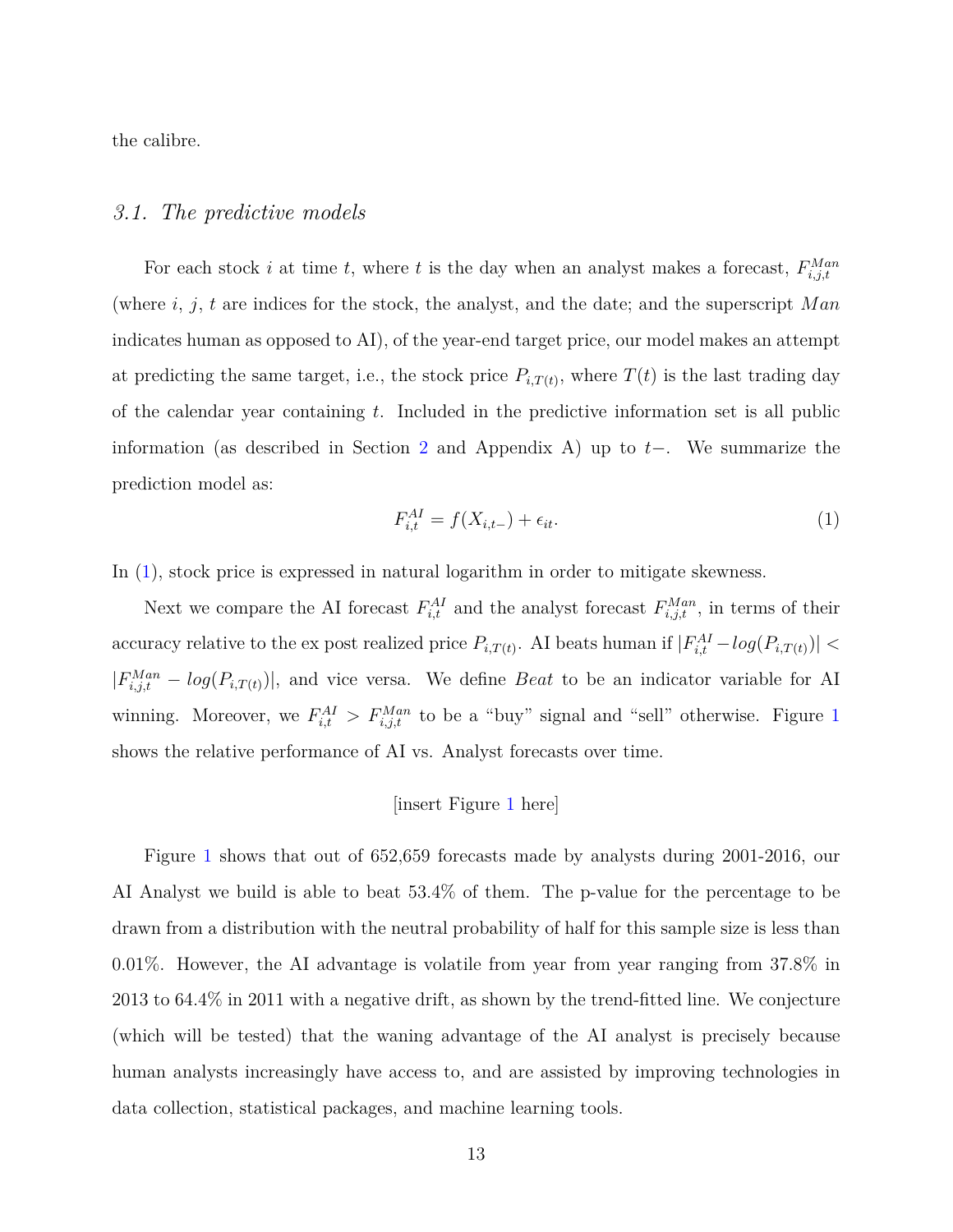the calibre.

### 3.1. The predictive models

For each stock $i$ at time $t$, where $t$ is the day when an analyst makes a forecast, $F_{i,j,t}^{Man}$ (where $i$, $j$, $t$ are indices for the stock, the analyst, and the date; and the superscript $Man$ indicates human as opposed to AI), of the year-end target price, our model makes an attempt at predicting the same target, i.e., the stock price $P_{i,T(t)}$, where $T(t)$ is the last trading day of the calendar year containing $t$. Included in the predictive information set is all public information (as described in Section 2 and Appendix A) up to $t-$. We summarize the prediction model as:

$$F_{i,t}^{AI} = f(X_{i,t-}) + \epsilon_{it}. \tag{1}$$

In (1), stock price is expressed in natural logarithm in order to mitigate skewness.

Next we compare the AI forecast $F_{i,t}^{AI}$ and the analyst forecast $F_{i,j,t}^{Man}$, in terms of their accuracy relative to the ex post realized price $P_{i,T(t)}$. AI beats human if $|F_{i,t}^{AI} - log(P_{i,T(t)})| < |F_{i,j,t}^{Man} - log(P_{i,T(t)})|$, and vice versa. We define *Beat* to be an indicator variable for AI winning. Moreover, we $F_{i,t}^{AI} > F_{i,j,t}^{Man}$ to be a "buy" signal and "sell" otherwise. Figure 1 shows the relative performance of AI vs. Analyst forecasts over time.

[insert Figure 1 here]

Figure 1 shows that out of 652,659 forecasts made by analysts during 2001-2016, our AI Analyst we build is able to beat 53.4% of them. The p-value for the percentage to be drawn from a distribution with the neutral probability of half for this sample size is less than 0.01%. However, the AI advantage is volatile from year from year ranging from 37.8% in 2013 to 64.4% in 2011 with a negative drift, as shown by the trend-fitted line. We conjecture (which will be tested) that the waning advantage of the AI analyst is precisely because human analysts increasingly have access to, and are assisted by improving technologies in data collection, statistical packages, and machine learning tools.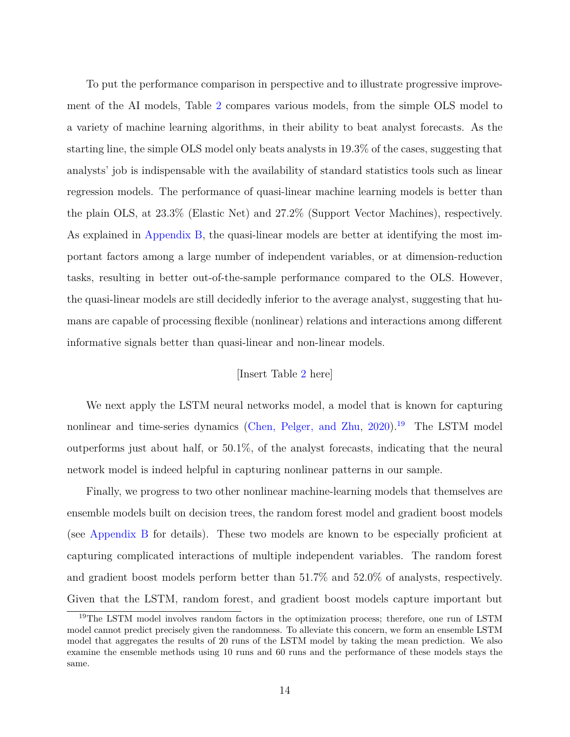To put the performance comparison in perspective and to illustrate progressive improvement of the AI models, Table 2 compares various models, from the simple OLS model to a variety of machine learning algorithms, in their ability to beat analyst forecasts. As the starting line, the simple OLS model only beats analysts in 19.3% of the cases, suggesting that analysts' job is indispensable with the availability of standard statistics tools such as linear regression models. The performance of quasi-linear machine learning models is better than the plain OLS, at 23.3% (Elastic Net) and 27.2% (Support Vector Machines), respectively. As explained in Appendix B, the quasi-linear models are better at identifying the most important factors among a large number of independent variables, or at dimension-reduction tasks, resulting in better out-of-the-sample performance compared to the OLS. However, the quasi-linear models are still decidedly inferior to the average analyst, suggesting that humans are capable of processing flexible (nonlinear) relations and interactions among different informative signals better than quasi-linear and non-linear models.

[Insert Table 2 here]

We next apply the LSTM neural networks model, a model that is known for capturing nonlinear and time-series dynamics (Chen, Pelger, and Zhu, 2020).[19] The LSTM model outperforms just about half, or 50.1%, of the analyst forecasts, indicating that the neural network model is indeed helpful in capturing nonlinear patterns in our sample.

Finally, we progress to two other nonlinear machine-learning models that themselves are ensemble models built on decision trees, the random forest model and gradient boost models (see Appendix B for details). These two models are known to be especially proficient at capturing complicated interactions of multiple independent variables. The random forest and gradient boost models perform better than 51.7% and 52.0% of analysts, respectively. Given that the LSTM, random forest, and gradient boost models capture important but

[19] The LSTM model involves random factors in the optimization process; therefore, one run of LSTM model cannot predict precisely given the randomness. To alleviate this concern, we form an ensemble LSTM model that aggregates the results of 20 runs of the LSTM model by taking the mean prediction. We also examine the ensemble methods using 10 runs and 60 runs and the performance of these models stays the same.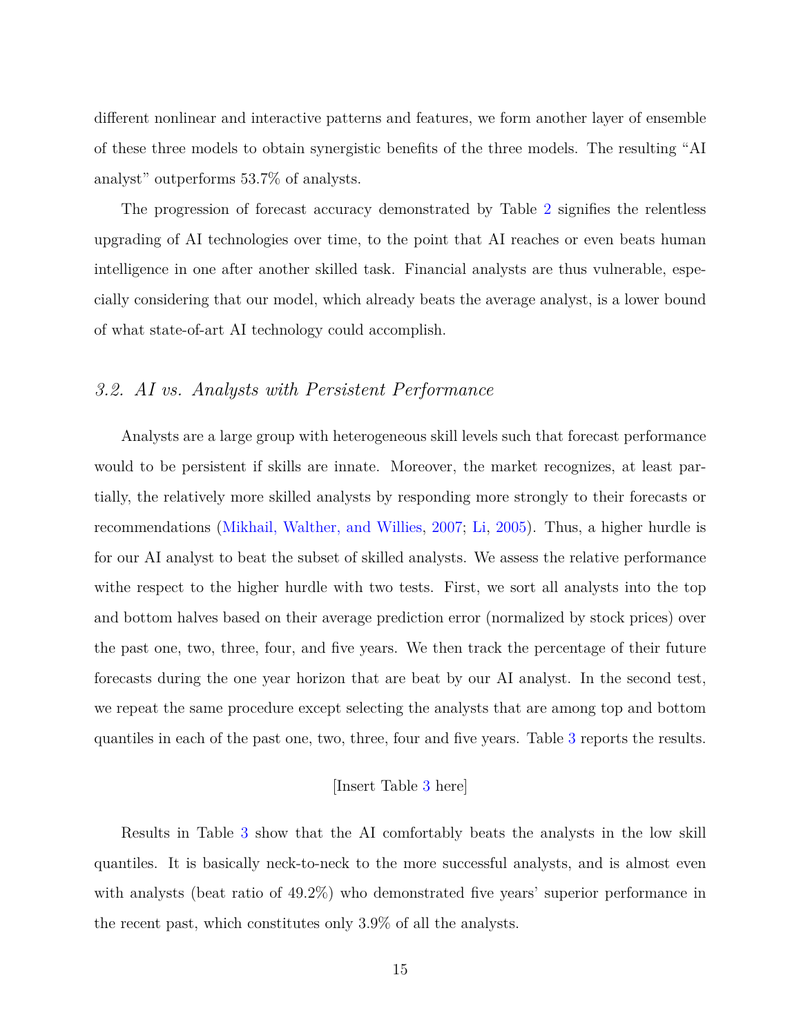different nonlinear and interactive patterns and features, we form another layer of ensemble of these three models to obtain synergistic benefits of the three models. The resulting "AI analyst" outperforms 53.7% of analysts.

The progression of forecast accuracy demonstrated by Table 2 signifies the relentless upgrading of AI technologies over time, to the point that AI reaches or even beats human intelligence in one after another skilled task. Financial analysts are thus vulnerable, especially considering that our model, which already beats the average analyst, is a lower bound of what state-of-art AI technology could accomplish.

### *3.2. AI vs. Analysts with Persistent Performance*

Analysts are a large group with heterogeneous skill levels such that forecast performance would to be persistent if skills are innate. Moreover, the market recognizes, at least partially, the relatively more skilled analysts by responding more strongly to their forecasts or recommendations (Mikhail, Walther, and Willies, 2007; Li, 2005). Thus, a higher hurdle is for our AI analyst to beat the subset of skilled analysts. We assess the relative performance withe respect to the higher hurdle with two tests. First, we sort all analysts into the top and bottom halves based on their average prediction error (normalized by stock prices) over the past one, two, three, four, and five years. We then track the percentage of their future forecasts during the one year horizon that are beat by our AI analyst. In the second test, we repeat the same procedure except selecting the analysts that are among top and bottom quantiles in each of the past one, two, three, four and five years. Table 3 reports the results.

[Insert Table 3 here]

Results in Table 3 show that the AI comfortably beats the analysts in the low skill quantiles. It is basically neck-to-neck to the more successful analysts, and is almost even with analysts (beat ratio of 49.2%) who demonstrated five years' superior performance in the recent past, which constitutes only 3.9% of all the analysts.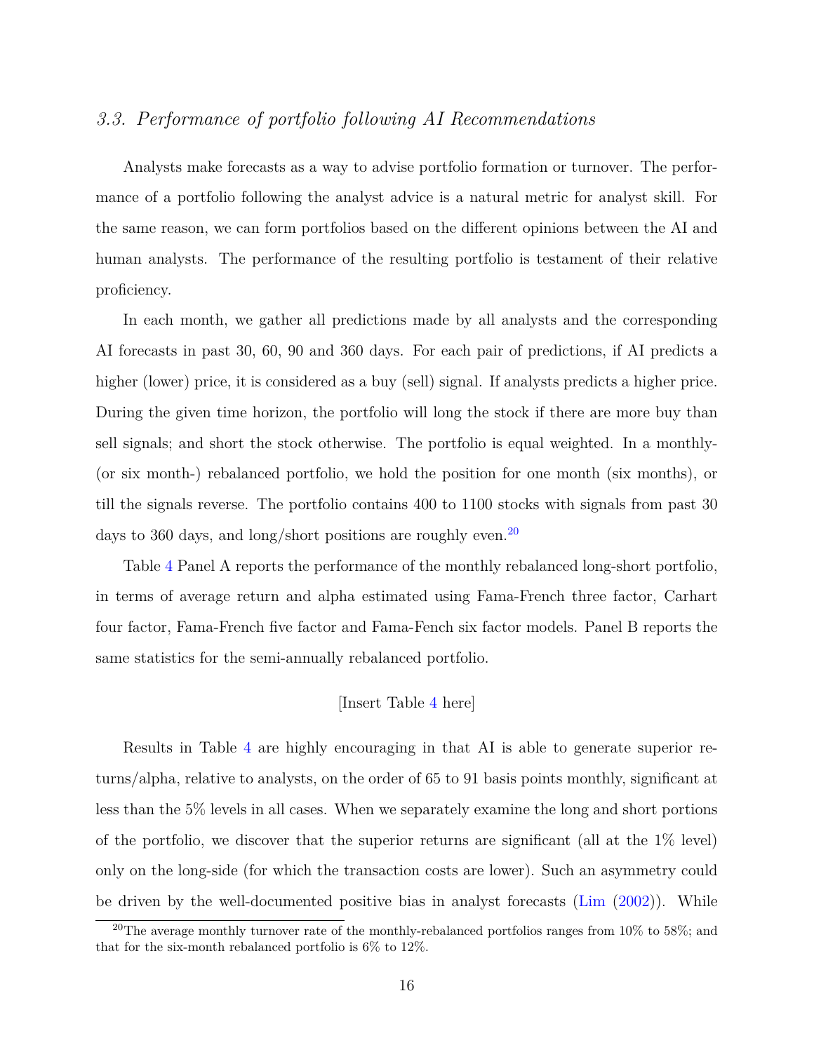### 3.3. Performance of portfolio following AI Recommendations

Analysts make forecasts as a way to advise portfolio formation or turnover. The performance of a portfolio following the analyst advice is a natural metric for analyst skill. For the same reason, we can form portfolios based on the different opinions between the AI and human analysts. The performance of the resulting portfolio is testament of their relative proficiency.

In each month, we gather all predictions made by all analysts and the corresponding AI forecasts in past 30, 60, 90 and 360 days. For each pair of predictions, if AI predicts a higher (lower) price, it is considered as a buy (sell) signal. If analysts predicts a higher price. During the given time horizon, the portfolio will long the stock if there are more buy than sell signals; and short the stock otherwise. The portfolio is equal weighted. In a monthly- (or six month-) rebalanced portfolio, we hold the position for one month (six months), or till the signals reverse. The portfolio contains 400 to 1100 stocks with signals from past 30 days to 360 days, and long/short positions are roughly even.[20]

Table 4 Panel A reports the performance of the monthly rebalanced long-short portfolio, in terms of average return and alpha estimated using Fama-French three factor, Carhart four factor, Fama-French five factor and Fama-Fench six factor models. Panel B reports the same statistics for the semi-annually rebalanced portfolio.

[Insert Table 4 here]

Results in Table 4 are highly encouraging in that AI is able to generate superior returns/alpha, relative to analysts, on the order of 65 to 91 basis points monthly, significant at less than the 5% levels in all cases. When we separately examine the long and short portions of the portfolio, we discover that the superior returns are significant (all at the 1% level) only on the long-side (for which the transaction costs are lower). Such an asymmetry could be driven by the well-documented positive bias in analyst forecasts (Lim (2002)). While

[20] The average monthly turnover rate of the monthly-rebalanced portfolios ranges from 10% to 58%; and that for the six-month rebalanced portfolio is 6% to 12%.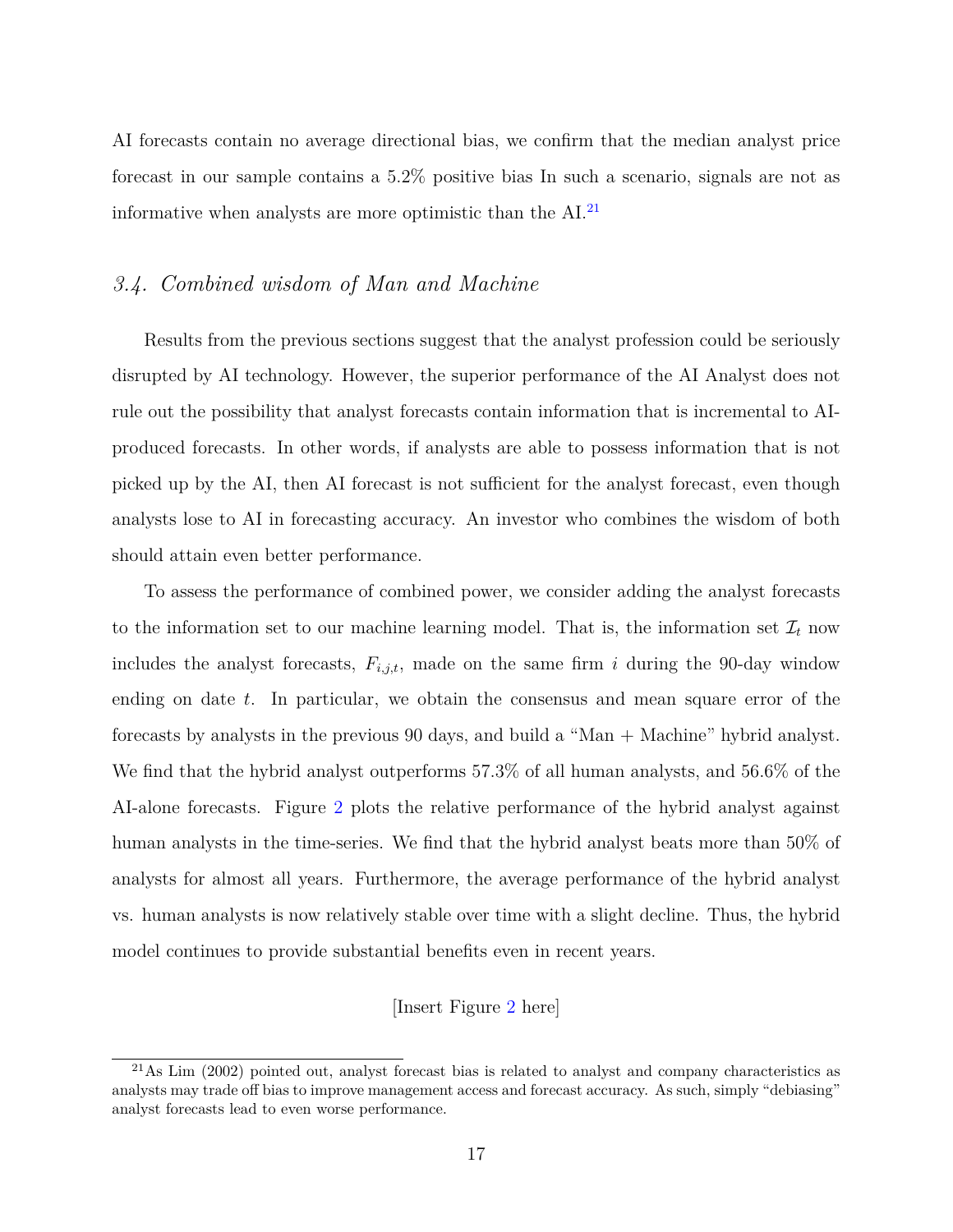AI forecasts contain no average directional bias, we confirm that the median analyst price forecast in our sample contains a 5.2% positive bias In such a scenario, signals are not as informative when analysts are more optimistic than the AI.[21]

### 3.4. Combined wisdom of Man and Machine

Results from the previous sections suggest that the analyst profession could be seriously disrupted by AI technology. However, the superior performance of the AI Analyst does not rule out the possibility that analyst forecasts contain information that is incremental to AI-produced forecasts. In other words, if analysts are able to possess information that is not picked up by the AI, then AI forecast is not sufficient for the analyst forecast, even though analysts lose to AI in forecasting accuracy. An investor who combines the wisdom of both should attain even better performance.

To assess the performance of combined power, we consider adding the analyst forecasts to the information set to our machine learning model. That is, the information set $\mathcal{I}_t$ now includes the analyst forecasts, $F_{i,j,t}$, made on the same firm $i$ during the 90-day window ending on date $t$. In particular, we obtain the consensus and mean square error of the forecasts by analysts in the previous 90 days, and build a "Man + Machine" hybrid analyst. We find that the hybrid analyst outperforms 57.3% of all human analysts, and 56.6% of the AI-alone forecasts. Figure 2 plots the relative performance of the hybrid analyst against human analysts in the time-series. We find that the hybrid analyst beats more than 50% of analysts for almost all years. Furthermore, the average performance of the hybrid analyst vs. human analysts is now relatively stable over time with a slight decline. Thus, the hybrid model continues to provide substantial benefits even in recent years.

[Insert Figure 2 here]

[21] As Lim (2002) pointed out, analyst forecast bias is related to analyst and company characteristics as analysts may trade off bias to improve management access and forecast accuracy. As such, simply "debiasing" analyst forecasts lead to even worse performance.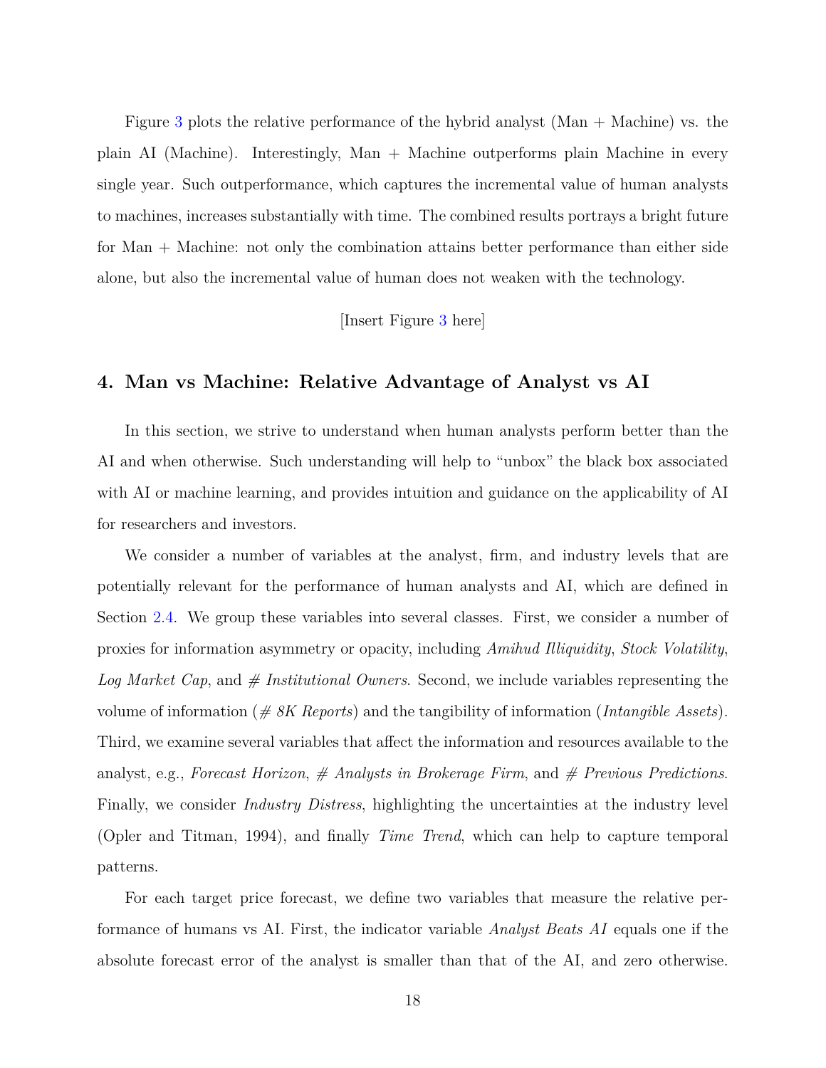Figure 3 plots the relative performance of the hybrid analyst (Man + Machine) vs. the plain AI (Machine). Interestingly, Man + Machine outperforms plain Machine in every single year. Such outperformance, which captures the incremental value of human analysts to machines, increases substantially with time. The combined results portrays a bright future for Man + Machine: not only the combination attains better performance than either side alone, but also the incremental value of human does not weaken with the technology.

[Insert Figure 3 here]

## 4. Man vs Machine: Relative Advantage of Analyst vs AI

In this section, we strive to understand when human analysts perform better than the AI and when otherwise. Such understanding will help to "unbox" the black box associated with AI or machine learning, and provides intuition and guidance on the applicability of AI for researchers and investors.

We consider a number of variables at the analyst, firm, and industry levels that are potentially relevant for the performance of human analysts and AI, which are defined in Section 2.4. We group these variables into several classes. First, we consider a number of proxies for information asymmetry or opacity, including *Amihud Illiquidity*, *Stock Volatility*, *Log Market Cap*, and *# Institutional Owners*. Second, we include variables representing the volume of information (*# 8K Reports*) and the tangibility of information (*Intangible Assets*). Third, we examine several variables that affect the information and resources available to the analyst, e.g., *Forecast Horizon*, *# Analysts in Brokerage Firm*, and *# Previous Predictions*. Finally, we consider *Industry Distress*, highlighting the uncertainties at the industry level (Opler and Titman, 1994), and finally *Time Trend*, which can help to capture temporal patterns.

For each target price forecast, we define two variables that measure the relative performance of humans vs AI. First, the indicator variable *Analyst Beats AI* equals one if the absolute forecast error of the analyst is smaller than that of the AI, and zero otherwise.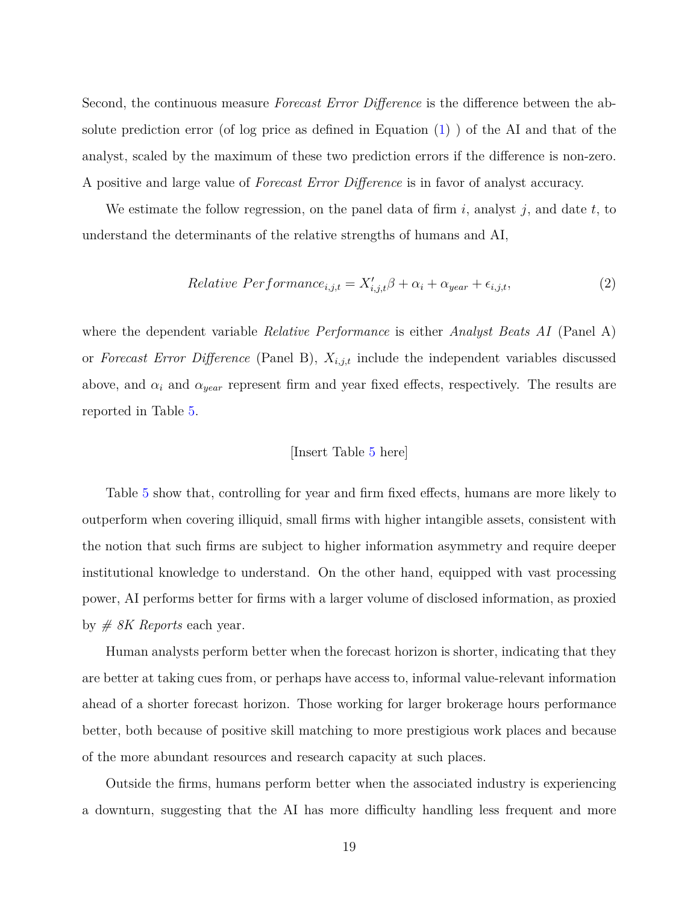Second, the continuous measure *Forecast Error Difference* is the difference between the absolute prediction error (of log price as defined in Equation (1) ) of the AI and that of the analyst, scaled by the maximum of these two prediction errors if the difference is non-zero. A positive and large value of *Forecast Error Difference* is in favor of analyst accuracy.

We estimate the follow regression, on the panel data of firm $i$, analyst $j$, and date $t$, to understand the determinants of the relative strengths of humans and AI,

$$Relative\ Performance_{i,j,t} = X'_{i,j,t}\beta + \alpha_i + \alpha_{year} + \epsilon_{i,j,t}, \tag{2}$$

where the dependent variable *Relative Performance* is either *Analyst Beats AI* (Panel A) or *Forecast Error Difference* (Panel B), $X_{i,j,t}$ include the independent variables discussed above, and $\alpha_i$ and $\alpha_{year}$ represent firm and year fixed effects, respectively. The results are reported in Table 5.

[Insert Table 5 here]

Table 5 show that, controlling for year and firm fixed effects, humans are more likely to outperform when covering illiquid, small firms with higher intangible assets, consistent with the notion that such firms are subject to higher information asymmetry and require deeper institutional knowledge to understand. On the other hand, equipped with vast processing power, AI performs better for firms with a larger volume of disclosed information, as proxied by *# 8K Reports* each year.

Human analysts perform better when the forecast horizon is shorter, indicating that they are better at taking cues from, or perhaps have access to, informal value-relevant information ahead of a shorter forecast horizon. Those working for larger brokerage hours performance better, both because of positive skill matching to more prestigious work places and because of the more abundant resources and research capacity at such places.

Outside the firms, humans perform better when the associated industry is experiencing a downturn, suggesting that the AI has more difficulty handling less frequent and more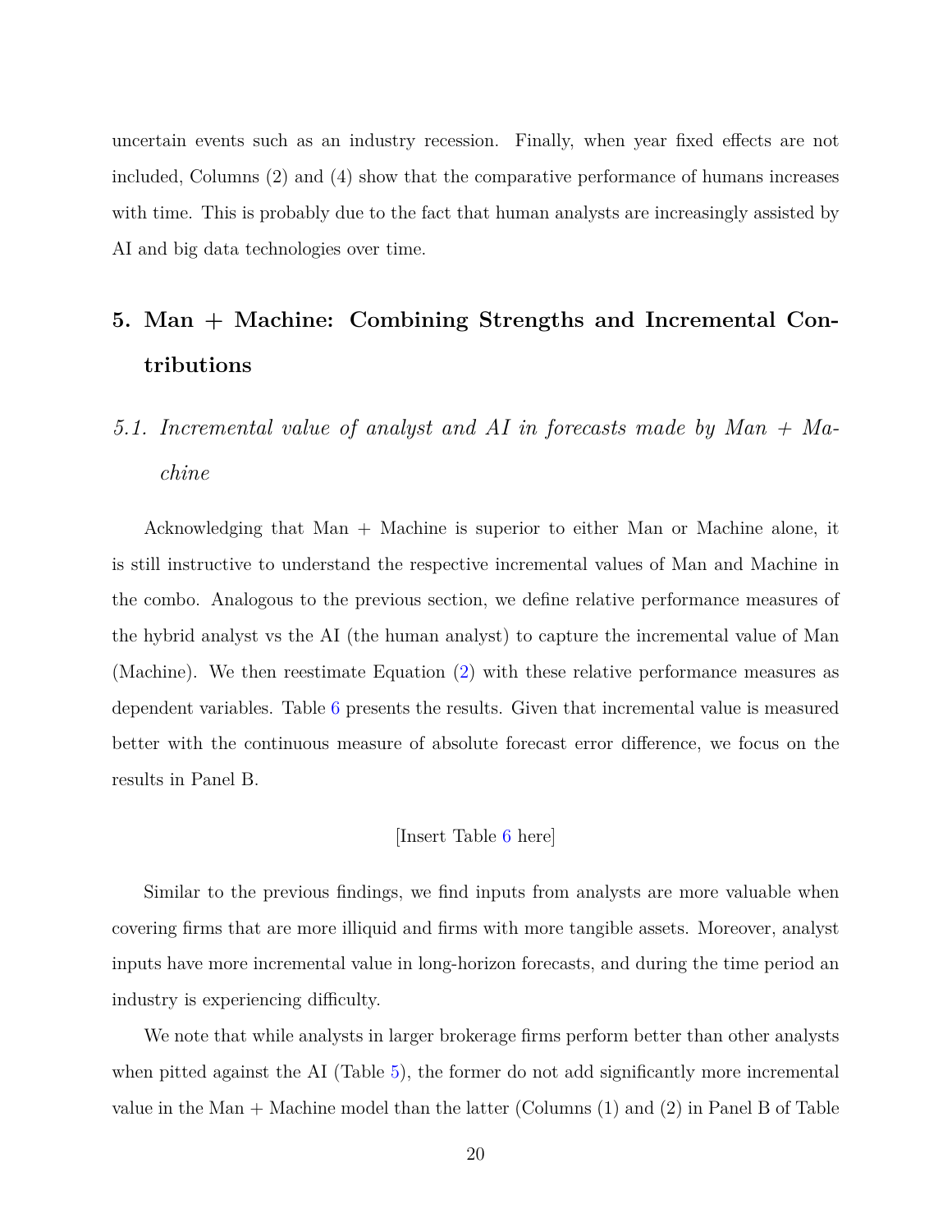uncertain events such as an industry recession. Finally, when year fixed effects are not included, Columns (2) and (4) show that the comparative performance of humans increases with time. This is probably due to the fact that human analysts are increasingly assisted by AI and big data technologies over time.

## 5. Man + Machine: Combining Strengths and Incremental Contributions

### *5.1. Incremental value of analyst and AI in forecasts made by Man + Machine*

Acknowledging that Man + Machine is superior to either Man or Machine alone, it is still instructive to understand the respective incremental values of Man and Machine in the combo. Analogous to the previous section, we define relative performance measures of the hybrid analyst vs the AI (the human analyst) to capture the incremental value of Man (Machine). We then reestimate Equation (2) with these relative performance measures as dependent variables. Table 6 presents the results. Given that incremental value is measured better with the continuous measure of absolute forecast error difference, we focus on the results in Panel B.

[Insert Table 6 here]

Similar to the previous findings, we find inputs from analysts are more valuable when covering firms that are more illiquid and firms with more tangible assets. Moreover, analyst inputs have more incremental value in long-horizon forecasts, and during the time period an industry is experiencing difficulty.

We note that while analysts in larger brokerage firms perform better than other analysts when pitted against the AI (Table 5), the former do not add significantly more incremental value in the Man + Machine model than the latter (Columns (1) and (2) in Panel B of Table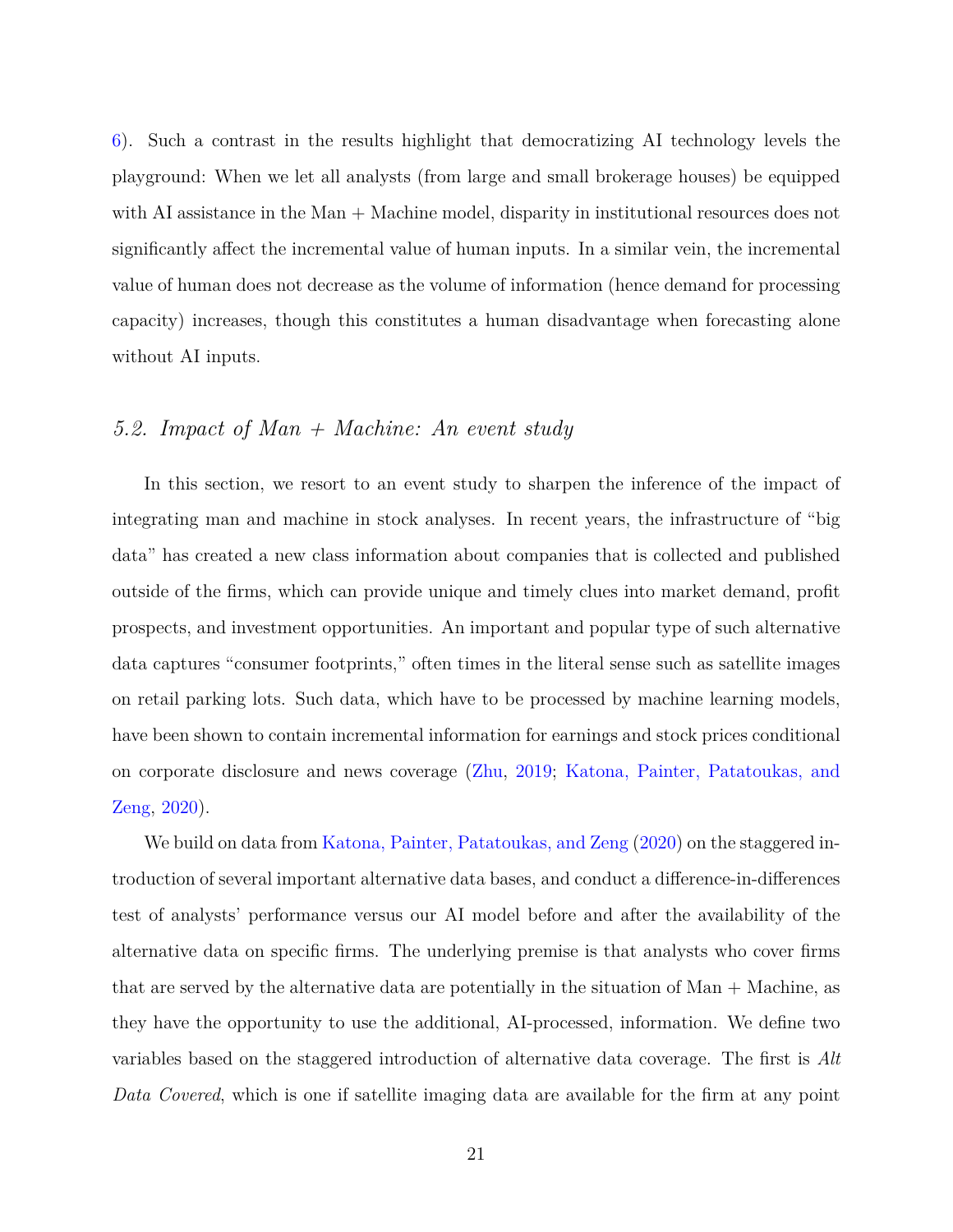6). Such a contrast in the results highlight that democratizing AI technology levels the playground: When we let all analysts (from large and small brokerage houses) be equipped with AI assistance in the Man + Machine model, disparity in institutional resources does not significantly affect the incremental value of human inputs. In a similar vein, the incremental value of human does not decrease as the volume of information (hence demand for processing capacity) increases, though this constitutes a human disadvantage when forecasting alone without AI inputs.

## *5.2. Impact of Man + Machine: An event study*

In this section, we resort to an event study to sharpen the inference of the impact of integrating man and machine in stock analyses. In recent years, the infrastructure of "big data" has created a new class information about companies that is collected and published outside of the firms, which can provide unique and timely clues into market demand, profit prospects, and investment opportunities. An important and popular type of such alternative data captures "consumer footprints," often times in the literal sense such as satellite images on retail parking lots. Such data, which have to be processed by machine learning models, have been shown to contain incremental information for earnings and stock prices conditional on corporate disclosure and news coverage (Zhu, 2019; Katona, Painter, Patatoukas, and Zeng, 2020).

We build on data from Katona, Painter, Patatoukas, and Zeng (2020) on the staggered introduction of several important alternative data bases, and conduct a difference-in-differences test of analysts' performance versus our AI model before and after the availability of the alternative data on specific firms. The underlying premise is that analysts who cover firms that are served by the alternative data are potentially in the situation of Man + Machine, as they have the opportunity to use the additional, AI-processed, information. We define two variables based on the staggered introduction of alternative data coverage. The first is *Alt Data Covered*, which is one if satellite imaging data are available for the firm at any point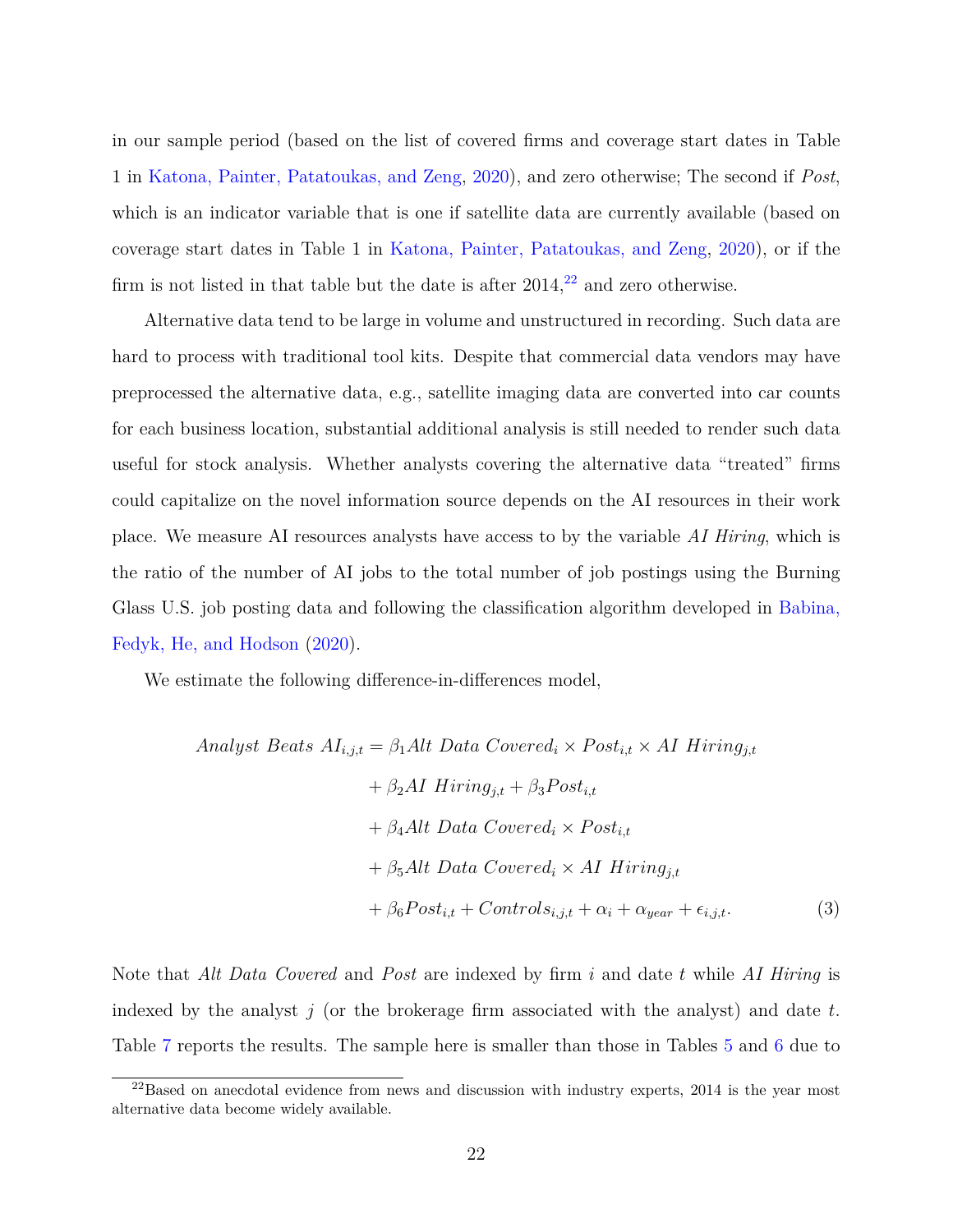in our sample period (based on the list of covered firms and coverage start dates in Table 1 in Katona, Painter, Patatoukas, and Zeng, 2020), and zero otherwise; The second if *Post*, which is an indicator variable that is one if satellite data are currently available (based on coverage start dates in Table 1 in Katona, Painter, Patatoukas, and Zeng, 2020), or if the firm is not listed in that table but the date is after 2014,[22] and zero otherwise.

Alternative data tend to be large in volume and unstructured in recording. Such data are hard to process with traditional tool kits. Despite that commercial data vendors may have preprocessed the alternative data, e.g., satellite imaging data are converted into car counts for each business location, substantial additional analysis is still needed to render such data useful for stock analysis. Whether analysts covering the alternative data "treated" firms could capitalize on the novel information source depends on the AI resources in their work place. We measure AI resources analysts have access to by the variable *AI Hiring*, which is the ratio of the number of AI jobs to the total number of job postings using the Burning Glass U.S. job posting data and following the classification algorithm developed in Babina, Fedyk, He, and Hodson (2020).

We estimate the following difference-in-differences model,

$$
\begin{aligned}
Analyst\ Beats\ AI_{i,j,t} = {} & \beta_1 Alt\ Data\ Covered_i \times Post_{i,t} \times AI\ Hiring_{j,t} \\
& + \beta_2 AI\ Hiring_{j,t} + \beta_3 Post_{i,t} \\
& + \beta_4 Alt\ Data\ Covered_i \times Post_{i,t} \\
& + \beta_5 Alt\ Data\ Covered_i \times AI\ Hiring_{j,t} \\
& + \beta_6 Post_{i,t} + Controls_{i,j,t} + \alpha_i + \alpha_{year} + \epsilon_{i,j,t}.
\end{aligned} \tag{3}
$$

Note that *Alt Data Covered* and *Post* are indexed by firm $i$ and date $t$ while *AI Hiring* is indexed by the analyst $j$ (or the brokerage firm associated with the analyst) and date $t$. Table 7 reports the results. The sample here is smaller than those in Tables 5 and 6 due to

[22] Based on anecdotal evidence from news and discussion with industry experts, 2014 is the year most alternative data become widely available.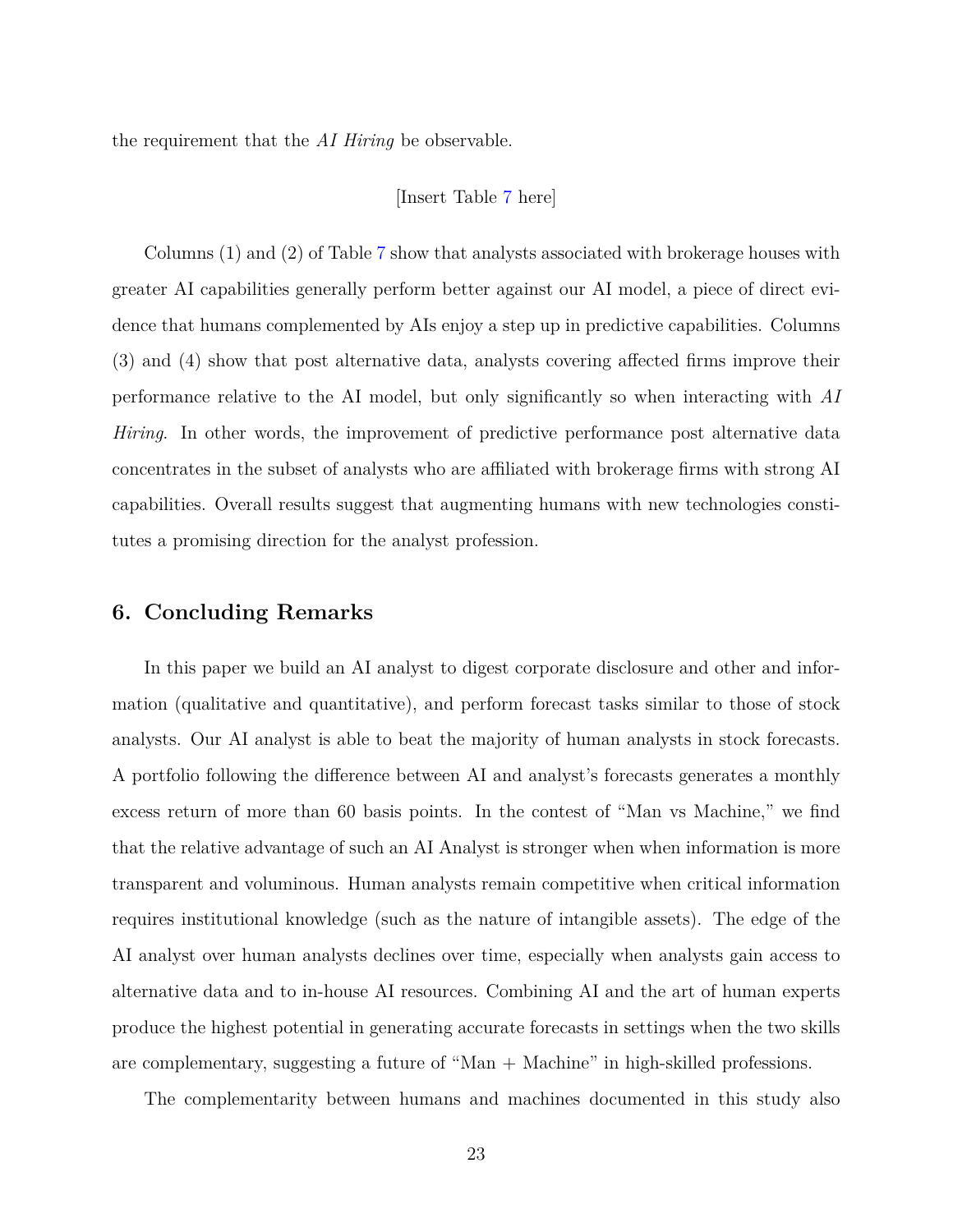the requirement that the *AI Hiring* be observable.

[Insert Table 7 here]

Columns (1) and (2) of Table 7 show that analysts associated with brokerage houses with greater AI capabilities generally perform better against our AI model, a piece of direct evidence that humans complemented by AIs enjoy a step up in predictive capabilities. Columns (3) and (4) show that post alternative data, analysts covering affected firms improve their performance relative to the AI model, but only significantly so when interacting with *AI Hiring*. In other words, the improvement of predictive performance post alternative data concentrates in the subset of analysts who are affiliated with brokerage firms with strong AI capabilities. Overall results suggest that augmenting humans with new technologies constitutes a promising direction for the analyst profession.

## 6. Concluding Remarks

In this paper we build an AI analyst to digest corporate disclosure and other and information (qualitative and quantitative), and perform forecast tasks similar to those of stock analysts. Our AI analyst is able to beat the majority of human analysts in stock forecasts. A portfolio following the difference between AI and analyst's forecasts generates a monthly excess return of more than 60 basis points. In the contest of "Man vs Machine," we find that the relative advantage of such an AI Analyst is stronger when when information is more transparent and voluminous. Human analysts remain competitive when critical information requires institutional knowledge (such as the nature of intangible assets). The edge of the AI analyst over human analysts declines over time, especially when analysts gain access to alternative data and to in-house AI resources. Combining AI and the art of human experts produce the highest potential in generating accurate forecasts in settings when the two skills are complementary, suggesting a future of "Man + Machine" in high-skilled professions.

The complementarity between humans and machines documented in this study also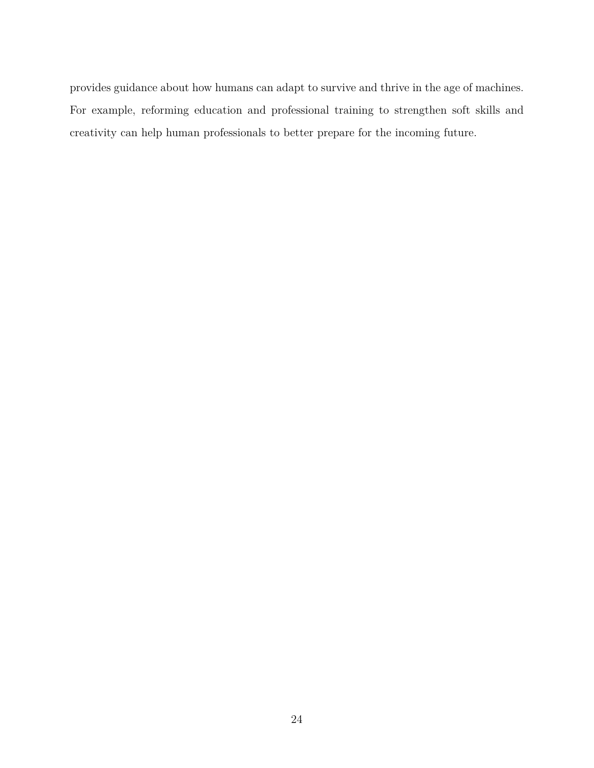provides guidance about how humans can adapt to survive and thrive in the age of machines. For example, reforming education and professional training to strengthen soft skills and creativity can help human professionals to better prepare for the incoming future.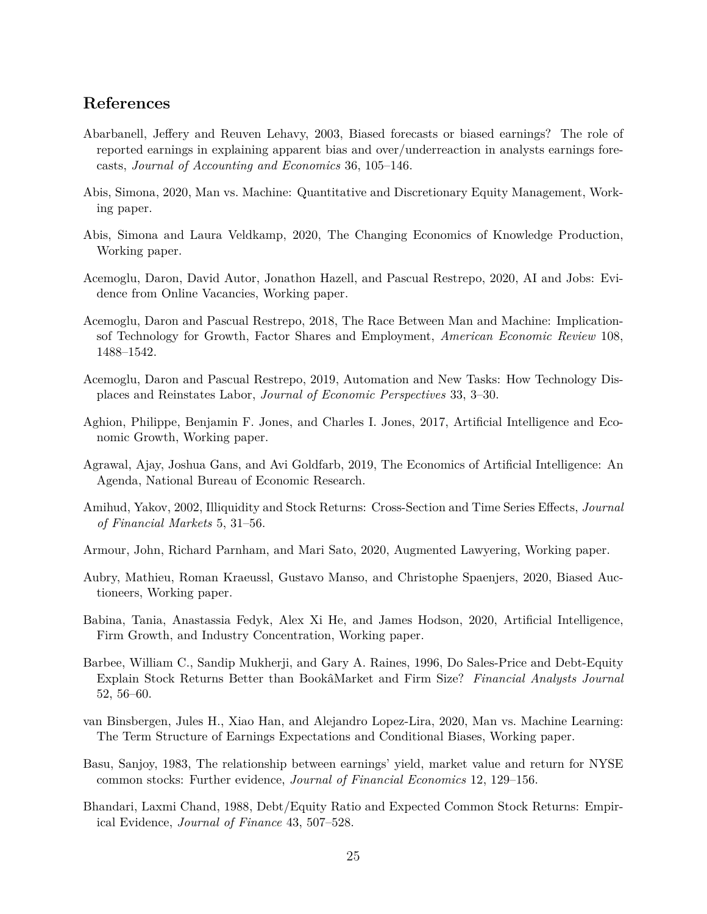## References

Abarbanell, Jeffery and Reuven Lehavy, 2003, Biased forecasts or biased earnings? The role of reported earnings in explaining apparent bias and over/underreaction in analysts earnings forecasts, *Journal of Accounting and Economics* 36, 105–146.

Abis, Simona, 2020, Man vs. Machine: Quantitative and Discretionary Equity Management, Working paper.

Abis, Simona and Laura Veldkamp, 2020, The Changing Economics of Knowledge Production, Working paper.

Acemoglu, Daron, David Autor, Jonathon Hazell, and Pascual Restrepo, 2020, AI and Jobs: Evidence from Online Vacancies, Working paper.

Acemoglu, Daron and Pascual Restrepo, 2018, The Race Between Man and Machine: Implicationsof Technology for Growth, Factor Shares and Employment, *American Economic Review* 108, 1488–1542.

Acemoglu, Daron and Pascual Restrepo, 2019, Automation and New Tasks: How Technology Displaces and Reinstates Labor, *Journal of Economic Perspectives* 33, 3–30.

Aghion, Philippe, Benjamin F. Jones, and Charles I. Jones, 2017, Artificial Intelligence and Economic Growth, Working paper.

Agrawal, Ajay, Joshua Gans, and Avi Goldfarb, 2019, The Economics of Artificial Intelligence: An Agenda, National Bureau of Economic Research.

Amihud, Yakov, 2002, Illiquidity and Stock Returns: Cross-Section and Time Series Effects, *Journal of Financial Markets* 5, 31–56.

Armour, John, Richard Parnham, and Mari Sato, 2020, Augmented Lawyering, Working paper.

Aubry, Mathieu, Roman Kraeussl, Gustavo Manso, and Christophe Spaenjers, 2020, Biased Auctioneers, Working paper.

Babina, Tania, Anastassia Fedyk, Alex Xi He, and James Hodson, 2020, Artificial Intelligence, Firm Growth, and Industry Concentration, Working paper.

Barbee, William C., Sandip Mukherji, and Gary A. Raines, 1996, Do Sales-Price and Debt-Equity Explain Stock Returns Better than BookâMarket and Firm Size? *Financial Analysts Journal* 52, 56–60.

van Binsbergen, Jules H., Xiao Han, and Alejandro Lopez-Lira, 2020, Man vs. Machine Learning: The Term Structure of Earnings Expectations and Conditional Biases, Working paper.

Basu, Sanjoy, 1983, The relationship between earnings' yield, market value and return for NYSE common stocks: Further evidence, *Journal of Financial Economics* 12, 129–156.

Bhandari, Laxmi Chand, 1988, Debt/Equity Ratio and Expected Common Stock Returns: Empirical Evidence, *Journal of Finance* 43, 507–528.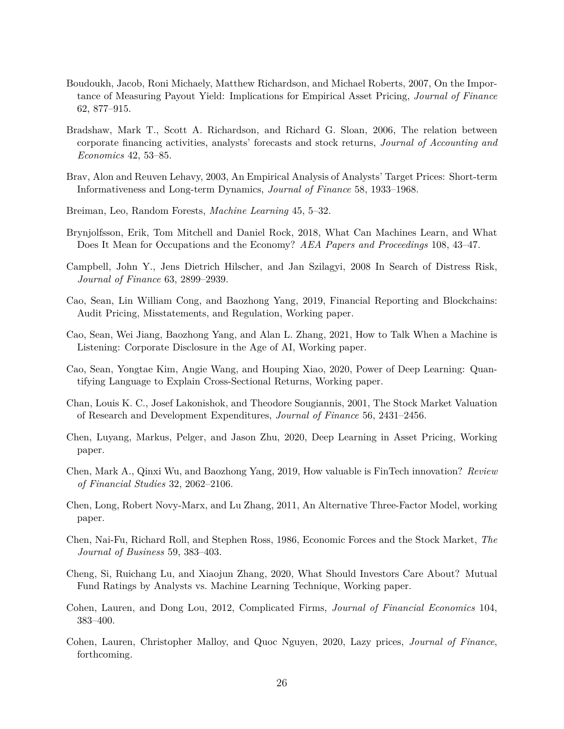Boudoukh, Jacob, Roni Michaely, Matthew Richardson, and Michael Roberts, 2007, On the Importance of Measuring Payout Yield: Implications for Empirical Asset Pricing, *Journal of Finance* 62, 877–915.

Bradshaw, Mark T., Scott A. Richardson, and Richard G. Sloan, 2006, The relation between corporate financing activities, analysts' forecasts and stock returns, *Journal of Accounting and Economics* 42, 53–85.

Brav, Alon and Reuven Lehavy, 2003, An Empirical Analysis of Analysts' Target Prices: Short-term Informativeness and Long-term Dynamics, *Journal of Finance* 58, 1933–1968.

Breiman, Leo, Random Forests, *Machine Learning* 45, 5–32.

Brynjolfsson, Erik, Tom Mitchell and Daniel Rock, 2018, What Can Machines Learn, and What Does It Mean for Occupations and the Economy? *AEA Papers and Proceedings* 108, 43–47.

Campbell, John Y., Jens Dietrich Hilscher, and Jan Szilagyi, 2008 In Search of Distress Risk, *Journal of Finance* 63, 2899–2939.

Cao, Sean, Lin William Cong, and Baozhong Yang, 2019, Financial Reporting and Blockchains: Audit Pricing, Misstatements, and Regulation, Working paper.

Cao, Sean, Wei Jiang, Baozhong Yang, and Alan L. Zhang, 2021, How to Talk When a Machine is Listening: Corporate Disclosure in the Age of AI, Working paper.

Cao, Sean, Yongtae Kim, Angie Wang, and Houping Xiao, 2020, Power of Deep Learning: Quantifying Language to Explain Cross-Sectional Returns, Working paper.

Chan, Louis K. C., Josef Lakonishok, and Theodore Sougiannis, 2001, The Stock Market Valuation of Research and Development Expenditures, *Journal of Finance* 56, 2431–2456.

Chen, Luyang, Markus, Pelger, and Jason Zhu, 2020, Deep Learning in Asset Pricing, Working paper.

Chen, Mark A., Qinxi Wu, and Baozhong Yang, 2019, How valuable is FinTech innovation? *Review of Financial Studies* 32, 2062–2106.

Chen, Long, Robert Novy-Marx, and Lu Zhang, 2011, An Alternative Three-Factor Model, working paper.

Chen, Nai-Fu, Richard Roll, and Stephen Ross, 1986, Economic Forces and the Stock Market, *The Journal of Business* 59, 383–403.

Cheng, Si, Ruichang Lu, and Xiaojun Zhang, 2020, What Should Investors Care About? Mutual Fund Ratings by Analysts vs. Machine Learning Technique, Working paper.

Cohen, Lauren, and Dong Lou, 2012, Complicated Firms, *Journal of Financial Economics* 104, 383–400.

Cohen, Lauren, Christopher Malloy, and Quoc Nguyen, 2020, Lazy prices, *Journal of Finance*, forthcoming.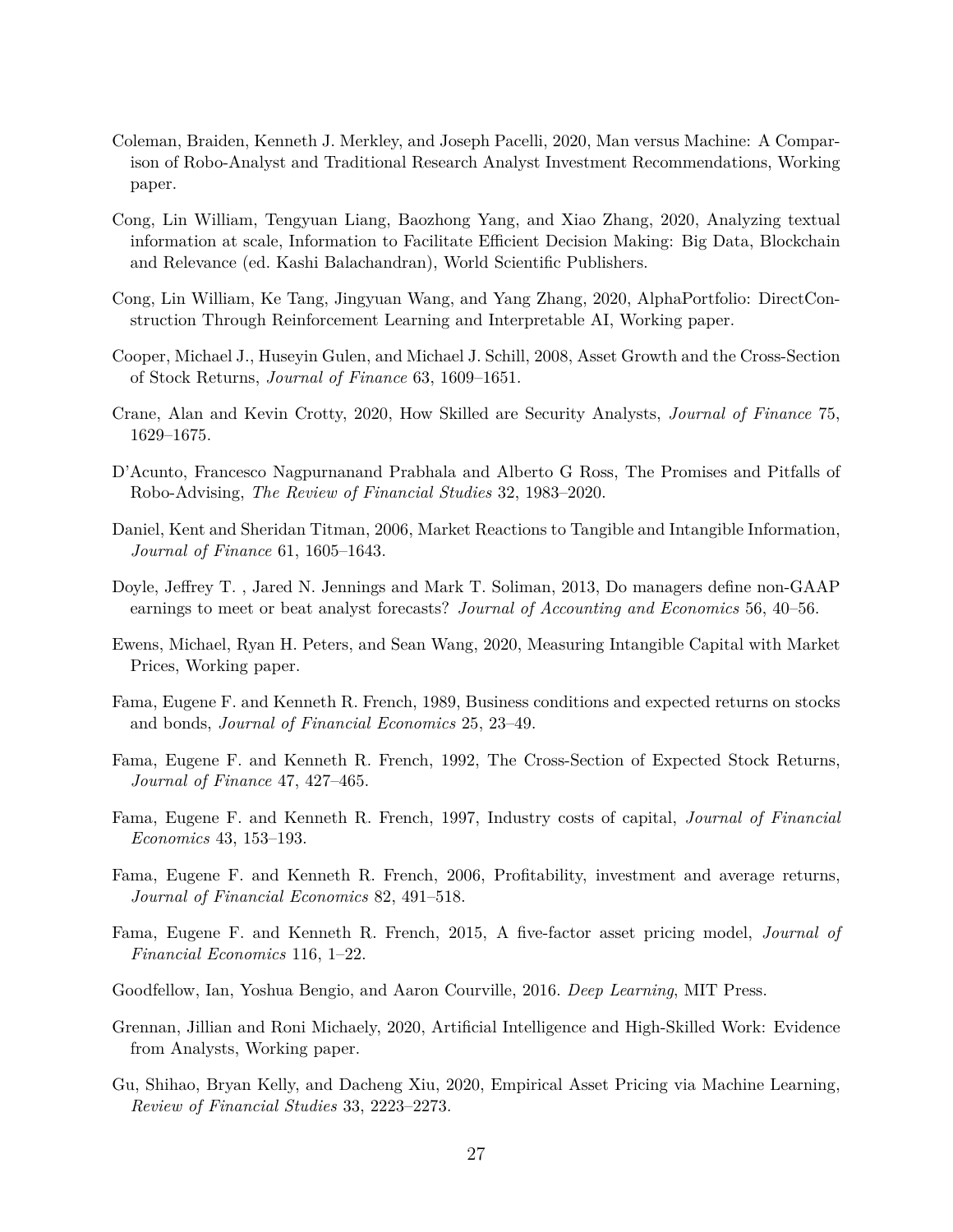Coleman, Braiden, Kenneth J. Merkley, and Joseph Pacelli, 2020, Man versus Machine: A Comparison of Robo-Analyst and Traditional Research Analyst Investment Recommendations, Working paper.

Cong, Lin William, Tengyuan Liang, Baozhong Yang, and Xiao Zhang, 2020, Analyzing textual information at scale, Information to Facilitate Efficient Decision Making: Big Data, Blockchain and Relevance (ed. Kashi Balachandran), World Scientific Publishers.

Cong, Lin William, Ke Tang, Jingyuan Wang, and Yang Zhang, 2020, AlphaPortfolio: DirectConstruction Through Reinforcement Learning and Interpretable AI, Working paper.

Cooper, Michael J., Huseyin Gulen, and Michael J. Schill, 2008, Asset Growth and the Cross-Section of Stock Returns, *Journal of Finance* 63, 1609–1651.

Crane, Alan and Kevin Crotty, 2020, How Skilled are Security Analysts, *Journal of Finance* 75, 1629–1675.

D'Acunto, Francesco Nagpurnanand Prabhala and Alberto G Ross, The Promises and Pitfalls of Robo-Advising, *The Review of Financial Studies* 32, 1983–2020.

Daniel, Kent and Sheridan Titman, 2006, Market Reactions to Tangible and Intangible Information, *Journal of Finance* 61, 1605–1643.

Doyle, Jeffrey T. , Jared N. Jennings and Mark T. Soliman, 2013, Do managers define non-GAAP earnings to meet or beat analyst forecasts? *Journal of Accounting and Economics* 56, 40–56.

Ewens, Michael, Ryan H. Peters, and Sean Wang, 2020, Measuring Intangible Capital with Market Prices, Working paper.

Fama, Eugene F. and Kenneth R. French, 1989, Business conditions and expected returns on stocks and bonds, *Journal of Financial Economics* 25, 23–49.

Fama, Eugene F. and Kenneth R. French, 1992, The Cross-Section of Expected Stock Returns, *Journal of Finance* 47, 427–465.

Fama, Eugene F. and Kenneth R. French, 1997, Industry costs of capital, *Journal of Financial Economics* 43, 153–193.

Fama, Eugene F. and Kenneth R. French, 2006, Profitability, investment and average returns, *Journal of Financial Economics* 82, 491–518.

Fama, Eugene F. and Kenneth R. French, 2015, A five-factor asset pricing model, *Journal of Financial Economics* 116, 1–22.

Goodfellow, Ian, Yoshua Bengio, and Aaron Courville, 2016. *Deep Learning*, MIT Press.

Grennan, Jillian and Roni Michaely, 2020, Artificial Intelligence and High-Skilled Work: Evidence from Analysts, Working paper.

Gu, Shihao, Bryan Kelly, and Dacheng Xiu, 2020, Empirical Asset Pricing via Machine Learning, *Review of Financial Studies* 33, 2223–2273.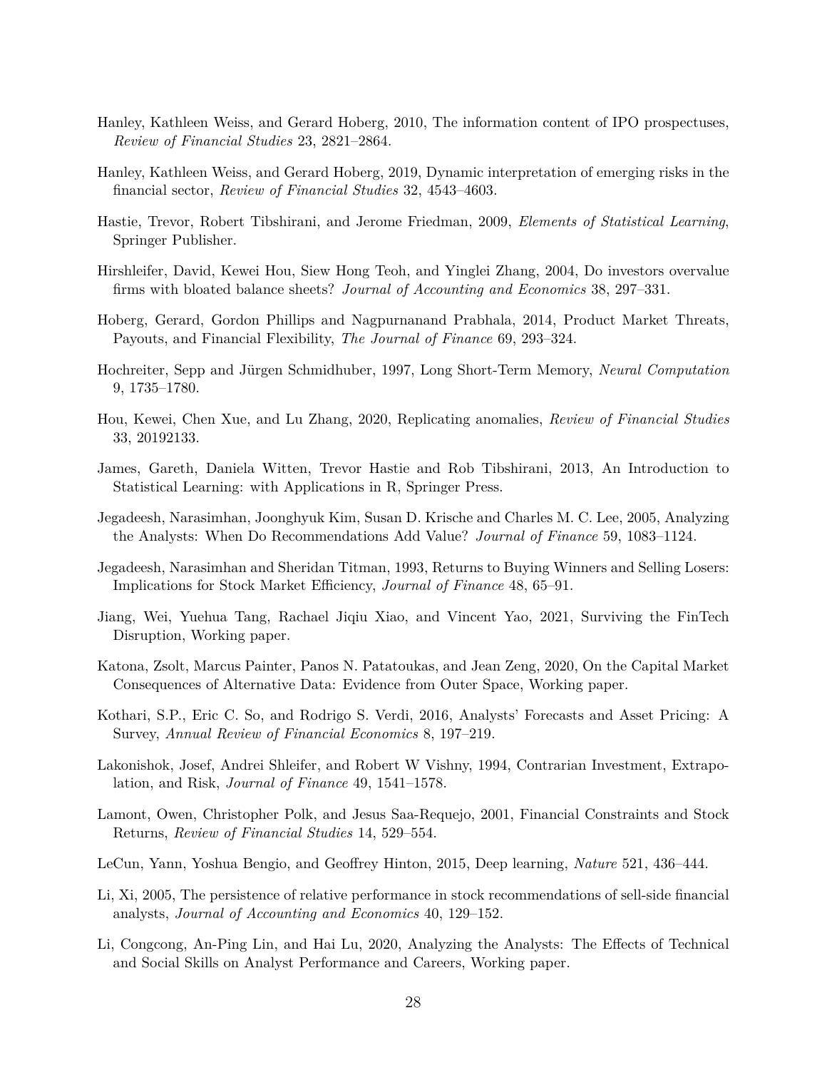Hanley, Kathleen Weiss, and Gerard Hoberg, 2010, The information content of IPO prospectuses, *Review of Financial Studies* 23, 2821–2864.

Hanley, Kathleen Weiss, and Gerard Hoberg, 2019, Dynamic interpretation of emerging risks in the financial sector, *Review of Financial Studies* 32, 4543–4603.

Hastie, Trevor, Robert Tibshirani, and Jerome Friedman, 2009, *Elements of Statistical Learning*, Springer Publisher.

Hirshleifer, David, Kewei Hou, Siew Hong Teoh, and Yinglei Zhang, 2004, Do investors overvalue firms with bloated balance sheets? *Journal of Accounting and Economics* 38, 297–331.

Hoberg, Gerard, Gordon Phillips and Nagpurnanand Prabhala, 2014, Product Market Threats, Payouts, and Financial Flexibility, *The Journal of Finance* 69, 293–324.

Hochreiter, Sepp and Jürgen Schmidhuber, 1997, Long Short-Term Memory, *Neural Computation* 9, 1735–1780.

Hou, Kewei, Chen Xue, and Lu Zhang, 2020, Replicating anomalies, *Review of Financial Studies* 33, 20192133.

James, Gareth, Daniela Witten, Trevor Hastie and Rob Tibshirani, 2013, An Introduction to Statistical Learning: with Applications in R, Springer Press.

Jegadeesh, Narasimhan, Joonghyuk Kim, Susan D. Krische and Charles M. C. Lee, 2005, Analyzing the Analysts: When Do Recommendations Add Value? *Journal of Finance* 59, 1083–1124.

Jegadeesh, Narasimhan and Sheridan Titman, 1993, Returns to Buying Winners and Selling Losers: Implications for Stock Market Efficiency, *Journal of Finance* 48, 65–91.

Jiang, Wei, Yuehua Tang, Rachael Jiqiu Xiao, and Vincent Yao, 2021, Surviving the FinTech Disruption, Working paper.

Katona, Zsolt, Marcus Painter, Panos N. Patatoukas, and Jean Zeng, 2020, On the Capital Market Consequences of Alternative Data: Evidence from Outer Space, Working paper.

Kothari, S.P., Eric C. So, and Rodrigo S. Verdi, 2016, Analysts' Forecasts and Asset Pricing: A Survey, *Annual Review of Financial Economics* 8, 197–219.

Lakonishok, Josef, Andrei Shleifer, and Robert W Vishny, 1994, Contrarian Investment, Extrapolation, and Risk, *Journal of Finance* 49, 1541–1578.

Lamont, Owen, Christopher Polk, and Jesus Saa-Requejo, 2001, Financial Constraints and Stock Returns, *Review of Financial Studies* 14, 529–554.

LeCun, Yann, Yoshua Bengio, and Geoffrey Hinton, 2015, Deep learning, *Nature* 521, 436–444.

Li, Xi, 2005, The persistence of relative performance in stock recommendations of sell-side financial analysts, *Journal of Accounting and Economics* 40, 129–152.

Li, Congcong, An-Ping Lin, and Hai Lu, 2020, Analyzing the Analysts: The Effects of Technical and Social Skills on Analyst Performance and Careers, Working paper.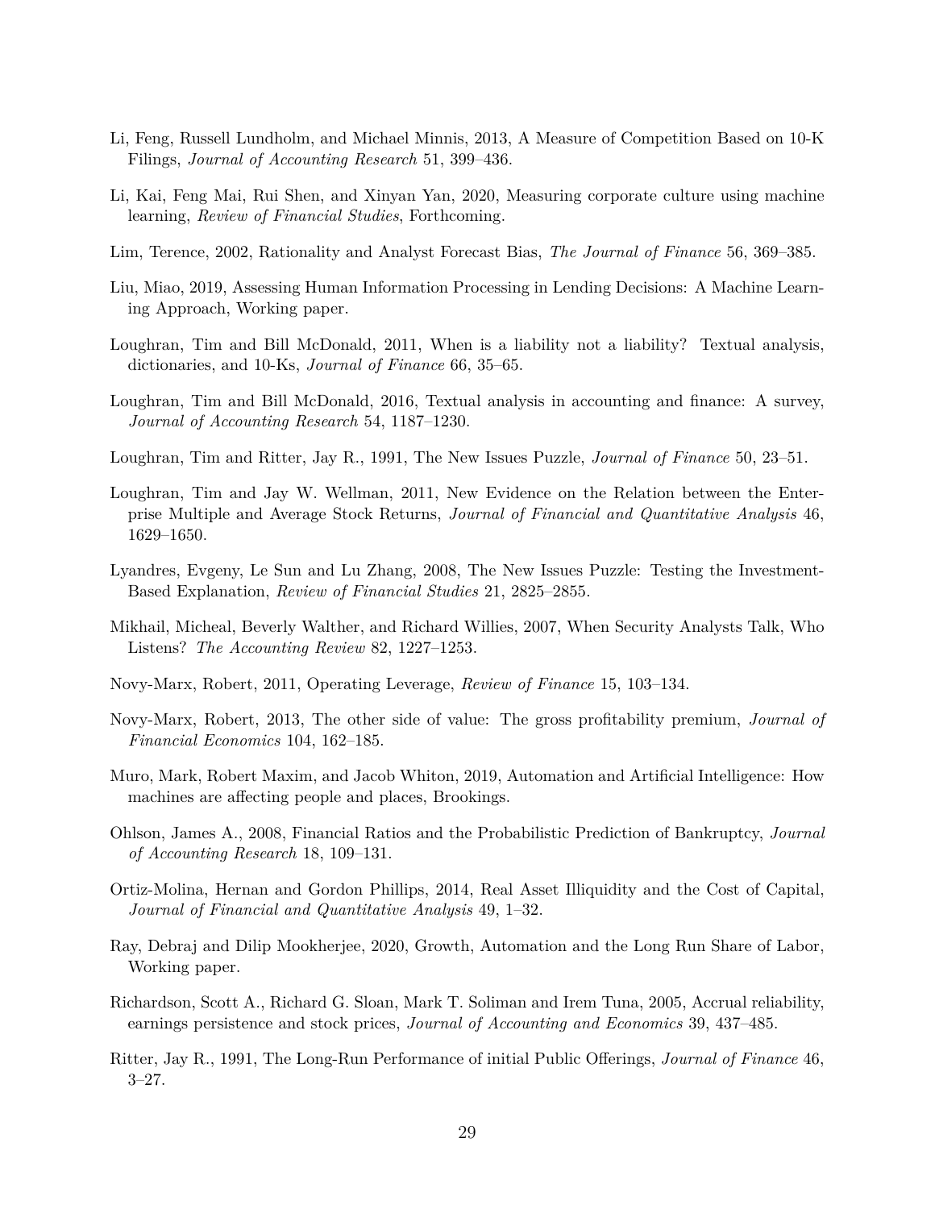Li, Feng, Russell Lundholm, and Michael Minnis, 2013, A Measure of Competition Based on 10-K Filings, *Journal of Accounting Research* 51, 399–436.

Li, Kai, Feng Mai, Rui Shen, and Xinyan Yan, 2020, Measuring corporate culture using machine learning, *Review of Financial Studies*, Forthcoming.

Lim, Terence, 2002, Rationality and Analyst Forecast Bias, *The Journal of Finance* 56, 369–385.

Liu, Miao, 2019, Assessing Human Information Processing in Lending Decisions: A Machine Learning Approach, Working paper.

Loughran, Tim and Bill McDonald, 2011, When is a liability not a liability? Textual analysis, dictionaries, and 10-Ks, *Journal of Finance* 66, 35–65.

Loughran, Tim and Bill McDonald, 2016, Textual analysis in accounting and finance: A survey, *Journal of Accounting Research* 54, 1187–1230.

Loughran, Tim and Ritter, Jay R., 1991, The New Issues Puzzle, *Journal of Finance* 50, 23–51.

Loughran, Tim and Jay W. Wellman, 2011, New Evidence on the Relation between the Enterprise Multiple and Average Stock Returns, *Journal of Financial and Quantitative Analysis* 46, 1629–1650.

Lyandres, Evgeny, Le Sun and Lu Zhang, 2008, The New Issues Puzzle: Testing the Investment-Based Explanation, *Review of Financial Studies* 21, 2825–2855.

Mikhail, Micheal, Beverly Walther, and Richard Willies, 2007, When Security Analysts Talk, Who Listens? *The Accounting Review* 82, 1227–1253.

Novy-Marx, Robert, 2011, Operating Leverage, *Review of Finance* 15, 103–134.

Novy-Marx, Robert, 2013, The other side of value: The gross profitability premium, *Journal of Financial Economics* 104, 162–185.

Muro, Mark, Robert Maxim, and Jacob Whiton, 2019, Automation and Artificial Intelligence: How machines are affecting people and places, Brookings.

Ohlson, James A., 2008, Financial Ratios and the Probabilistic Prediction of Bankruptcy, *Journal of Accounting Research* 18, 109–131.

Ortiz-Molina, Hernan and Gordon Phillips, 2014, Real Asset Illiquidity and the Cost of Capital, *Journal of Financial and Quantitative Analysis* 49, 1–32.

Ray, Debraj and Dilip Mookherjee, 2020, Growth, Automation and the Long Run Share of Labor, Working paper.

Richardson, Scott A., Richard G. Sloan, Mark T. Soliman and Irem Tuna, 2005, Accrual reliability, earnings persistence and stock prices, *Journal of Accounting and Economics* 39, 437–485.

Ritter, Jay R., 1991, The Long-Run Performance of initial Public Offerings, *Journal of Finance* 46, 3–27.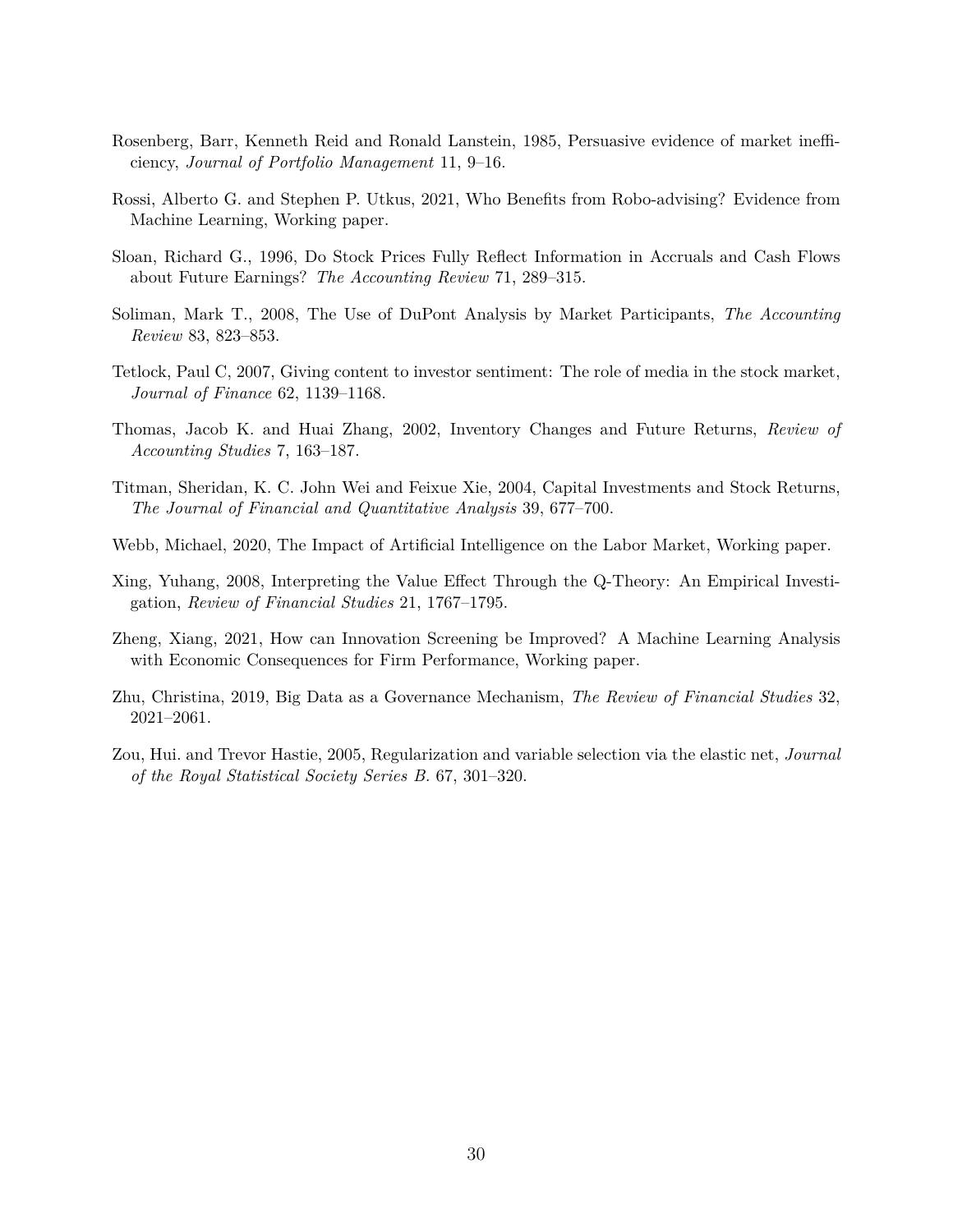Rosenberg, Barr, Kenneth Reid and Ronald Lanstein, 1985, Persuasive evidence of market inefficiency, *Journal of Portfolio Management* 11, 9–16.

Rossi, Alberto G. and Stephen P. Utkus, 2021, Who Benefits from Robo-advising? Evidence from Machine Learning, Working paper.

Sloan, Richard G., 1996, Do Stock Prices Fully Reflect Information in Accruals and Cash Flows about Future Earnings? *The Accounting Review* 71, 289–315.

Soliman, Mark T., 2008, The Use of DuPont Analysis by Market Participants, *The Accounting Review* 83, 823–853.

Tetlock, Paul C, 2007, Giving content to investor sentiment: The role of media in the stock market, *Journal of Finance* 62, 1139–1168.

Thomas, Jacob K. and Huai Zhang, 2002, Inventory Changes and Future Returns, *Review of Accounting Studies* 7, 163–187.

Titman, Sheridan, K. C. John Wei and Feixue Xie, 2004, Capital Investments and Stock Returns, *The Journal of Financial and Quantitative Analysis* 39, 677–700.

Webb, Michael, 2020, The Impact of Artificial Intelligence on the Labor Market, Working paper.

Xing, Yuhang, 2008, Interpreting the Value Effect Through the Q-Theory: An Empirical Investigation, *Review of Financial Studies* 21, 1767–1795.

Zheng, Xiang, 2021, How can Innovation Screening be Improved? A Machine Learning Analysis with Economic Consequences for Firm Performance, Working paper.

Zhu, Christina, 2019, Big Data as a Governance Mechanism, *The Review of Financial Studies* 32, 2021–2061.

Zou, Hui. and Trevor Hastie, 2005, Regularization and variable selection via the elastic net, *Journal of the Royal Statistical Society Series B.* 67, 301–320.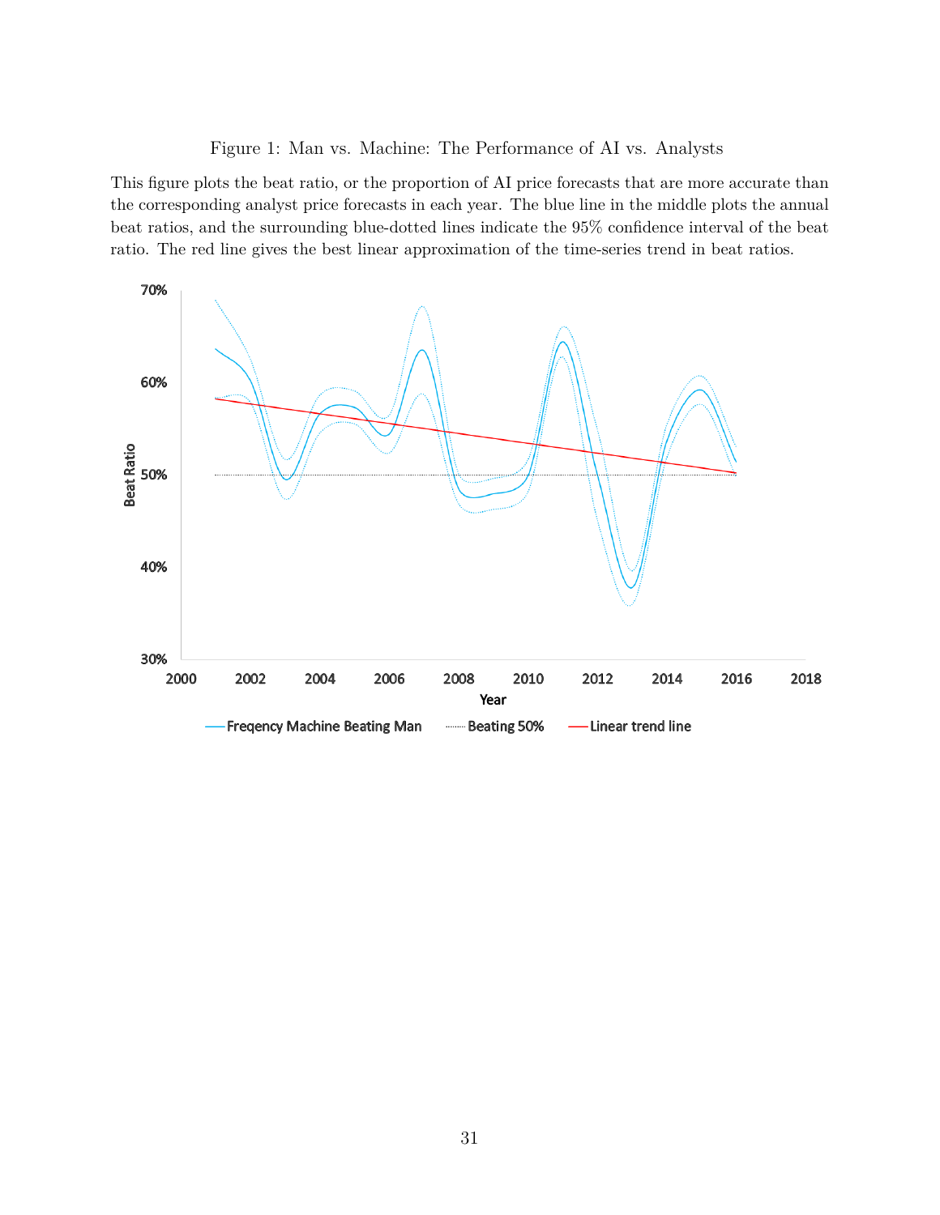Figure 1: Man vs. Machine: The Performance of AI vs. Analysts

This figure plots the beat ratio, or the proportion of AI price forecasts that are more accurate than the corresponding analyst price forecasts in each year. The blue line in the middle plots the annual beat ratios, and the surrounding blue-dotted lines indicate the 95% confidence interval of the beat ratio. The red line gives the best linear approximation of the time-series trend in beat ratios.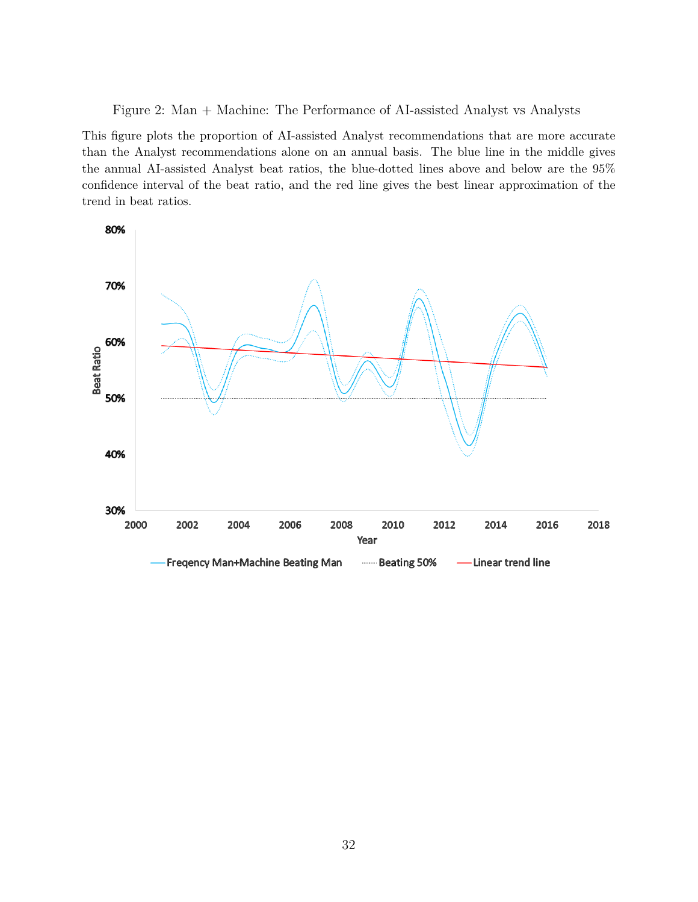Figure 2: Man + Machine: The Performance of AI-assisted Analyst vs Analysts

This figure plots the proportion of AI-assisted Analyst recommendations that are more accurate than the Analyst recommendations alone on an annual basis. The blue line in the middle gives the annual AI-assisted Analyst beat ratios, the blue-dotted lines above and below are the 95% confidence interval of the beat ratio, and the red line gives the best linear approximation of the trend in beat ratios.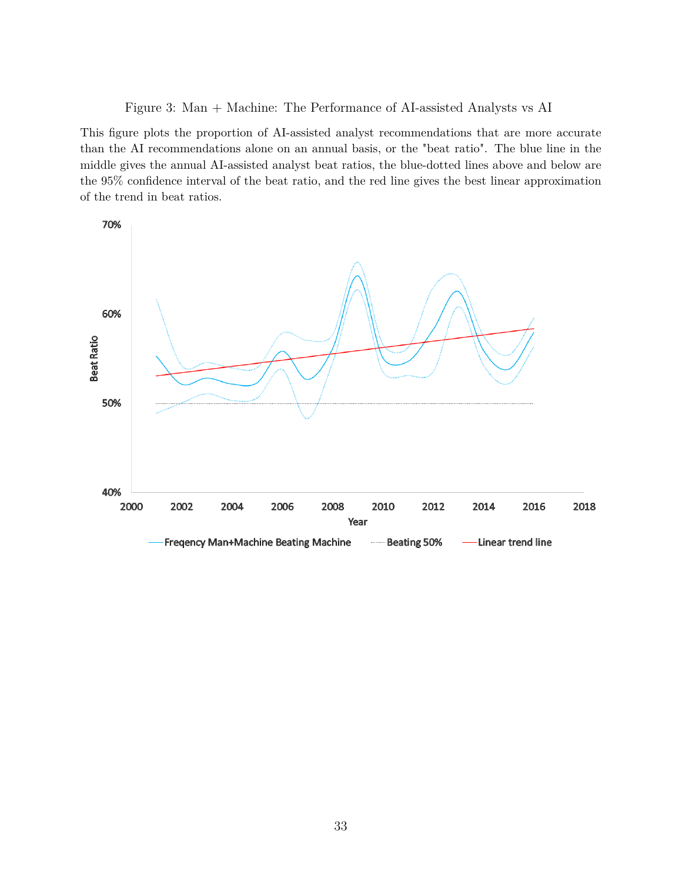Figure 3: Man + Machine: The Performance of AI-assisted Analysts vs AI

This figure plots the proportion of AI-assisted analyst recommendations that are more accurate than the AI recommendations alone on an annual basis, or the "beat ratio". The blue line in the middle gives the annual AI-assisted analyst beat ratios, the blue-dotted lines above and below are the 95% confidence interval of the beat ratio, and the red line gives the best linear approximation of the trend in beat ratios.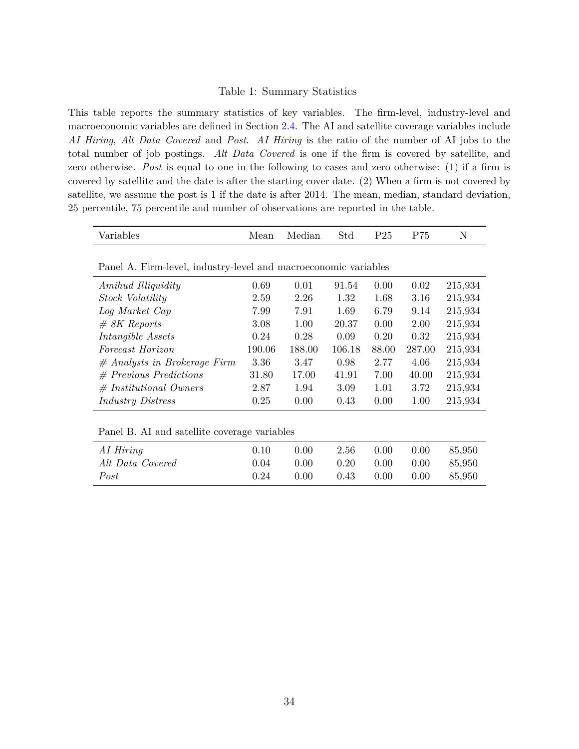Table 1: Summary Statistics

This table reports the summary statistics of key variables. The firm-level, industry-level and macroeconomic variables are defined in Section 2.4. The AI and satellite coverage variables include *AI Hiring*, *Alt Data Covered* and *Post*. *AI Hiring* is the ratio of the number of AI jobs to the total number of job postings. *Alt Data Covered* is one if the firm is covered by satellite, and zero otherwise. *Post* is equal to one in the following to cases and zero otherwise: (1) if a firm is covered by satellite and the date is after the starting cover date. (2) When a firm is not covered by satellite, we assume the post is 1 if the date is after 2014. The mean, median, standard deviation, 25 percentile, 75 percentile and number of observations are reported in the table.

| Variables | Mean | Median | Std | P25 | P75 | N |
|---|---|---|---|---|---|---|
| Panel A. Firm-level, industry-level and macroeconomic variables | | | | | | |
| *Amihud Illiquidity* | 0.69 | 0.01 | 91.54 | 0.00 | 0.02 | 215,934 |
| *Stock Volatility* | 2.59 | 2.26 | 1.32 | 1.68 | 3.16 | 215,934 |
| *Log Market Cap* | 7.99 | 7.91 | 1.69 | 6.79 | 9.14 | 215,934 |
| *# 8K Reports* | 3.08 | 1.00 | 20.37 | 0.00 | 2.00 | 215,934 |
| *Intangible Assets* | 0.24 | 0.28 | 0.09 | 0.20 | 0.32 | 215,934 |
| *Forecast Horizon* | 190.06 | 188.00 | 106.18 | 88.00 | 287.00 | 215,934 |
| *# Analysts in Brokerage Firm* | 3.36 | 3.47 | 0.98 | 2.77 | 4.06 | 215,934 |
| *# Previous Predictions* | 31.80 | 17.00 | 41.91 | 7.00 | 40.00 | 215,934 |
| *# Institutional Owners* | 2.87 | 1.94 | 3.09 | 1.01 | 3.72 | 215,934 |
| *Industry Distress* | 0.25 | 0.00 | 0.43 | 0.00 | 1.00 | 215,934 |
| Panel B. AI and satellite coverage variables | | | | | | |
| *AI Hiring* | 0.10 | 0.00 | 2.56 | 0.00 | 0.00 | 85,950 |
| *Alt Data Covered* | 0.04 | 0.00 | 0.20 | 0.00 | 0.00 | 85,950 |
| *Post* | 0.24 | 0.00 | 0.43 | 0.00 | 0.00 | 85,950 |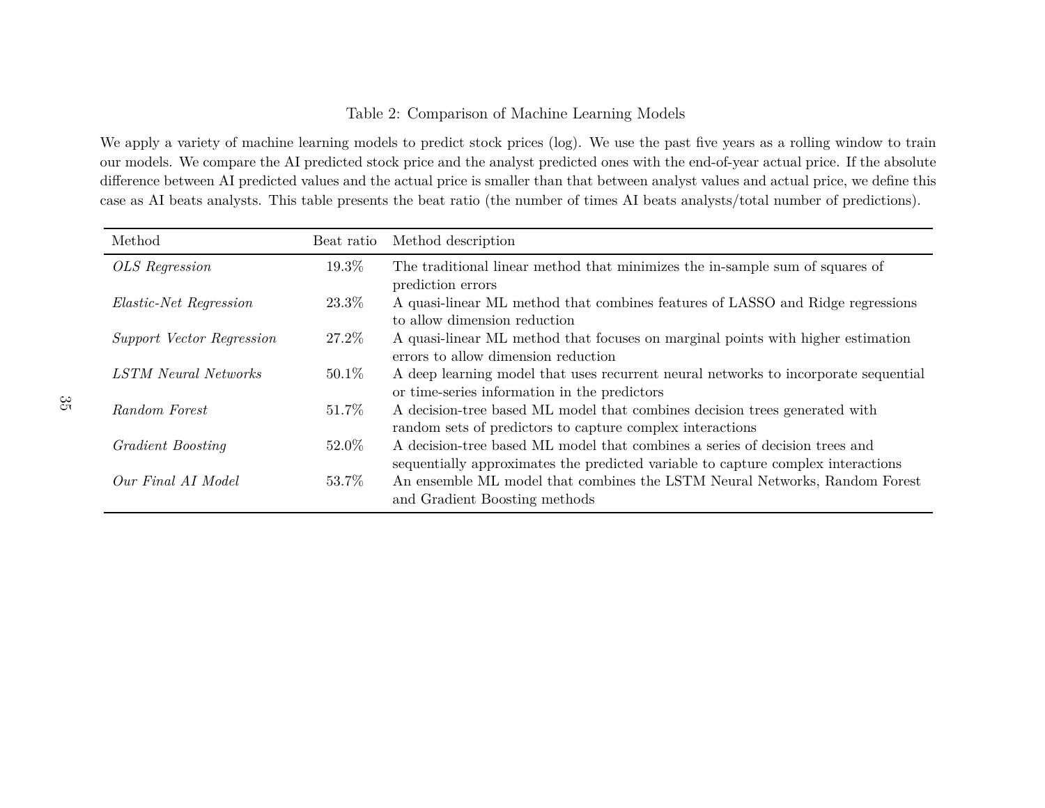Table 2: Comparison of Machine Learning Models

We apply a variety of machine learning models to predict stock prices (log). We use the past five years as a rolling window to train our models. We compare the AI predicted stock price and the analyst predicted ones with the end-of-year actual price. If the absolute difference between AI predicted values and the actual price is smaller than that between analyst values and actual price, we define this case as AI beats analysts. This table presents the beat ratio (the number of times AI beats analysts/total number of predictions).

| Method | Beat ratio | Method description |
|---|---|---|
| *OLS Regression* | 19.3% | The traditional linear method that minimizes the in-sample sum of squares of prediction errors |
| *Elastic-Net Regression* | 23.3% | A quasi-linear ML method that combines features of LASSO and Ridge regressions to allow dimension reduction |
| *Support Vector Regression* | 27.2% | A quasi-linear ML method that focuses on marginal points with higher estimation errors to allow dimension reduction |
| *LSTM Neural Networks* | 50.1% | A deep learning model that uses recurrent neural networks to incorporate sequential or time-series information in the predictors |
| *Random Forest* | 51.7% | A decision-tree based ML model that combines decision trees generated with random sets of predictors to capture complex interactions |
| *Gradient Boosting* | 52.0% | A decision-tree based ML model that combines a series of decision trees and sequentially approximates the predicted variable to capture complex interactions |
| *Our Final AI Model* | 53.7% | An ensemble ML model that combines the LSTM Neural Networks, Random Forest and Gradient Boosting methods |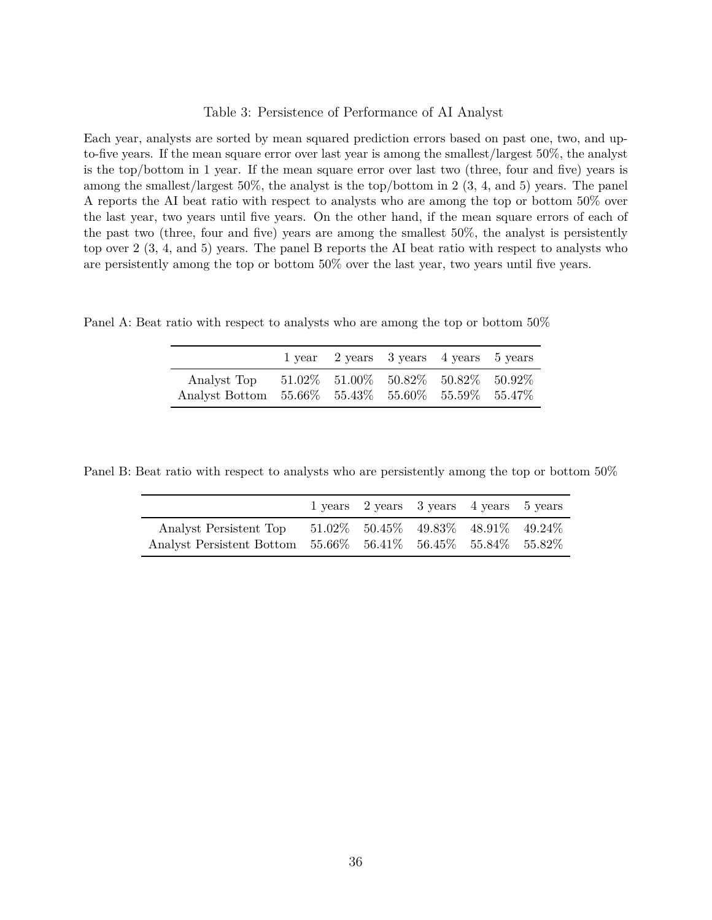Table 3: Persistence of Performance of AI Analyst

Each year, analysts are sorted by mean squared prediction errors based on past one, two, and up-to-five years. If the mean square error over last year is among the smallest/largest 50%, the analyst is the top/bottom in 1 year. If the mean square error over last two (three, four and five) years is among the smallest/largest 50%, the analyst is the top/bottom in 2 (3, 4, and 5) years. The panel A reports the AI beat ratio with respect to analysts who are among the top or bottom 50% over the last year, two years until five years. On the other hand, if the mean square errors of each of the past two (three, four and five) years are among the smallest 50%, the analyst is persistently top over 2 (3, 4, and 5) years. The panel B reports the AI beat ratio with respect to analysts who are persistently among the top or bottom 50% over the last year, two years until five years.

Panel A: Beat ratio with respect to analysts who are among the top or bottom 50%

| | 1 year | 2 years | 3 years | 4 years | 5 years |
|---|---|---|---|---|---|
| Analyst Top | 51.02% | 51.00% | 50.82% | 50.82% | 50.92% |
| Analyst Bottom | 55.66% | 55.43% | 55.60% | 55.59% | 55.47% |

Panel B: Beat ratio with respect to analysts who are persistently among the top or bottom 50%

| | 1 years | 2 years | 3 years | 4 years | 5 years |
|---|---|---|---|---|---|
| Analyst Persistent Top | 51.02% | 50.45% | 49.83% | 48.91% | 49.24% |
| Analyst Persistent Bottom | 55.66% | 56.41% | 56.45% | 55.84% | 55.82% |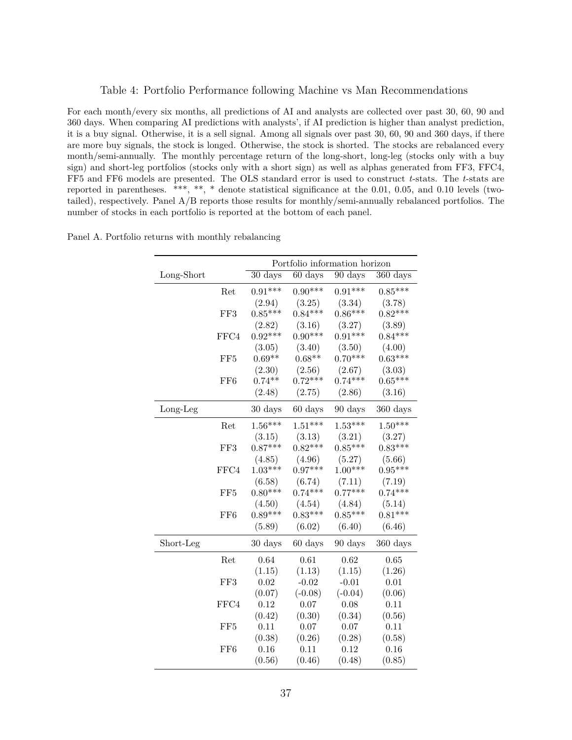Table 4: Portfolio Performance following Machine vs Man Recommendations

For each month/every six months, all predictions of AI and analysts are collected over past 30, 60, 90 and 360 days. When comparing AI predictions with analysts', if AI prediction is higher than analyst prediction, it is a buy signal. Otherwise, it is a sell signal. Among all signals over past 30, 60, 90 and 360 days, if there are more buy signals, the stock is longed. Otherwise, the stock is shorted. The stocks are rebalanced every month/semi-annually. The monthly percentage return of the long-short, long-leg (stocks only with a buy sign) and short-leg portfolios (stocks only with a short sign) as well as alphas generated from FF3, FFC4, FF5 and FF6 models are presented. The OLS standard error is used to construct *t*-stats. The *t*-stats are reported in parentheses. \*\*\*, \*\*, \* denote statistical significance at the 0.01, 0.05, and 0.10 levels (two-tailed), respectively. Panel A/B reports those results for monthly/semi-annually rebalanced portfolios. The number of stocks in each portfolio is reported at the bottom of each panel.

Panel A. Portfolio returns with monthly rebalancing

| | | Portfolio information horizon | | | |
|---|---|---|---|---|---|
| Long-Short | | 30 days | 60 days | 90 days | 360 days |
| | Ret | 0.91*** | 0.90*** | 0.91*** | 0.85*** |
| | | (2.94) | (3.25) | (3.34) | (3.78) |
| | FF3 | 0.85*** | 0.84*** | 0.86*** | 0.82*** |
| | | (2.82) | (3.16) | (3.27) | (3.89) |
| | FFC4 | 0.92*** | 0.90*** | 0.91*** | 0.84*** |
| | | (3.05) | (3.40) | (3.50) | (4.00) |
| | FF5 | 0.69** | 0.68** | 0.70*** | 0.63*** |
| | | (2.30) | (2.56) | (2.67) | (3.03) |
| | FF6 | 0.74** | 0.72*** | 0.74*** | 0.65*** |
| | | (2.48) | (2.75) | (2.86) | (3.16) |
| Long-Leg | | 30 days | 60 days | 90 days | 360 days |
| | Ret | 1.56*** | 1.51*** | 1.53*** | 1.50*** |
| | | (3.15) | (3.13) | (3.21) | (3.27) |
| | FF3 | 0.87*** | 0.82*** | 0.85*** | 0.83*** |
| | | (4.85) | (4.96) | (5.27) | (5.66) |
| | FFC4 | 1.03*** | 0.97*** | 1.00*** | 0.95*** |
| | | (6.58) | (6.74) | (7.11) | (7.19) |
| | FF5 | 0.80*** | 0.74*** | 0.77*** | 0.74*** |
| | | (4.50) | (4.54) | (4.84) | (5.14) |
| | FF6 | 0.89*** | 0.83*** | 0.85*** | 0.81*** |
| | | (5.89) | (6.02) | (6.40) | (6.46) |
| Short-Leg | | 30 days | 60 days | 90 days | 360 days |
| | Ret | 0.64 | 0.61 | 0.62 | 0.65 |
| | | (1.15) | (1.13) | (1.15) | (1.26) |
| | FF3 | 0.02 | -0.02 | -0.01 | 0.01 |
| | | (0.07) | (-0.08) | (-0.04) | (0.06) |
| | FFC4 | 0.12 | 0.07 | 0.08 | 0.11 |
| | | (0.42) | (0.30) | (0.34) | (0.56) |
| | FF5 | 0.11 | 0.07 | 0.07 | 0.11 |
| | | (0.38) | (0.26) | (0.28) | (0.58) |
| | FF6 | 0.16 | 0.11 | 0.12 | 0.16 |
| | | (0.56) | (0.46) | (0.48) | (0.85) |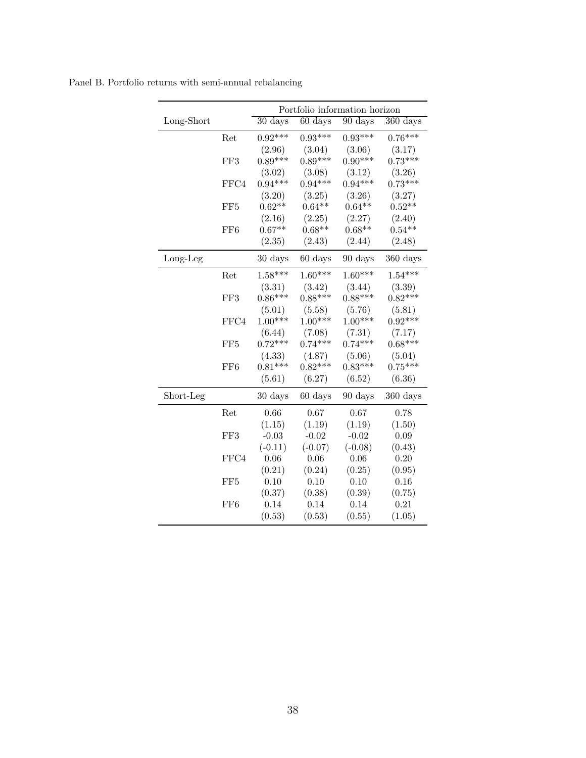Panel B. Portfolio returns with semi-annual rebalancing

| | | Portfolio information horizon | | | |
|---|---|---|---|---|---|
| Long-Short | | 30 days | 60 days | 90 days | 360 days |
| | Ret | 0.92*** | 0.93*** | 0.93*** | 0.76*** |
| | | (2.96) | (3.04) | (3.06) | (3.17) |
| | FF3 | 0.89*** | 0.89*** | 0.90*** | 0.73*** |
| | | (3.02) | (3.08) | (3.12) | (3.26) |
| | FFC4 | 0.94*** | 0.94*** | 0.94*** | 0.73*** |
| | | (3.20) | (3.25) | (3.26) | (3.27) |
| | FF5 | 0.62** | 0.64** | 0.64** | 0.52** |
| | | (2.16) | (2.25) | (2.27) | (2.40) |
| | FF6 | 0.67** | 0.68** | 0.68** | 0.54** |
| | | (2.35) | (2.43) | (2.44) | (2.48) |
| Long-Leg | | 30 days | 60 days | 90 days | 360 days |
| | Ret | 1.58*** | 1.60*** | 1.60*** | 1.54*** |
| | | (3.31) | (3.42) | (3.44) | (3.39) |
| | FF3 | 0.86*** | 0.88*** | 0.88*** | 0.82*** |
| | | (5.01) | (5.58) | (5.76) | (5.81) |
| | FFC4 | 1.00*** | 1.00*** | 1.00*** | 0.92*** |
| | | (6.44) | (7.08) | (7.31) | (7.17) |
| | FF5 | 0.72*** | 0.74*** | 0.74*** | 0.68*** |
| | | (4.33) | (4.87) | (5.06) | (5.04) |
| | FF6 | 0.81*** | 0.82*** | 0.83*** | 0.75*** |
| | | (5.61) | (6.27) | (6.52) | (6.36) |
| Short-Leg | | 30 days | 60 days | 90 days | 360 days |
| | Ret | 0.66 | 0.67 | 0.67 | 0.78 |
| | | (1.15) | (1.19) | (1.19) | (1.50) |
| | FF3 | -0.03 | -0.02 | -0.02 | 0.09 |
| | | (-0.11) | (-0.07) | (-0.08) | (0.43) |
| | FFC4 | 0.06 | 0.06 | 0.06 | 0.20 |
| | | (0.21) | (0.24) | (0.25) | (0.95) |
| | FF5 | 0.10 | 0.10 | 0.10 | 0.16 |
| | | (0.37) | (0.38) | (0.39) | (0.75) |
| | FF6 | 0.14 | 0.14 | 0.14 | 0.21 |
| | | (0.53) | (0.53) | (0.55) | (1.05) |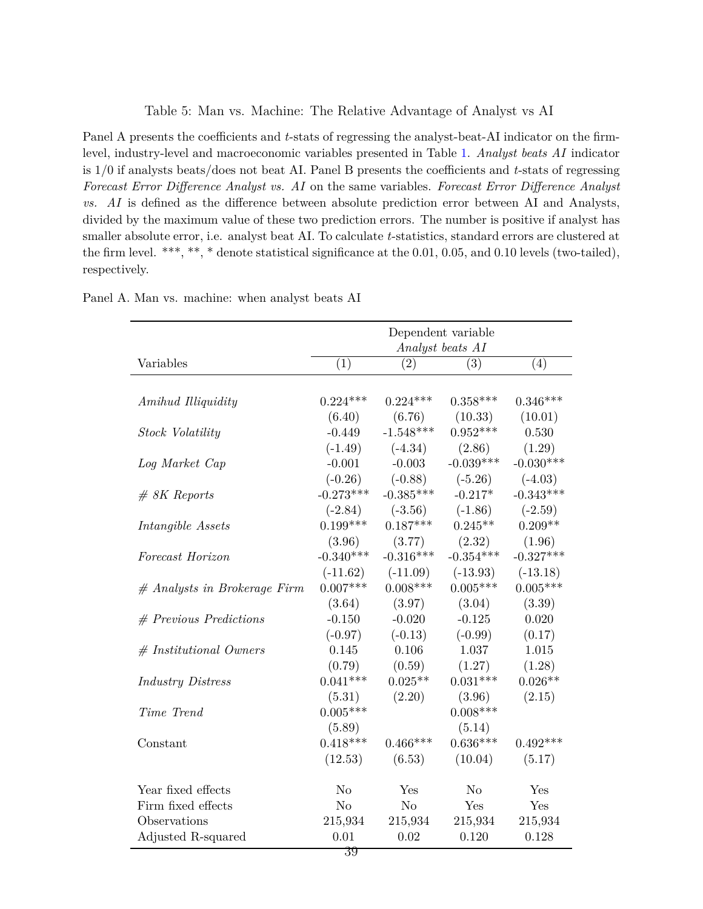Table 5: Man vs. Machine: The Relative Advantage of Analyst vs AI

Panel A presents the coefficients and $t$-stats of regressing the analyst-beat-AI indicator on the firm-level, industry-level and macroeconomic variables presented in Table 1. *Analyst beats AI* indicator is 1/0 if analysts beats/does not beat AI. Panel B presents the coefficients and $t$-stats of regressing *Forecast Error Difference Analyst vs. AI* on the same variables. *Forecast Error Difference Analyst vs. AI* is defined as the difference between absolute prediction error between AI and Analysts, divided by the maximum value of these two prediction errors. The number is positive if analyst has smaller absolute error, i.e. analyst beat AI. To calculate $t$-statistics, standard errors are clustered at the firm level. \*\*\*, \*\*, \* denote statistical significance at the 0.01, 0.05, and 0.10 levels (two-tailed), respectively.

Panel A. Man vs. machine: when analyst beats AI

| | Dependent variable *Analyst beats AI* | | | |
|---|---|---|---|---|
| Variables | (1) | (2) | (3) | (4) |
| *Amihud Illiquidity* | 0.224*** | 0.224*** | 0.358*** | 0.346*** |
| | (6.40) | (6.76) | (10.33) | (10.01) |
| *Stock Volatility* | -0.449 | -1.548*** | 0.952*** | 0.530 |
| | (-1.49) | (-4.34) | (2.86) | (1.29) |
| *Log Market Cap* | -0.001 | -0.003 | -0.039*** | -0.030*** |
| | (-0.26) | (-0.88) | (-5.26) | (-4.03) |
| *# 8K Reports* | -0.273*** | -0.385*** | -0.217* | -0.343*** |
| | (-2.84) | (-3.56) | (-1.86) | (-2.59) |
| *Intangible Assets* | 0.199*** | 0.187*** | 0.245** | 0.209** |
| | (3.96) | (3.77) | (2.32) | (1.96) |
| *Forecast Horizon* | -0.340*** | -0.316*** | -0.354*** | -0.327*** |
| | (-11.62) | (-11.09) | (-13.93) | (-13.18) |
| *# Analysts in Brokerage Firm* | 0.007*** | 0.008*** | 0.005*** | 0.005*** |
| | (3.64) | (3.97) | (3.04) | (3.39) |
| *# Previous Predictions* | -0.150 | -0.020 | -0.125 | 0.020 |
| | (-0.97) | (-0.13) | (-0.99) | (0.17) |
| *# Institutional Owners* | 0.145 | 0.106 | 1.037 | 1.015 |
| | (0.79) | (0.59) | (1.27) | (1.28) |
| *Industry Distress* | 0.041*** | 0.025** | 0.031*** | 0.026** |
| | (5.31) | (2.20) | (3.96) | (2.15) |
| *Time Trend* | 0.005*** | | 0.008*** | |
| | (5.89) | | (5.14) | |
| Constant | 0.418*** | 0.466*** | 0.636*** | 0.492*** |
| | (12.53) | (6.53) | (10.04) | (5.17) |
| Year fixed effects | No | Yes | No | Yes |
| Firm fixed effects | No | No | Yes | Yes |
| Observations | 215,934 | 215,934 | 215,934 | 215,934 |
| Adjusted R-squared | 0.01 | 0.02 | 0.120 | 0.128 |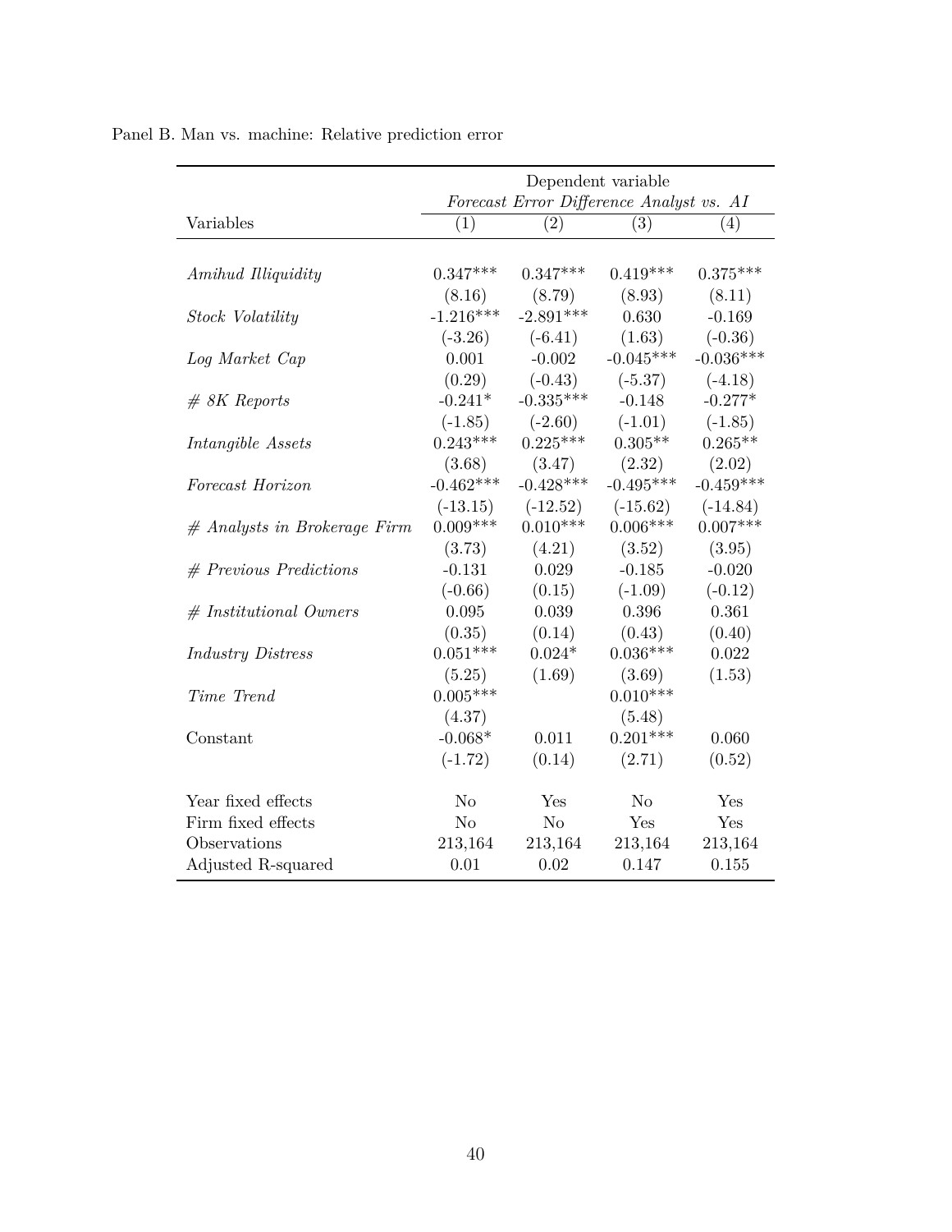Panel B. Man vs. machine: Relative prediction error

| | Dependent variable | | | |
|---|---|---|---|---|
| | *Forecast Error Difference Analyst vs. AI* | | | |
| Variables | (1) | (2) | (3) | (4) |
| *Amihud Illiquidity* | 0.347*** | 0.347*** | 0.419*** | 0.375*** |
| | (8.16) | (8.79) | (8.93) | (8.11) |
| *Stock Volatility* | -1.216*** | -2.891*** | 0.630 | -0.169 |
| | (-3.26) | (-6.41) | (1.63) | (-0.36) |
| *Log Market Cap* | 0.001 | -0.002 | -0.045*** | -0.036*** |
| | (0.29) | (-0.43) | (-5.37) | (-4.18) |
| *# 8K Reports* | -0.241* | -0.335*** | -0.148 | -0.277* |
| | (-1.85) | (-2.60) | (-1.01) | (-1.85) |
| *Intangible Assets* | 0.243*** | 0.225*** | 0.305** | 0.265** |
| | (3.68) | (3.47) | (2.32) | (2.02) |
| *Forecast Horizon* | -0.462*** | -0.428*** | -0.495*** | -0.459*** |
| | (-13.15) | (-12.52) | (-15.62) | (-14.84) |
| *# Analysts in Brokerage Firm* | 0.009*** | 0.010*** | 0.006*** | 0.007*** |
| | (3.73) | (4.21) | (3.52) | (3.95) |
| *# Previous Predictions* | -0.131 | 0.029 | -0.185 | -0.020 |
| | (-0.66) | (0.15) | (-1.09) | (-0.12) |
| *# Institutional Owners* | 0.095 | 0.039 | 0.396 | 0.361 |
| | (0.35) | (0.14) | (0.43) | (0.40) |
| *Industry Distress* | 0.051*** | 0.024* | 0.036*** | 0.022 |
| | (5.25) | (1.69) | (3.69) | (1.53) |
| *Time Trend* | 0.005*** | | 0.010*** | |
| | (4.37) | | (5.48) | |
| Constant | -0.068* | 0.011 | 0.201*** | 0.060 |
| | (-1.72) | (0.14) | (2.71) | (0.52) |
| Year fixed effects | No | Yes | No | Yes |
| Firm fixed effects | No | No | Yes | Yes |
| Observations | 213,164 | 213,164 | 213,164 | 213,164 |
| Adjusted R-squared | 0.01 | 0.02 | 0.147 | 0.155 |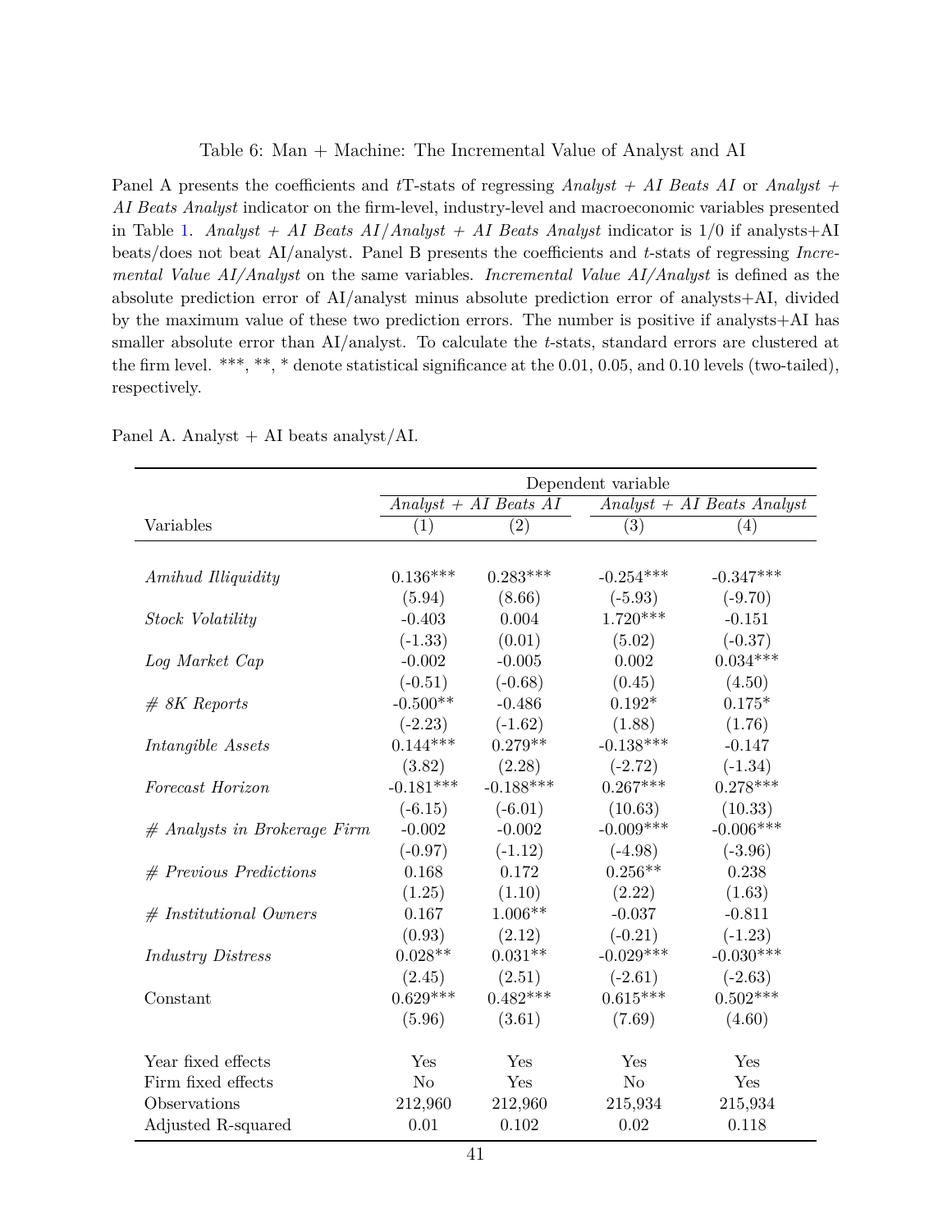Table 6: Man + Machine: The Incremental Value of Analyst and AI

Panel A presents the coefficients and $t$T-stats of regressing *Analyst + AI Beats AI* or *Analyst + AI Beats Analyst* indicator on the firm-level, industry-level and macroeconomic variables presented in Table 1. *Analyst + AI Beats AI/Analyst + AI Beats Analyst* indicator is 1/0 if analysts+AI beats/does not beat AI/analyst. Panel B presents the coefficients and $t$-stats of regressing *Incremental Value AI/Analyst* on the same variables. *Incremental Value AI/Analyst* is defined as the absolute prediction error of AI/analyst minus absolute prediction error of analysts+AI, divided by the maximum value of these two prediction errors. The number is positive if analysts+AI has smaller absolute error than AI/analyst. To calculate the $t$-stats, standard errors are clustered at the firm level. ***, **, * denote statistical significance at the 0.01, 0.05, and 0.10 levels (two-tailed), respectively.

Panel A. Analyst + AI beats analyst/AI.

| | Dependent variable | | | |
|---|---|---|---|---|
| | *Analyst + AI Beats AI* | | *Analyst + AI Beats Analyst* | |
| Variables | (1) | (2) | (3) | (4) |
| *Amihud Illiquidity* | 0.136*** | 0.283*** | -0.254*** | -0.347*** |
| | (5.94) | (8.66) | (-5.93) | (-9.70) |
| *Stock Volatility* | -0.403 | 0.004 | 1.720*** | -0.151 |
| | (-1.33) | (0.01) | (5.02) | (-0.37) |
| *Log Market Cap* | -0.002 | -0.005 | 0.002 | 0.034*** |
| | (-0.51) | (-0.68) | (0.45) | (4.50) |
| *# 8K Reports* | -0.500** | -0.486 | 0.192* | 0.175* |
| | (-2.23) | (-1.62) | (1.88) | (1.76) |
| *Intangible Assets* | 0.144*** | 0.279** | -0.138*** | -0.147 |
| | (3.82) | (2.28) | (-2.72) | (-1.34) |
| *Forecast Horizon* | -0.181*** | -0.188*** | 0.267*** | 0.278*** |
| | (-6.15) | (-6.01) | (10.63) | (10.33) |
| *# Analysts in Brokerage Firm* | -0.002 | -0.002 | -0.009*** | -0.006*** |
| | (-0.97) | (-1.12) | (-4.98) | (-3.96) |
| *# Previous Predictions* | 0.168 | 0.172 | 0.256** | 0.238 |
| | (1.25) | (1.10) | (2.22) | (1.63) |
| *# Institutional Owners* | 0.167 | 1.006** | -0.037 | -0.811 |
| | (0.93) | (2.12) | (-0.21) | (-1.23) |
| *Industry Distress* | 0.028** | 0.031** | -0.029*** | -0.030*** |
| | (2.45) | (2.51) | (-2.61) | (-2.63) |
| Constant | 0.629*** | 0.482*** | 0.615*** | 0.502*** |
| | (5.96) | (3.61) | (7.69) | (4.60) |
| Year fixed effects | Yes | Yes | Yes | Yes |
| Firm fixed effects | No | Yes | No | Yes |
| Observations | 212,960 | 212,960 | 215,934 | 215,934 |
| Adjusted R-squared | 0.01 | 0.102 | 0.02 | 0.118 |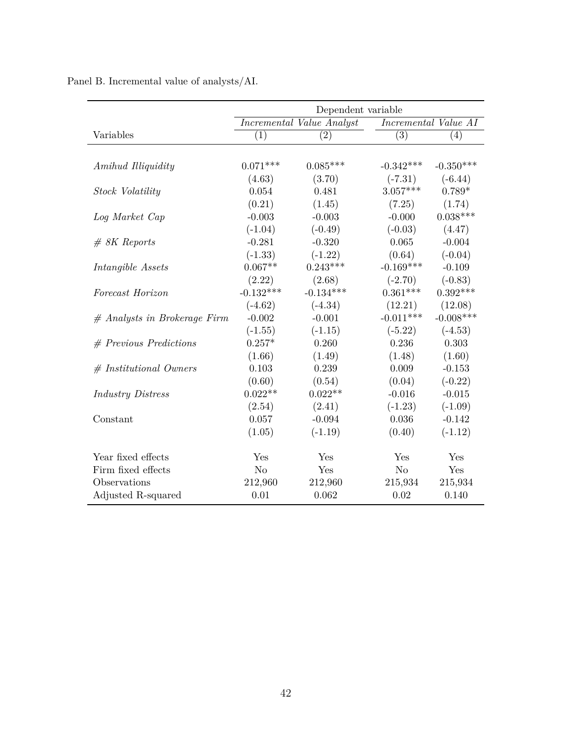Panel B. Incremental value of analysts/AI.

| | Dependent variable | | | |
|---|---|---|---|---|
| | *Incremental Value Analyst* | | *Incremental Value AI* | |
| Variables | (1) | (2) | (3) | (4) |
| *Amihud Illiquidity* | 0.071*** | 0.085*** | -0.342*** | -0.350*** |
| | (4.63) | (3.70) | (-7.31) | (-6.44) |
| *Stock Volatility* | 0.054 | 0.481 | 3.057*** | 0.789* |
| | (0.21) | (1.45) | (7.25) | (1.74) |
| *Log Market Cap* | -0.003 | -0.003 | -0.000 | 0.038*** |
| | (-1.04) | (-0.49) | (-0.03) | (4.47) |
| *# 8K Reports* | -0.281 | -0.320 | 0.065 | -0.004 |
| | (-1.33) | (-1.22) | (0.64) | (-0.04) |
| *Intangible Assets* | 0.067** | 0.243*** | -0.169*** | -0.109 |
| | (2.22) | (2.68) | (-2.70) | (-0.83) |
| *Forecast Horizon* | -0.132*** | -0.134*** | 0.361*** | 0.392*** |
| | (-4.62) | (-4.34) | (12.21) | (12.08) |
| *# Analysts in Brokerage Firm* | -0.002 | -0.001 | -0.011*** | -0.008*** |
| | (-1.55) | (-1.15) | (-5.22) | (-4.53) |
| *# Previous Predictions* | 0.257* | 0.260 | 0.236 | 0.303 |
| | (1.66) | (1.49) | (1.48) | (1.60) |
| *# Institutional Owners* | 0.103 | 0.239 | 0.009 | -0.153 |
| | (0.60) | (0.54) | (0.04) | (-0.22) |
| *Industry Distress* | 0.022** | 0.022** | -0.016 | -0.015 |
| | (2.54) | (2.41) | (-1.23) | (-1.09) |
| Constant | 0.057 | -0.094 | 0.036 | -0.142 |
| | (1.05) | (-1.19) | (0.40) | (-1.12) |
| Year fixed effects | Yes | Yes | Yes | Yes |
| Firm fixed effects | No | Yes | No | Yes |
| Observations | 212,960 | 212,960 | 215,934 | 215,934 |
| Adjusted R-squared | 0.01 | 0.062 | 0.02 | 0.140 |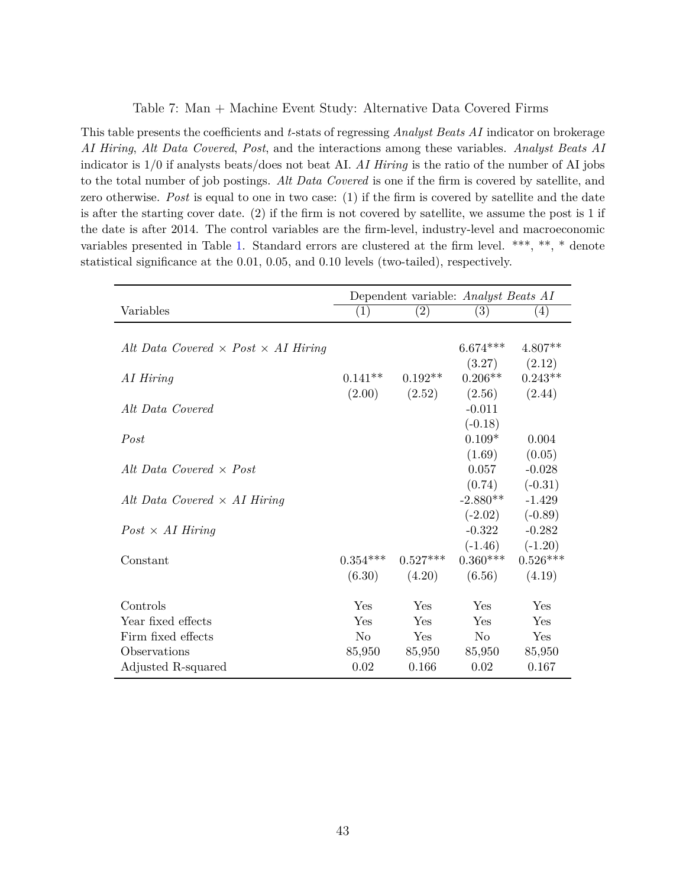Table 7: Man + Machine Event Study: Alternative Data Covered Firms

This table presents the coefficients and *t*-stats of regressing *Analyst Beats AI* indicator on brokerage *AI Hiring*, *Alt Data Covered*, *Post*, and the interactions among these variables. *Analyst Beats AI* indicator is 1/0 if analysts beats/does not beat AI. *AI Hiring* is the ratio of the number of AI jobs to the total number of job postings. *Alt Data Covered* is one if the firm is covered by satellite, and zero otherwise. *Post* is equal to one in two case: (1) if the firm is covered by satellite and the date is after the starting cover date. (2) if the firm is not covered by satellite, we assume the post is 1 if the date is after 2014. The control variables are the firm-level, industry-level and macroeconomic variables presented in Table 1. Standard errors are clustered at the firm level. ***, **, * denote statistical significance at the 0.01, 0.05, and 0.10 levels (two-tailed), respectively.

| | Dependent variable: *Analyst Beats AI* | | | |
|---|---|---|---|---|
| Variables | (1) | (2) | (3) | (4) |
| *Alt Data Covered* × *Post* × *AI Hiring* | | | 6.674*** | 4.807** |
| | | | (3.27) | (2.12) |
| *AI Hiring* | 0.141** | 0.192** | 0.206** | 0.243** |
| | (2.00) | (2.52) | (2.56) | (2.44) |
| *Alt Data Covered* | | | -0.011 | |
| | | | (-0.18) | |
| *Post* | | | 0.109* | 0.004 |
| | | | (1.69) | (0.05) |
| *Alt Data Covered* × *Post* | | | 0.057 | -0.028 |
| | | | (0.74) | (-0.31) |
| *Alt Data Covered* × *AI Hiring* | | | -2.880** | -1.429 |
| | | | (-2.02) | (-0.89) |
| *Post* × *AI Hiring* | | | -0.322 | -0.282 |
| | | | (-1.46) | (-1.20) |
| Constant | 0.354*** | 0.527*** | 0.360*** | 0.526*** |
| | (6.30) | (4.20) | (6.56) | (4.19) |
| Controls | Yes | Yes | Yes | Yes |
| Year fixed effects | Yes | Yes | Yes | Yes |
| Firm fixed effects | No | Yes | No | Yes |
| Observations | 85,950 | 85,950 | 85,950 | 85,950 |
| Adjusted R-squared | 0.02 | 0.166 | 0.02 | 0.167 |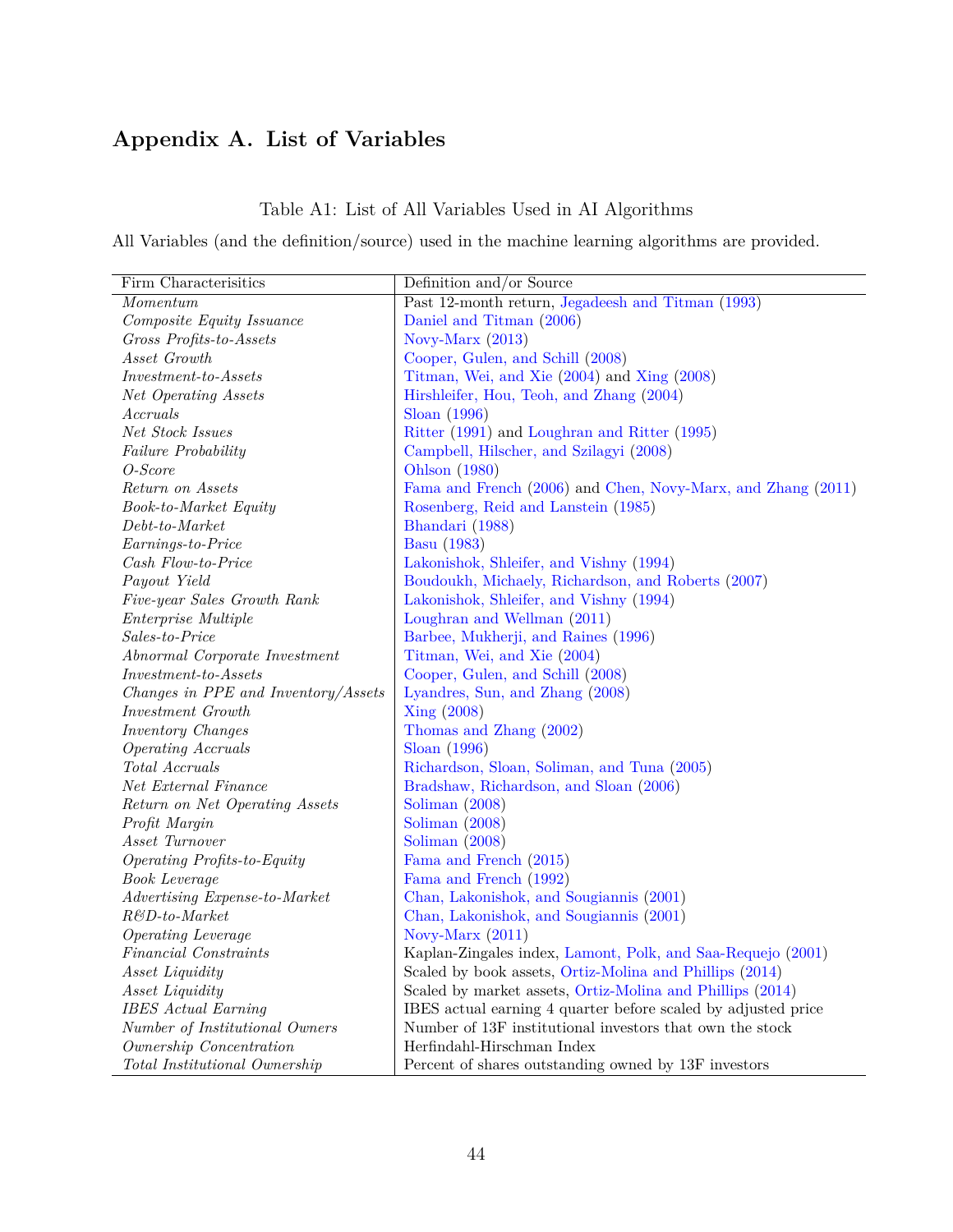# Appendix A. List of Variables

Table A1: List of All Variables Used in AI Algorithms

All Variables (and the definition/source) used in the machine learning algorithms are provided.

| Firm Characterisitics | Definition and/or Source |
|---|---|
| *Momentum* | Past 12-month return, Jegadeesh and Titman (1993) |
| *Composite Equity Issuance* | Daniel and Titman (2006) |
| *Gross Profits-to-Assets* | Novy-Marx (2013) |
| *Asset Growth* | Cooper, Gulen, and Schill (2008) |
| *Investment-to-Assets* | Titman, Wei, and Xie (2004) and Xing (2008) |
| *Net Operating Assets* | Hirshleifer, Hou, Teoh, and Zhang (2004) |
| *Accruals* | Sloan (1996) |
| *Net Stock Issues* | Ritter (1991) and Loughran and Ritter (1995) |
| *Failure Probability* | Campbell, Hilscher, and Szilagyi (2008) |
| *O-Score* | Ohlson (1980) |
| *Return on Assets* | Fama and French (2006) and Chen, Novy-Marx, and Zhang (2011) |
| *Book-to-Market Equity* | Rosenberg, Reid and Lanstein (1985) |
| *Debt-to-Market* | Bhandari (1988) |
| *Earnings-to-Price* | Basu (1983) |
| *Cash Flow-to-Price* | Lakonishok, Shleifer, and Vishny (1994) |
| *Payout Yield* | Boudoukh, Michaely, Richardson, and Roberts (2007) |
| *Five-year Sales Growth Rank* | Lakonishok, Shleifer, and Vishny (1994) |
| *Enterprise Multiple* | Loughran and Wellman (2011) |
| *Sales-to-Price* | Barbee, Mukherji, and Raines (1996) |
| *Abnormal Corporate Investment* | Titman, Wei, and Xie (2004) |
| *Investment-to-Assets* | Cooper, Gulen, and Schill (2008) |
| *Changes in PPE and Inventory/Assets* | Lyandres, Sun, and Zhang (2008) |
| *Investment Growth* | Xing (2008) |
| *Inventory Changes* | Thomas and Zhang (2002) |
| *Operating Accruals* | Sloan (1996) |
| *Total Accruals* | Richardson, Sloan, Soliman, and Tuna (2005) |
| *Net External Finance* | Bradshaw, Richardson, and Sloan (2006) |
| *Return on Net Operating Assets* | Soliman (2008) |
| *Profit Margin* | Soliman (2008) |
| *Asset Turnover* | Soliman (2008) |
| *Operating Profits-to-Equity* | Fama and French (2015) |
| *Book Leverage* | Fama and French (1992) |
| *Advertising Expense-to-Market* | Chan, Lakonishok, and Sougiannis (2001) |
| *R&D-to-Market* | Chan, Lakonishok, and Sougiannis (2001) |
| *Operating Leverage* | Novy-Marx (2011) |
| *Financial Constraints* | Kaplan-Zingales index, Lamont, Polk, and Saa-Requejo (2001) |
| *Asset Liquidity* | Scaled by book assets, Ortiz-Molina and Phillips (2014) |
| *Asset Liquidity* | Scaled by market assets, Ortiz-Molina and Phillips (2014) |
| *IBES Actual Earning* | IBES actual earning 4 quarter before scaled by adjusted price |
| *Number of Institutional Owners* | Number of 13F institutional investors that own the stock |
| *Ownership Concentration* | Herfindahl-Hirschman Index |
| *Total Institutional Ownership* | Percent of shares outstanding owned by 13F investors |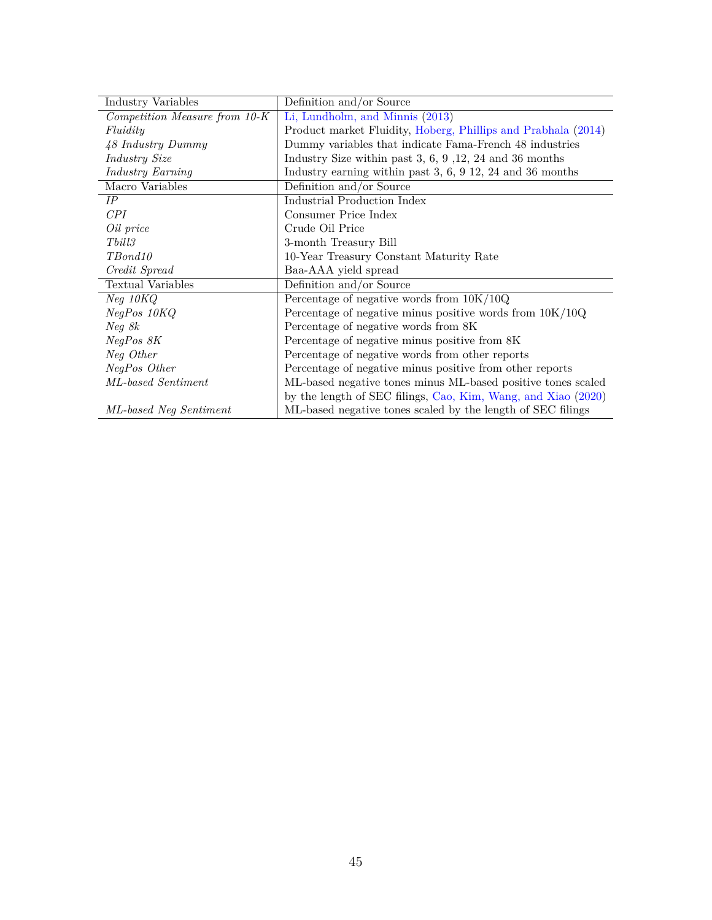| Industry Variables | Definition and/or Source |
|---|---|
| *Competition Measure from 10-K* | Li, Lundholm, and Minnis (2013) |
| *Fluidity* | Product market Fluidity, Hoberg, Phillips and Prabhala (2014) |
| *48 Industry Dummy* | Dummy variables that indicate Fama-French 48 industries |
| *Industry Size* | Industry Size within past 3, 6, 9 ,12, 24 and 36 months |
| *Industry Earning* | Industry earning within past 3, 6, 9 12, 24 and 36 months |
| **Macro Variables** | **Definition and/or Source** |
| *IP* | Industrial Production Index |
| *CPI* | Consumer Price Index |
| *Oil price* | Crude Oil Price |
| *Tbill3* | 3-month Treasury Bill |
| *TBond10* | 10-Year Treasury Constant Maturity Rate |
| *Credit Spread* | Baa-AAA yield spread |
| **Textual Variables** | **Definition and/or Source** |
| *Neg 10KQ* | Percentage of negative words from 10K/10Q |
| *NegPos 10KQ* | Percentage of negative minus positive words from 10K/10Q |
| *Neg 8k* | Percentage of negative words from 8K |
| *NegPos 8K* | Percentage of negative minus positive from 8K |
| *Neg Other* | Percentage of negative words from other reports |
| *NegPos Other* | Percentage of negative minus positive from other reports |
| *ML-based Sentiment* | ML-based negative tones minus ML-based positive tones scaled by the length of SEC filings, Cao, Kim, Wang, and Xiao (2020) |
| *ML-based Neg Sentiment* | ML-based negative tones scaled by the length of SEC filings |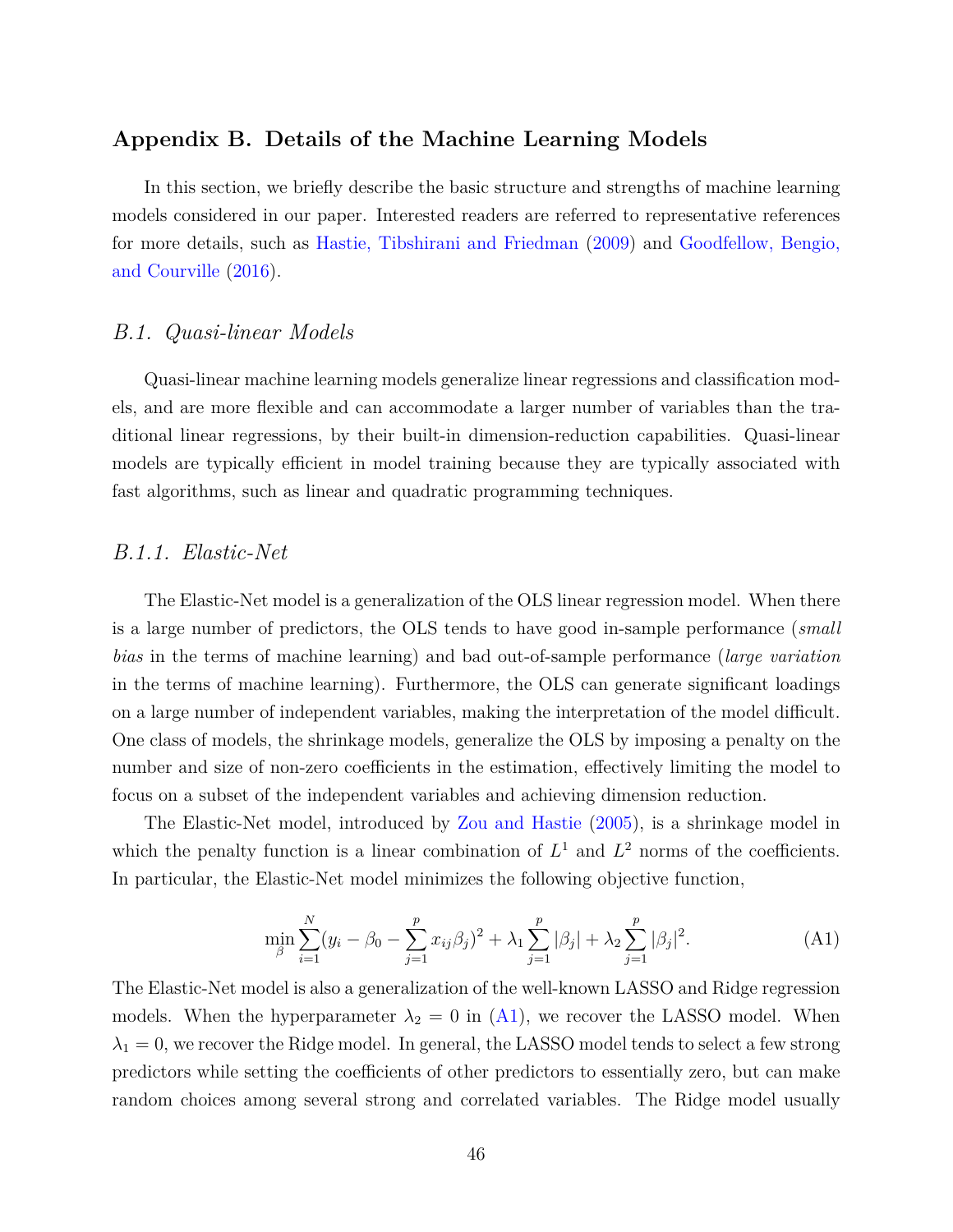## Appendix B. Details of the Machine Learning Models

In this section, we briefly describe the basic structure and strengths of machine learning models considered in our paper. Interested readers are referred to representative references for more details, such as Hastie, Tibshirani and Friedman (2009) and Goodfellow, Bengio, and Courville (2016).

### B.1. Quasi-linear Models

Quasi-linear machine learning models generalize linear regressions and classification models, and are more flexible and can accommodate a larger number of variables than the traditional linear regressions, by their built-in dimension-reduction capabilities. Quasi-linear models are typically efficient in model training because they are typically associated with fast algorithms, such as linear and quadratic programming techniques.

### B.1.1. Elastic-Net

The Elastic-Net model is a generalization of the OLS linear regression model. When there is a large number of predictors, the OLS tends to have good in-sample performance (*small bias* in the terms of machine learning) and bad out-of-sample performance (*large variation* in the terms of machine learning). Furthermore, the OLS can generate significant loadings on a large number of independent variables, making the interpretation of the model difficult. One class of models, the shrinkage models, generalize the OLS by imposing a penalty on the number and size of non-zero coefficients in the estimation, effectively limiting the model to focus on a subset of the independent variables and achieving dimension reduction.

The Elastic-Net model, introduced by Zou and Hastie (2005), is a shrinkage model in which the penalty function is a linear combination of $L^1$ and $L^2$ norms of the coefficients. In particular, the Elastic-Net model minimizes the following objective function,

$$\min_{\beta} \sum_{i=1}^{N} (y_i - \beta_0 - \sum_{j=1}^{p} x_{ij}\beta_j)^2 + \lambda_1 \sum_{j=1}^{p} |\beta_j| + \lambda_2 \sum_{j=1}^{p} |\beta_j|^2. \tag{A1}$$

The Elastic-Net model is also a generalization of the well-known LASSO and Ridge regression models. When the hyperparameter $\lambda_2 = 0$ in (A1), we recover the LASSO model. When $\lambda_1 = 0$, we recover the Ridge model. In general, the LASSO model tends to select a few strong predictors while setting the coefficients of other predictors to essentially zero, but can make random choices among several strong and correlated variables. The Ridge model usually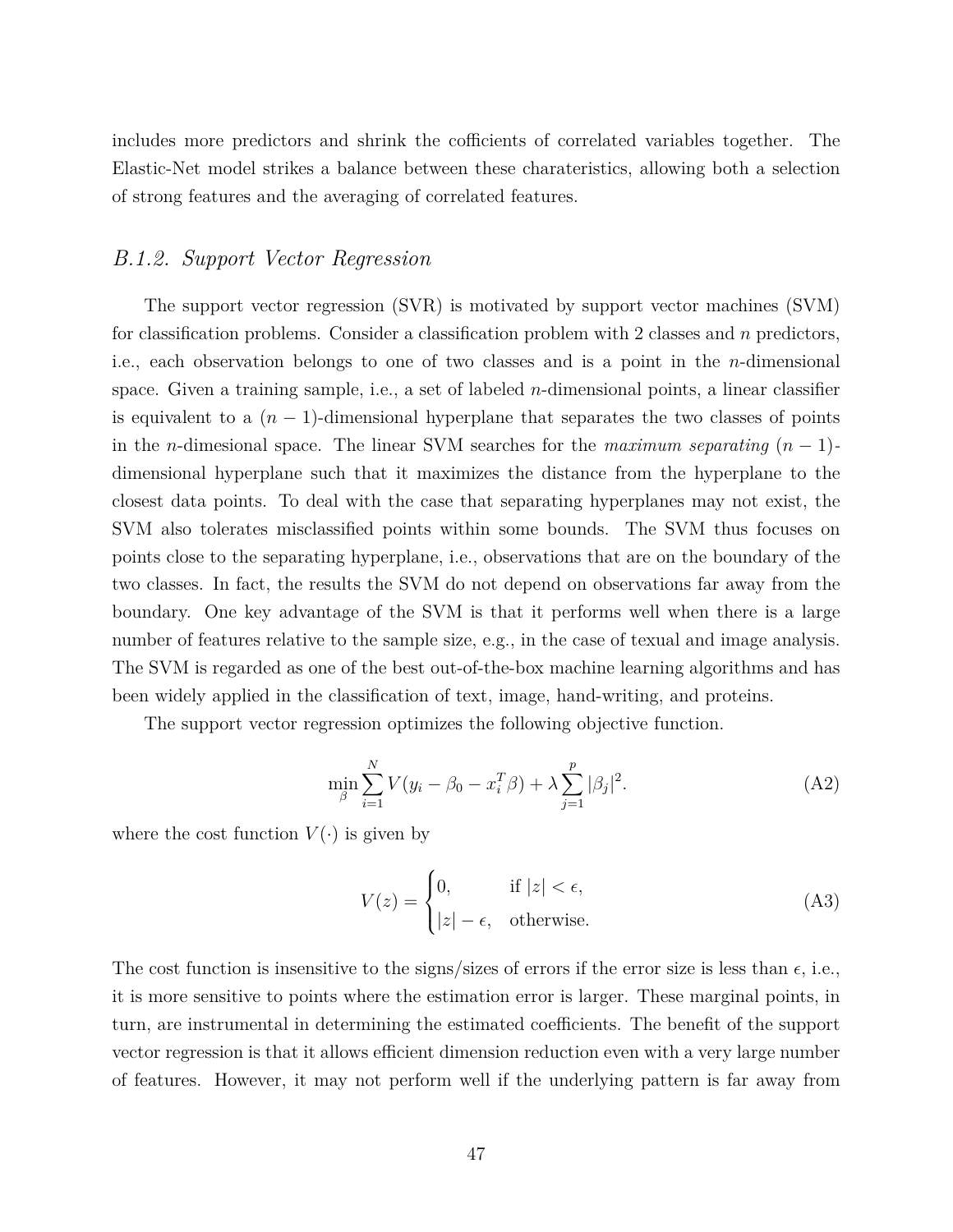includes more predictors and shrink the cofficients of correlated variables together. The Elastic-Net model strikes a balance between these charateristics, allowing both a selection of strong features and the averaging of correlated features.

### *B.1.2. Support Vector Regression*

The support vector regression (SVR) is motivated by support vector machines (SVM) for classification problems. Consider a classification problem with 2 classes and $n$ predictors, i.e., each observation belongs to one of two classes and is a point in the $n$-dimensional space. Given a training sample, i.e., a set of labeled $n$-dimensional points, a linear classifier is equivalent to a $(n-1)$-dimensional hyperplane that separates the two classes of points in the $n$-dimesional space. The linear SVM searches for the *maximum separating* $(n-1)$-dimensional hyperplane such that it maximizes the distance from the hyperplane to the closest data points. To deal with the case that separating hyperplanes may not exist, the SVM also tolerates misclassified points within some bounds. The SVM thus focuses on points close to the separating hyperplane, i.e., observations that are on the boundary of the two classes. In fact, the results the SVM do not depend on observations far away from the boundary. One key advantage of the SVM is that it performs well when there is a large number of features relative to the sample size, e.g., in the case of texual and image analysis. The SVM is regarded as one of the best out-of-the-box machine learning algorithms and has been widely applied in the classification of text, image, hand-writing, and proteins.

The support vector regression optimizes the following objective function.

$$\min_{\beta} \sum_{i=1}^{N} V(y_i - \beta_0 - x_i^T \beta) + \lambda \sum_{j=1}^{p} |\beta_j|^2. \tag{A2}$$

where the cost function $V(\cdot)$ is given by

$$V(z) = \begin{cases} 0, & \text{if } |z| < \epsilon, \\ |z| - \epsilon, & \text{otherwise.} \end{cases} \tag{A3}$$

The cost function is insensitive to the signs/sizes of errors if the error size is less than $\epsilon$, i.e., it is more sensitive to points where the estimation error is larger. These marginal points, in turn, are instrumental in determining the estimated coefficients. The benefit of the support vector regression is that it allows efficient dimension reduction even with a very large number of features. However, it may not perform well if the underlying pattern is far away from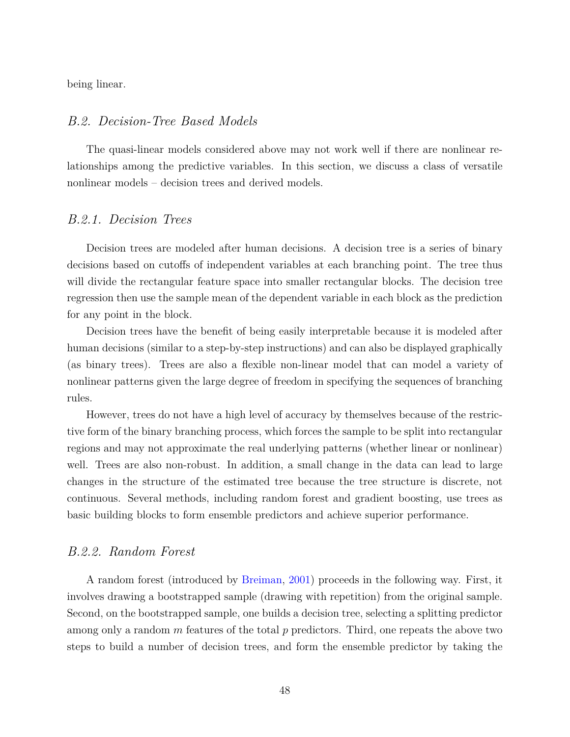being linear.

### *B.2. Decision-Tree Based Models*

The quasi-linear models considered above may not work well if there are nonlinear relationships among the predictive variables. In this section, we discuss a class of versatile nonlinear models – decision trees and derived models.

#### *B.2.1. Decision Trees*

Decision trees are modeled after human decisions. A decision tree is a series of binary decisions based on cutoffs of independent variables at each branching point. The tree thus will divide the rectangular feature space into smaller rectangular blocks. The decision tree regression then use the sample mean of the dependent variable in each block as the prediction for any point in the block.

Decision trees have the benefit of being easily interpretable because it is modeled after human decisions (similar to a step-by-step instructions) and can also be displayed graphically (as binary trees). Trees are also a flexible non-linear model that can model a variety of nonlinear patterns given the large degree of freedom in specifying the sequences of branching rules.

However, trees do not have a high level of accuracy by themselves because of the restrictive form of the binary branching process, which forces the sample to be split into rectangular regions and may not approximate the real underlying patterns (whether linear or nonlinear) well. Trees are also non-robust. In addition, a small change in the data can lead to large changes in the structure of the estimated tree because the tree structure is discrete, not continuous. Several methods, including random forest and gradient boosting, use trees as basic building blocks to form ensemble predictors and achieve superior performance.

#### *B.2.2. Random Forest*

A random forest (introduced by Breiman, 2001) proceeds in the following way. First, it involves drawing a bootstrapped sample (drawing with repetition) from the original sample. Second, on the bootstrapped sample, one builds a decision tree, selecting a splitting predictor among only a random $m$ features of the total $p$ predictors. Third, one repeats the above two steps to build a number of decision trees, and form the ensemble predictor by taking the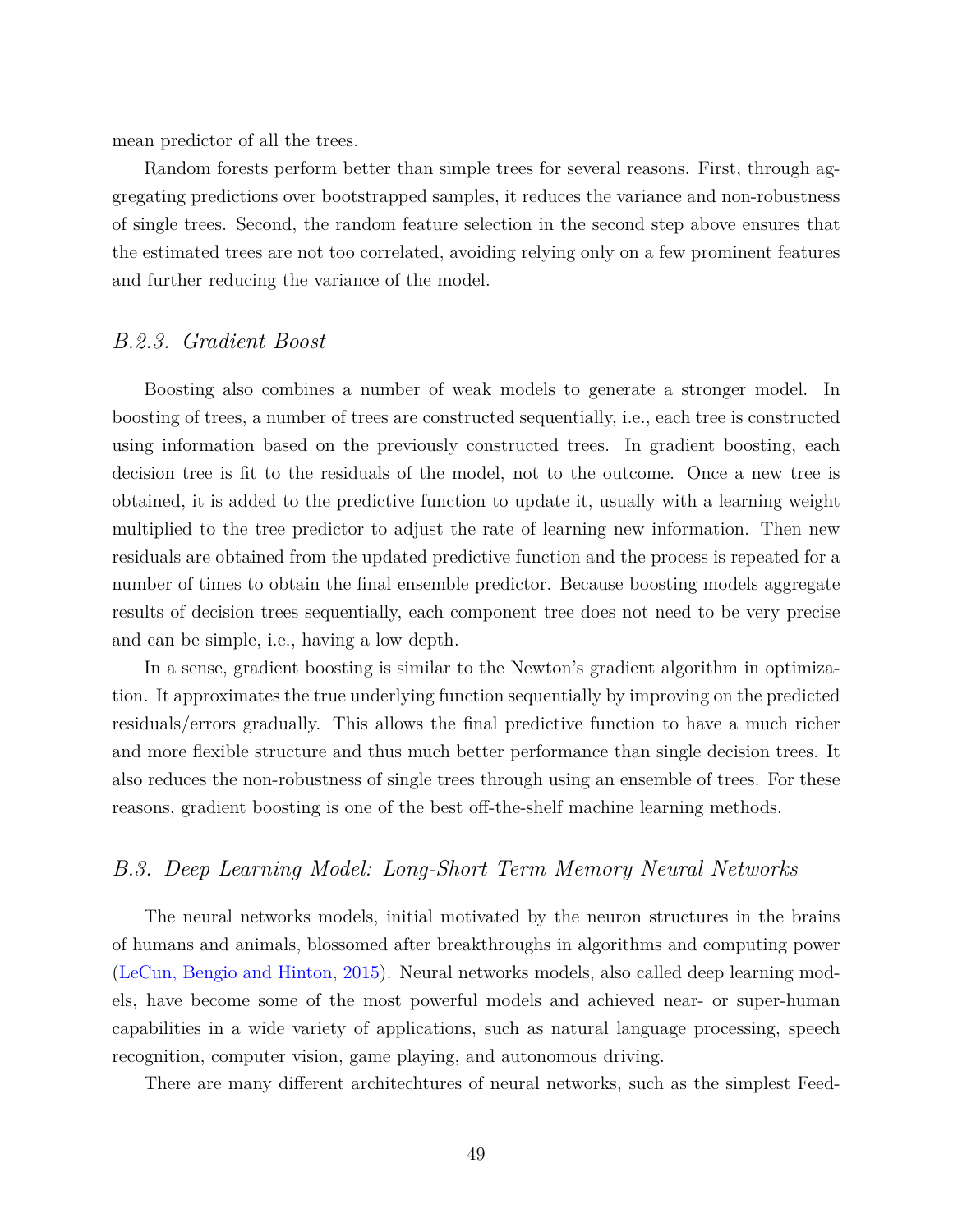mean predictor of all the trees.

Random forests perform better than simple trees for several reasons. First, through aggregating predictions over bootstrapped samples, it reduces the variance and non-robustness of single trees. Second, the random feature selection in the second step above ensures that the estimated trees are not too correlated, avoiding relying only on a few prominent features and further reducing the variance of the model.

### *B.2.3. Gradient Boost*

Boosting also combines a number of weak models to generate a stronger model. In boosting of trees, a number of trees are constructed sequentially, i.e., each tree is constructed using information based on the previously constructed trees. In gradient boosting, each decision tree is fit to the residuals of the model, not to the outcome. Once a new tree is obtained, it is added to the predictive function to update it, usually with a learning weight multiplied to the tree predictor to adjust the rate of learning new information. Then new residuals are obtained from the updated predictive function and the process is repeated for a number of times to obtain the final ensemble predictor. Because boosting models aggregate results of decision trees sequentially, each component tree does not need to be very precise and can be simple, i.e., having a low depth.

In a sense, gradient boosting is similar to the Newton's gradient algorithm in optimization. It approximates the true underlying function sequentially by improving on the predicted residuals/errors gradually. This allows the final predictive function to have a much richer and more flexible structure and thus much better performance than single decision trees. It also reduces the non-robustness of single trees through using an ensemble of trees. For these reasons, gradient boosting is one of the best off-the-shelf machine learning methods.

## *B.3. Deep Learning Model: Long-Short Term Memory Neural Networks*

The neural networks models, initial motivated by the neuron structures in the brains of humans and animals, blossomed after breakthroughs in algorithms and computing power (LeCun, Bengio and Hinton, 2015). Neural networks models, also called deep learning models, have become some of the most powerful models and achieved near- or super-human capabilities in a wide variety of applications, such as natural language processing, speech recognition, computer vision, game playing, and autonomous driving.

There are many different architechtures of neural networks, such as the simplest Feed-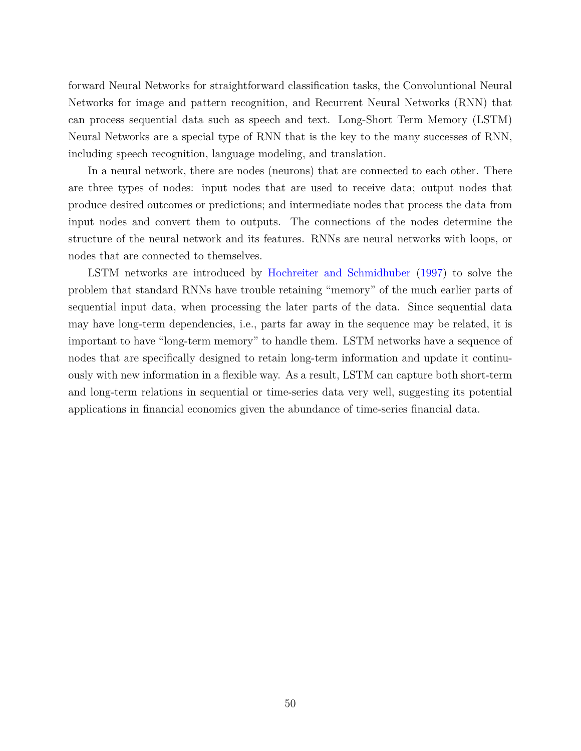forward Neural Networks for straightforward classification tasks, the Convoluntional Neural Networks for image and pattern recognition, and Recurrent Neural Networks (RNN) that can process sequential data such as speech and text. Long-Short Term Memory (LSTM) Neural Networks are a special type of RNN that is the key to the many successes of RNN, including speech recognition, language modeling, and translation.

In a neural network, there are nodes (neurons) that are connected to each other. There are three types of nodes: input nodes that are used to receive data; output nodes that produce desired outcomes or predictions; and intermediate nodes that process the data from input nodes and convert them to outputs. The connections of the nodes determine the structure of the neural network and its features. RNNs are neural networks with loops, or nodes that are connected to themselves.

LSTM networks are introduced by Hochreiter and Schmidhuber (1997) to solve the problem that standard RNNs have trouble retaining "memory" of the much earlier parts of sequential input data, when processing the later parts of the data. Since sequential data may have long-term dependencies, i.e., parts far away in the sequence may be related, it is important to have "long-term memory" to handle them. LSTM networks have a sequence of nodes that are specifically designed to retain long-term information and update it continuously with new information in a flexible way. As a result, LSTM can capture both short-term and long-term relations in sequential or time-series data very well, suggesting its potential applications in financial economics given the abundance of time-series financial data.